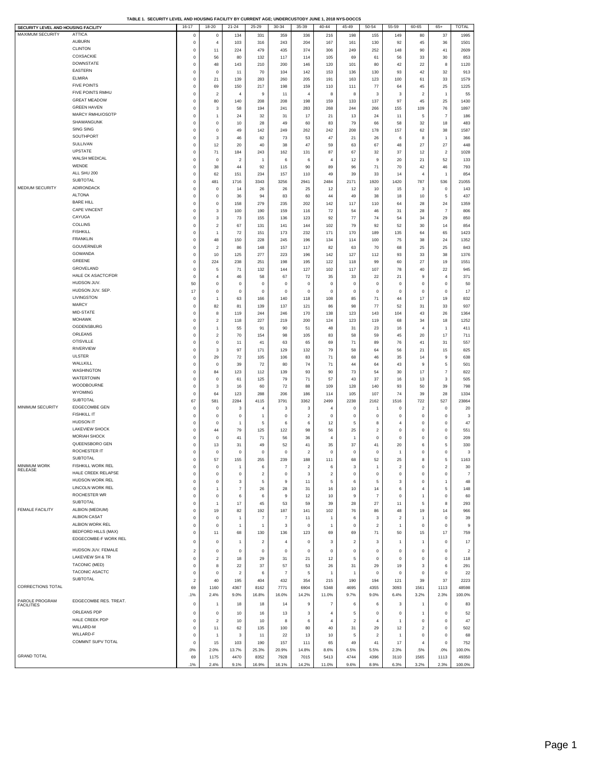TABLE 1. SECURITY LEVEL AND HOUSING FACILITY BY CURRENT AGE; UNDERCUSTODY JUNE 1, 2018 NYS-DOCCS

| SECURITY LEVEL AND HOUSING FACILITY | | 16-17 | 18-20 | 21-24 | 25-29 | 30-34 | 35-39 | 40-44 | 45-49 | 50-54 | 55-59 | 60-65 | 65+ | TOTAL |
|---|---|---|---|---|---|---|---|---|---|---|---|---|---|---|
| MAXIMUM SECURITY | ATTICA | 0 | 0 | 134 | 331 | 359 | 336 | 216 | 198 | 155 | 149 | 80 | 37 | 1995 |
| | AUBURN | 0 | 4 | 103 | 316 | 243 | 204 | 167 | 161 | 130 | 92 | 45 | 36 | 1501 |
| | CLINTON | 0 | 11 | 224 | 479 | 435 | 374 | 306 | 249 | 252 | 148 | 90 | 41 | 2609 |
| | COXSACKIE | 0 | 56 | 80 | 132 | 117 | 114 | 105 | 69 | 61 | 56 | 33 | 30 | 853 |
| | DOWNSTATE | 0 | 48 | 143 | 210 | 200 | 146 | 120 | 101 | 80 | 42 | 22 | 8 | 1120 |
| | EASTERN | 0 | 0 | 11 | 70 | 104 | 142 | 153 | 136 | 130 | 93 | 42 | 32 | 913 |
| | ELMIRA | 0 | 21 | 139 | 283 | 260 | 205 | 191 | 163 | 123 | 100 | 61 | 33 | 1579 |
| | FIVE POINTS | 0 | 69 | 150 | 217 | 198 | 159 | 110 | 111 | 77 | 64 | 45 | 25 | 1225 |
| | FIVE POINTS RMHU | 0 | 2 | 4 | 9 | 11 | 4 | 8 | 8 | 3 | 3 | 2 | 1 | 55 |
| | GREAT MEADOW | 0 | 80 | 140 | 208 | 208 | 198 | 159 | 133 | 137 | 97 | 45 | 25 | 1430 |
| | GREEN HAVEN | 0 | 3 | 58 | 194 | 241 | 283 | 268 | 244 | 266 | 155 | 109 | 76 | 1897 |
| | MARCY RMHU/OSOTP | 0 | 1 | 24 | 32 | 31 | 17 | 21 | 13 | 24 | 11 | 5 | 7 | 186 |
| | SHAWANGUNK | 0 | 0 | 10 | 28 | 49 | 60 | 83 | 79 | 66 | 58 | 32 | 18 | 483 |
| | SING SING | 0 | 0 | 49 | 142 | 249 | 262 | 242 | 208 | 178 | 157 | 62 | 38 | 1587 |
| | SOUTHPORT | 0 | 3 | 46 | 82 | 73 | 53 | 47 | 21 | 26 | 6 | 8 | 1 | 366 |
| | SULLIVAN | 0 | 12 | 20 | 40 | 38 | 47 | 59 | 63 | 67 | 48 | 27 | 27 | 448 |
| | UPSTATE | 0 | 71 | 184 | 243 | 162 | 131 | 87 | 67 | 32 | 37 | 12 | 2 | 1028 |
| | WALSH MEDICAL | 0 | 0 | 2 | 1 | 6 | 6 | 4 | 12 | 9 | 20 | 21 | 52 | 133 |
| | WENDE | 0 | 38 | 44 | 92 | 115 | 90 | 89 | 96 | 71 | 70 | 42 | 46 | 793 |
| | ALL SHU 200 | 0 | 62 | 151 | 234 | 157 | 110 | 49 | 39 | 33 | 14 | 4 | 1 | 854 |
| | SUBTOTAL | 0 | 481 | 1716 | 3343 | 3256 | 2941 | 2484 | 2171 | 1920 | 1420 | 787 | 536 | 21055 |
| MEDIUM SECURITY | ADIRONDACK | 0 | 0 | 14 | 26 | 26 | 25 | 12 | 12 | 10 | 15 | 3 | 0 | 143 |
| | ALTONA | 0 | 0 | 36 | 94 | 83 | 60 | 44 | 49 | 38 | 18 | 10 | 5 | 437 |
| | BARE HILL | 0 | 0 | 158 | 279 | 235 | 202 | 142 | 117 | 110 | 64 | 28 | 24 | 1359 |
| | CAPE VINCENT | 0 | 3 | 100 | 190 | 159 | 116 | 72 | 54 | 46 | 31 | 28 | 7 | 806 |
| | CAYUGA | 0 | 3 | 73 | 155 | 136 | 123 | 92 | 77 | 74 | 54 | 34 | 29 | 850 |
| | COLLINS | 0 | 2 | 67 | 131 | 141 | 144 | 102 | 79 | 92 | 52 | 30 | 14 | 854 |
| | FISHKILL | 0 | 1 | 72 | 151 | 173 | 232 | 171 | 170 | 189 | 135 | 64 | 65 | 1423 |
| | FRANKLIN | 0 | 48 | 150 | 228 | 245 | 196 | 134 | 114 | 100 | 75 | 38 | 24 | 1352 |
| | GOUVERNEUR | 0 | 2 | 86 | 148 | 157 | 117 | 82 | 63 | 70 | 68 | 25 | 25 | 843 |
| | GOWANDA | 0 | 10 | 125 | 277 | 223 | 196 | 142 | 127 | 112 | 93 | 33 | 38 | 1376 |
| | GREENE | 0 | 224 | 238 | 251 | 198 | 195 | 122 | 118 | 99 | 60 | 27 | 19 | 1551 |
| | GROVELAND | 0 | 5 | 71 | 132 | 144 | 127 | 102 | 117 | 107 | 78 | 40 | 22 | 945 |
| | HALE CK ASACTC/FDR | 0 | 4 | 46 | 58 | 67 | 72 | 35 | 33 | 22 | 21 | 9 | 4 | 371 |
| | HUDSON JUV. | 50 | 0 | 0 | 0 | 0 | 0 | 0 | 0 | 0 | 0 | 0 | 0 | 50 |
| | HUDSON JUV. SEP. | 17 | 0 | 0 | 0 | 0 | 0 | 0 | 0 | 0 | 0 | 0 | 0 | 17 |
| | LIVINGSTON | 0 | 1 | 63 | 166 | 140 | 118 | 108 | 85 | 71 | 44 | 17 | 19 | 832 |
| | MARCY | 0 | 82 | 81 | 139 | 137 | 121 | 86 | 98 | 77 | 52 | 31 | 33 | 937 |
| | MID-STATE | 0 | 8 | 119 | 244 | 246 | 170 | 138 | 123 | 143 | 104 | 43 | 26 | 1364 |
| | MOHAWK | 0 | 2 | 118 | 227 | 219 | 200 | 124 | 123 | 119 | 68 | 34 | 18 | 1252 |
| | OGDENSBURG | 0 | 1 | 55 | 91 | 90 | 51 | 48 | 31 | 23 | 16 | 4 | 1 | 411 |
| | ORLEANS | 0 | 2 | 70 | 154 | 98 | 105 | 83 | 58 | 59 | 45 | 20 | 17 | 711 |
| | OTISVILLE | 0 | 0 | 11 | 41 | 63 | 65 | 69 | 71 | 89 | 76 | 41 | 31 | 557 |
| | RIVERVIEW | 0 | 3 | 97 | 171 | 129 | 132 | 79 | 58 | 64 | 56 | 21 | 15 | 825 |
| | ULSTER | 0 | 29 | 72 | 105 | 106 | 83 | 71 | 68 | 46 | 35 | 14 | 9 | 638 |
| | WALLKILL | 0 | 0 | 39 | 72 | 80 | 74 | 71 | 44 | 64 | 43 | 9 | 5 | 501 |
| | WASHINGTON | 0 | 84 | 123 | 112 | 139 | 93 | 90 | 73 | 54 | 30 | 17 | 7 | 822 |
| | WATERTOWN | 0 | 0 | 61 | 125 | 79 | 71 | 57 | 43 | 37 | 16 | 13 | 3 | 505 |
| | WOODBOURNE | 0 | 3 | 16 | 60 | 72 | 88 | 109 | 128 | 140 | 93 | 50 | 39 | 798 |
| | WYOMING | 0 | 64 | 123 | 288 | 206 | 186 | 114 | 105 | 107 | 74 | 39 | 28 | 1334 |
| | SUBTOTAL | 67 | 581 | 2284 | 4115 | 3791 | 3362 | 2499 | 2238 | 2162 | 1516 | 722 | 527 | 23864 |
| MINIMUM SECURITY | EDGECOMBE GEN | 0 | 0 | 3 | 4 | 3 | 3 | 4 | 0 | 1 | 0 | 2 | 0 | 20 |
| | FISHKILL IT | 0 | 0 | 0 | 1 | 0 | 2 | 0 | 0 | 0 | 0 | 0 | 0 | 3 |
| | HUDSON IT | 0 | 0 | 1 | 5 | 6 | 6 | 12 | 5 | 8 | 4 | 0 | 0 | 47 |
| | LAKEVIEW SHOCK | 0 | 44 | 79 | 125 | 122 | 98 | 56 | 25 | 2 | 0 | 0 | 0 | 551 |
| | MORIAH SHOCK | 0 | 0 | 41 | 71 | 56 | 36 | 4 | 1 | 0 | 0 | 0 | 0 | 209 |
| | QUEENSBORO GEN | 0 | 13 | 31 | 49 | 52 | 41 | 35 | 37 | 41 | 20 | 6 | 5 | 330 |
| | ROCHESTER IT | 0 | 0 | 0 | 0 | 0 | 2 | 0 | 0 | 0 | 1 | 0 | 0 | 3 |
| | SUBTOTAL | 0 | 57 | 155 | 255 | 239 | 188 | 111 | 68 | 52 | 25 | 8 | 5 | 1163 |
| MINIMUM WORK RELEASE | FISHKILL WORK REL | 0 | 0 | 1 | 6 | 7 | 2 | 6 | 3 | 1 | 2 | 0 | 2 | 30 |
| | HALE CREEK RELAPSE | 0 | 0 | 0 | 2 | 0 | 3 | 2 | 0 | 0 | 0 | 0 | 0 | 7 |
| | HUDSON WORK REL | 0 | 0 | 3 | 5 | 9 | 11 | 5 | 6 | 5 | 3 | 0 | 1 | 48 |
| | LINCOLN WORK REL | 0 | 1 | 7 | 26 | 28 | 31 | 16 | 10 | 14 | 6 | 4 | 5 | 148 |
| | ROCHESTER WR | 0 | 0 | 6 | 6 | 9 | 12 | 10 | 9 | 7 | 0 | 1 | 0 | 60 |
| | SUBTOTAL | 0 | 1 | 17 | 45 | 53 | 59 | 39 | 28 | 27 | 11 | 5 | 8 | 293 |
| FEMALE FACILITY | ALBION (MEDIUM) | 0 | 19 | 82 | 192 | 187 | 141 | 102 | 76 | 86 | 48 | 19 | 14 | 966 |
| | ALBION CASAT | 0 | 0 | 1 | 7 | 7 | 11 | 1 | 6 | 3 | 2 | 1 | 0 | 39 |
| | ALBION WORK REL | 0 | 0 | 1 | 1 | 3 | 0 | 1 | 0 | 2 | 1 | 0 | 0 | 9 |
| | BEDFORD HILLS (MAX) | 0 | 11 | 68 | 130 | 136 | 123 | 69 | 69 | 71 | 50 | 15 | 17 | 759 |
| | EDGECOMBE-F WORK REL | 0 | 0 | 1 | 2 | 4 | 0 | 3 | 2 | 3 | 1 | 1 | 0 | 17 |
| | HUDSON JUV. FEMALE | 2 | 0 | 0 | 0 | 0 | 0 | 0 | 0 | 0 | 0 | 0 | 0 | 2 |
| | LAKEVIEW SH & TR | 0 | 2 | 18 | 29 | 31 | 21 | 12 | 5 | 0 | 0 | 0 | 0 | 118 |
| | TACONIC (MED) | 0 | 8 | 22 | 37 | 57 | 53 | 26 | 31 | 29 | 19 | 3 | 6 | 291 |
| | TACONIC ASACTC | 0 | 0 | 2 | 6 | 7 | 5 | 1 | 1 | 0 | 0 | 0 | 0 | 22 |
| | SUBTOTAL | 2 | 40 | 195 | 404 | 432 | 354 | 215 | 190 | 194 | 121 | 39 | 37 | 2223 |
| CORRECTIONS TOTAL | | 69 | 1160 | 4367 | 8162 | 7771 | 6904 | 5348 | 4695 | 4355 | 3093 | 1561 | 1113 | 48598 |
| | | .1% | 2.4% | 9.0% | 16.8% | 16.0% | 14.2% | 11.0% | 9.7% | 9.0% | 6.4% | 3.2% | 2.3% | 100.0% |
| PAROLE PROGRAM FACILITIES | EDGECOMBE RES. TREAT. | 0 | 1 | 18 | 18 | 14 | 9 | 7 | 6 | 6 | 3 | 1 | 0 | 83 |
| | ORLEANS PDP | 0 | 0 | 10 | 16 | 13 | 3 | 4 | 5 | 0 | 0 | 1 | 0 | 52 |
| | HALE CREEK PDP | 0 | 2 | 10 | 10 | 8 | 6 | 4 | 2 | 4 | 1 | 0 | 0 | 47 |
| | WILLARD-M | 0 | 11 | 62 | 135 | 100 | 80 | 40 | 31 | 29 | 12 | 2 | 0 | 502 |
| | WILLARD-F | 0 | 1 | 3 | 11 | 22 | 13 | 10 | 5 | 2 | 1 | 0 | 0 | 68 |
| | COMMNT SUPV TOTAL | 0 | 15 | 103 | 190 | 157 | 111 | 65 | 49 | 41 | 17 | 4 | 0 | 752 |
| | | .0% | 2.0% | 13.7% | 25.3% | 20.9% | 14.8% | 8.6% | 6.5% | 5.5% | 2.3% | .5% | .0% | 100.0% |
| GRAND TOTAL | | 69 | 1175 | 4470 | 8352 | 7928 | 7015 | 5413 | 4744 | 4396 | 3110 | 1565 | 1113 | 49350 |
| | | .1% | 2.4% | 9.1% | 16.9% | 16.1% | 14.2% | 11.0% | 9.6% | 8.9% | 6.3% | 3.2% | 2.3% | 100.0% |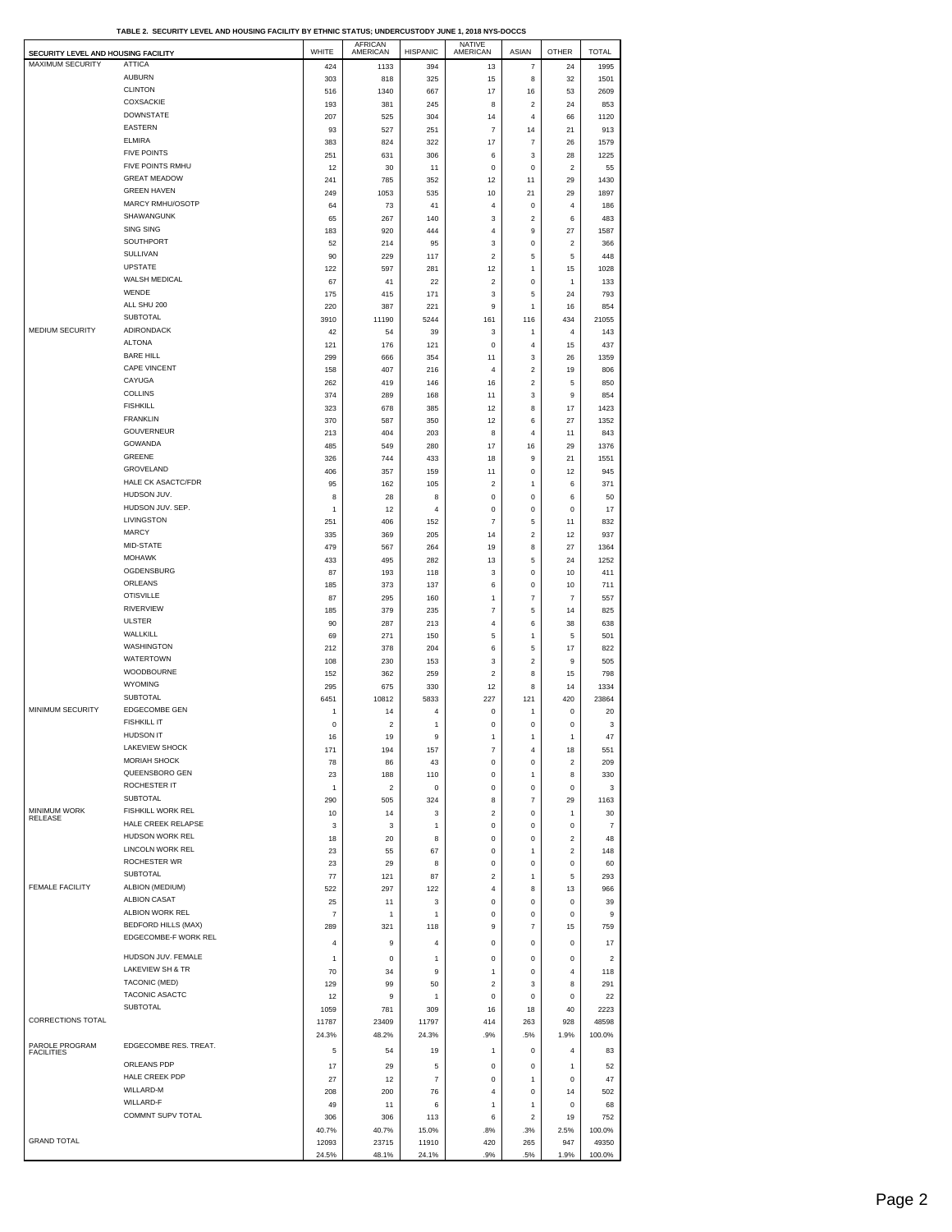**TABLE 2. SECURITY LEVEL AND HOUSING FACILITY BY ETHNIC STATUS; UNDERCUSTODY JUNE 1, 2018 NYS-DOCCS**

| SECURITY LEVEL AND HOUSING FACILITY | | WHITE | AFRICAN AMERICAN | HISPANIC | NATIVE AMERICAN | ASIAN | OTHER | TOTAL |
|---|---|---|---|---|---|---|---|---|
| MAXIMUM SECURITY | ATTICA | 424 | 1133 | 394 | 13 | 7 | 24 | 1995 |
| | AUBURN | 303 | 818 | 325 | 15 | 8 | 32 | 1501 |
| | CLINTON | 516 | 1340 | 667 | 17 | 16 | 53 | 2609 |
| | COXSACKIE | 193 | 381 | 245 | 8 | 2 | 24 | 853 |
| | DOWNSTATE | 207 | 525 | 304 | 14 | 4 | 66 | 1120 |
| | EASTERN | 93 | 527 | 251 | 7 | 14 | 21 | 913 |
| | ELMIRA | 383 | 824 | 322 | 17 | 7 | 26 | 1579 |
| | FIVE POINTS | 251 | 631 | 306 | 6 | 3 | 28 | 1225 |
| | FIVE POINTS RMHU | 12 | 30 | 11 | 0 | 0 | 2 | 55 |
| | GREAT MEADOW | 241 | 785 | 352 | 12 | 11 | 29 | 1430 |
| | GREEN HAVEN | 249 | 1053 | 535 | 10 | 21 | 29 | 1897 |
| | MARCY RMHU/OSOTP | 64 | 73 | 41 | 4 | 0 | 4 | 186 |
| | SHAWANGUNK | 65 | 267 | 140 | 3 | 2 | 6 | 483 |
| | SING SING | 183 | 920 | 444 | 4 | 9 | 27 | 1587 |
| | SOUTHPORT | 52 | 214 | 95 | 3 | 0 | 2 | 366 |
| | SULLIVAN | 90 | 229 | 117 | 2 | 5 | 5 | 448 |
| | UPSTATE | 122 | 597 | 281 | 12 | 1 | 15 | 1028 |
| | WALSH MEDICAL | 67 | 41 | 22 | 2 | 0 | 1 | 133 |
| | WENDE | 175 | 415 | 171 | 3 | 5 | 24 | 793 |
| | ALL SHU 200 | 220 | 387 | 221 | 9 | 1 | 16 | 854 |
| | SUBTOTAL | 3910 | 11190 | 5244 | 161 | 116 | 434 | 21055 |
| MEDIUM SECURITY | ADIRONDACK | 42 | 54 | 39 | 3 | 1 | 4 | 143 |
| | ALTONA | 121 | 176 | 121 | 0 | 4 | 15 | 437 |
| | BARE HILL | 299 | 666 | 354 | 11 | 3 | 26 | 1359 |
| | CAPE VINCENT | 158 | 407 | 216 | 4 | 2 | 19 | 806 |
| | CAYUGA | 262 | 419 | 146 | 16 | 2 | 5 | 850 |
| | COLLINS | 374 | 289 | 168 | 11 | 3 | 9 | 854 |
| | FISHKILL | 323 | 678 | 385 | 12 | 8 | 17 | 1423 |
| | FRANKLIN | 370 | 587 | 350 | 12 | 6 | 27 | 1352 |
| | GOUVERNEUR | 213 | 404 | 203 | 8 | 4 | 11 | 843 |
| | GOWANDA | 485 | 549 | 280 | 17 | 16 | 29 | 1376 |
| | GREENE | 326 | 744 | 433 | 18 | 9 | 21 | 1551 |
| | GROVELAND | 406 | 357 | 159 | 11 | 0 | 12 | 945 |
| | HALE CK ASACTC/FDR | 95 | 162 | 105 | 2 | 1 | 6 | 371 |
| | HUDSON JUV. | 8 | 28 | 8 | 0 | 0 | 6 | 50 |
| | HUDSON JUV. SEP. | 1 | 12 | 4 | 0 | 0 | 0 | 17 |
| | LIVINGSTON | 251 | 406 | 152 | 7 | 5 | 11 | 832 |
| | MARCY | 335 | 369 | 205 | 14 | 2 | 12 | 937 |
| | MID-STATE | 479 | 567 | 264 | 19 | 8 | 27 | 1364 |
| | MOHAWK | 433 | 495 | 282 | 13 | 5 | 24 | 1252 |
| | OGDENSBURG | 87 | 193 | 118 | 3 | 0 | 10 | 411 |
| | ORLEANS | 185 | 373 | 137 | 6 | 0 | 10 | 711 |
| | OTISVILLE | 87 | 295 | 160 | 1 | 7 | 7 | 557 |
| | RIVERVIEW | 185 | 379 | 235 | 7 | 5 | 14 | 825 |
| | ULSTER | 90 | 287 | 213 | 4 | 6 | 38 | 638 |
| | WALLKILL | 69 | 271 | 150 | 5 | 1 | 5 | 501 |
| | WASHINGTON | 212 | 378 | 204 | 6 | 5 | 17 | 822 |
| | WATERTOWN | 108 | 230 | 153 | 3 | 2 | 9 | 505 |
| | WOODBOURNE | 152 | 362 | 259 | 2 | 8 | 15 | 798 |
| | WYOMING | 295 | 675 | 330 | 12 | 8 | 14 | 1334 |
| | SUBTOTAL | 6451 | 10812 | 5833 | 227 | 121 | 420 | 23864 |
| MINIMUM SECURITY | EDGECOMBE GEN | 1 | 14 | 4 | 0 | 1 | 0 | 20 |
| | FISHKILL IT | 0 | 2 | 1 | 0 | 0 | 0 | 3 |
| | HUDSON IT | 16 | 19 | 9 | 1 | 1 | 1 | 47 |
| | LAKEVIEW SHOCK | 171 | 194 | 157 | 7 | 4 | 18 | 551 |
| | MORIAH SHOCK | 78 | 86 | 43 | 0 | 0 | 2 | 209 |
| | QUEENSBORO GEN | 23 | 188 | 110 | 0 | 1 | 8 | 330 |
| | ROCHESTER IT | 1 | 2 | 0 | 0 | 0 | 0 | 3 |
| | SUBTOTAL | 290 | 505 | 324 | 8 | 7 | 29 | 1163 |
| MINIMUM WORK RELEASE | FISHKILL WORK REL | 10 | 14 | 3 | 2 | 0 | 1 | 30 |
| | HALE CREEK RELAPSE | 3 | 3 | 1 | 0 | 0 | 0 | 7 |
| | HUDSON WORK REL | 18 | 20 | 8 | 0 | 0 | 2 | 48 |
| | LINCOLN WORK REL | 23 | 55 | 67 | 0 | 1 | 2 | 148 |
| | ROCHESTER WR | 23 | 29 | 8 | 0 | 0 | 0 | 60 |
| | SUBTOTAL | 77 | 121 | 87 | 2 | 1 | 5 | 293 |
| FEMALE FACILITY | ALBION (MEDIUM) | 522 | 297 | 122 | 4 | 8 | 13 | 966 |
| | ALBION CASAT | 25 | 11 | 3 | 0 | 0 | 0 | 39 |
| | ALBION WORK REL | 7 | 1 | 1 | 0 | 0 | 0 | 9 |
| | BEDFORD HILLS (MAX) | 289 | 321 | 118 | 9 | 7 | 15 | 759 |
| | EDGECOMBE-F WORK REL | 4 | 9 | 4 | 0 | 0 | 0 | 17 |
| | HUDSON JUV. FEMALE | 1 | 0 | 1 | 0 | 0 | 0 | 2 |
| | LAKEVIEW SH & TR | 70 | 34 | 9 | 1 | 0 | 4 | 118 |
| | TACONIC (MED) | 129 | 99 | 50 | 2 | 3 | 8 | 291 |
| | TACONIC ASACTC | 12 | 9 | 1 | 0 | 0 | 0 | 22 |
| | SUBTOTAL | 1059 | 781 | 309 | 16 | 18 | 40 | 2223 |
| CORRECTIONS TOTAL | | 11787 | 23409 | 11797 | 414 | 263 | 928 | 48598 |
| | | 24.3% | 48.2% | 24.3% | .9% | .5% | 1.9% | 100.0% |
| PAROLE PROGRAM FACILITIES | EDGECOMBE RES. TREAT. | 5 | 54 | 19 | 1 | 0 | 4 | 83 |
| | ORLEANS PDP | 17 | 29 | 5 | 0 | 0 | 1 | 52 |
| | HALE CREEK PDP | 27 | 12 | 7 | 0 | 1 | 0 | 47 |
| | WILLARD-M | 208 | 200 | 76 | 4 | 0 | 14 | 502 |
| | WILLARD-F | 49 | 11 | 6 | 1 | 1 | 0 | 68 |
| | COMMNT SUPV TOTAL | 306 | 306 | 113 | 6 | 2 | 19 | 752 |
| | | 40.7% | 40.7% | 15.0% | .8% | .3% | 2.5% | 100.0% |
| GRAND TOTAL | | 12093 | 23715 | 11910 | 420 | 265 | 947 | 49350 |
| | | 24.5% | 48.1% | 24.1% | .9% | .5% | 1.9% | 100.0% |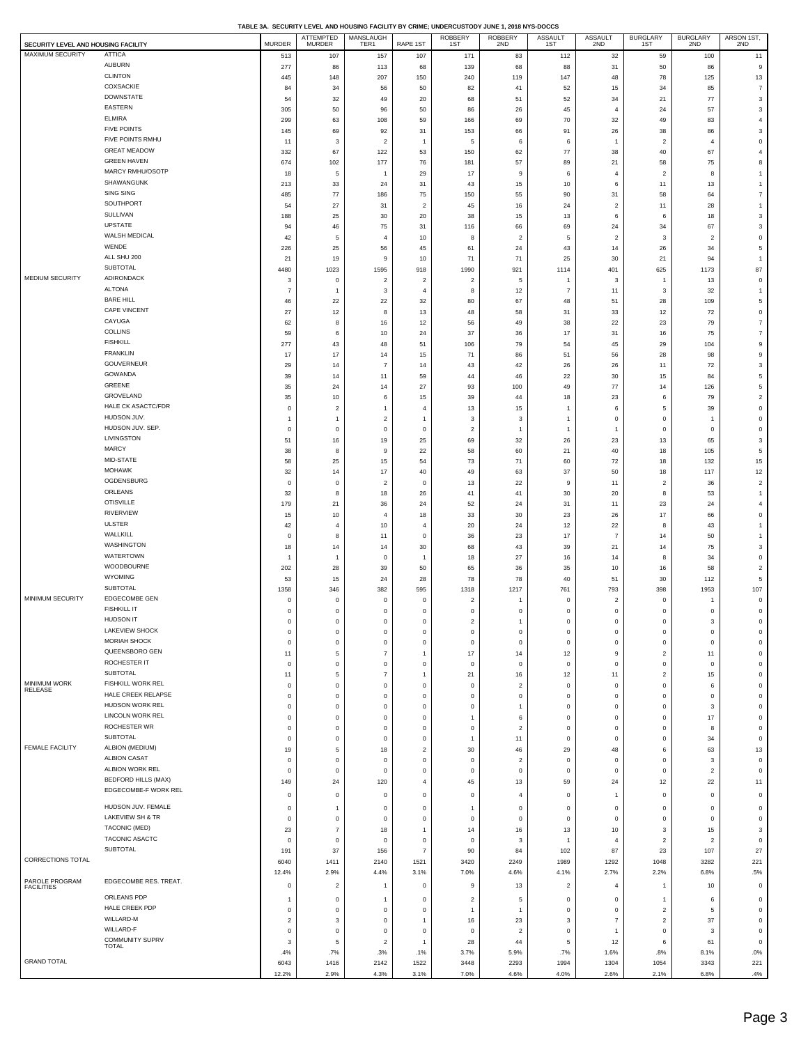# TABLE 3A. SECURITY LEVEL AND HOUSING FACILITY BY CRIME; UNDERCUSTODY JUNE 1, 2018 NYS-DOCCS

| SECURITY LEVEL AND HOUSING FACILITY | | MURDER | ATTEMPTED MURDER | MANSLAUGH TER1 | RAPE 1ST | ROBBERY 1ST | ROBBERY 2ND | ASSAULT 1ST | ASSAULT 2ND | BURGLARY 1ST | BURGLARY 2ND | ARSON 1ST, 2ND |
|---|---|---|---|---|---|---|---|---|---|---|---|---|
| MAXIMUM SECURITY | ATTICA | 513 | 107 | 157 | 107 | 171 | 83 | 112 | 32 | 59 | 100 | 11 |
| | AUBURN | 277 | 86 | 113 | 68 | 139 | 68 | 88 | 31 | 50 | 86 | 9 |
| | CLINTON | 445 | 148 | 207 | 150 | 240 | 119 | 147 | 48 | 78 | 125 | 13 |
| | COXSACKIE | 84 | 34 | 56 | 50 | 82 | 41 | 52 | 15 | 34 | 85 | 7 |
| | DOWNSTATE | 54 | 32 | 49 | 20 | 68 | 51 | 52 | 34 | 21 | 77 | 3 |
| | EASTERN | 305 | 50 | 96 | 50 | 86 | 26 | 45 | 4 | 24 | 57 | 3 |
| | ELMIRA | 299 | 63 | 108 | 59 | 166 | 69 | 70 | 32 | 49 | 83 | 4 |
| | FIVE POINTS | 145 | 69 | 92 | 31 | 153 | 66 | 91 | 26 | 38 | 86 | 3 |
| | FIVE POINTS RMHU | 11 | 3 | 2 | 1 | 5 | 6 | 6 | 1 | 2 | 4 | 0 |
| | GREAT MEADOW | 332 | 67 | 122 | 53 | 150 | 62 | 77 | 38 | 40 | 67 | 4 |
| | GREEN HAVEN | 674 | 102 | 177 | 76 | 181 | 57 | 89 | 21 | 58 | 75 | 8 |
| | MARCY RMHU/OSOTP | 18 | 5 | 1 | 29 | 17 | 9 | 6 | 4 | 2 | 8 | 1 |
| | SHAWANGUNK | 213 | 33 | 24 | 31 | 43 | 15 | 10 | 6 | 11 | 13 | 1 |
| | SING SING | 485 | 77 | 186 | 75 | 150 | 55 | 90 | 31 | 58 | 64 | 7 |
| | SOUTHPORT | 54 | 27 | 31 | 2 | 45 | 16 | 24 | 2 | 11 | 28 | 1 |
| | SULLIVAN | 188 | 25 | 30 | 20 | 38 | 15 | 13 | 6 | 6 | 18 | 3 |
| | UPSTATE | 94 | 46 | 75 | 31 | 116 | 66 | 69 | 24 | 34 | 67 | 3 |
| | WALSH MEDICAL | 42 | 5 | 4 | 10 | 8 | 2 | 5 | 2 | 3 | 2 | 0 |
| | WENDE | 226 | 25 | 56 | 45 | 61 | 24 | 43 | 14 | 26 | 34 | 5 |
| | ALL SHU 200 | 21 | 19 | 9 | 10 | 71 | 71 | 25 | 30 | 21 | 94 | 1 |
| | SUBTOTAL | 4480 | 1023 | 1595 | 918 | 1990 | 921 | 1114 | 401 | 625 | 1173 | 87 |
| MEDIUM SECURITY | ADIRONDACK | 3 | 0 | 2 | 2 | 2 | 5 | 1 | 3 | 1 | 13 | 0 |
| | ALTONA | 7 | 1 | 3 | 4 | 8 | 12 | 7 | 11 | 3 | 32 | 1 |
| | BARE HILL | 46 | 22 | 22 | 32 | 80 | 67 | 48 | 51 | 28 | 109 | 5 |
| | CAPE VINCENT | 27 | 12 | 8 | 13 | 48 | 58 | 31 | 33 | 12 | 72 | 0 |
| | CAYUGA | 62 | 8 | 16 | 12 | 56 | 49 | 38 | 22 | 23 | 79 | 7 |
| | COLLINS | 59 | 6 | 10 | 24 | 37 | 36 | 17 | 31 | 16 | 75 | 7 |
| | FISHKILL | 277 | 43 | 48 | 51 | 106 | 79 | 54 | 45 | 29 | 104 | 9 |
| | FRANKLIN | 17 | 17 | 14 | 15 | 71 | 86 | 51 | 56 | 28 | 98 | 9 |
| | GOUVERNEUR | 29 | 14 | 7 | 14 | 43 | 42 | 26 | 26 | 11 | 72 | 3 |
| | GOWANDA | 39 | 14 | 11 | 59 | 44 | 46 | 22 | 30 | 15 | 84 | 5 |
| | GREENE | 35 | 24 | 14 | 27 | 93 | 100 | 49 | 77 | 14 | 126 | 5 |
| | GROVELAND | 35 | 10 | 6 | 15 | 39 | 44 | 18 | 23 | 6 | 79 | 2 |
| | HALE CK ASACTC/FDR | 0 | 2 | 1 | 4 | 13 | 15 | 1 | 6 | 5 | 39 | 0 |
| | HUDSON JUV. | 1 | 1 | 2 | 1 | 3 | 3 | 1 | 0 | 0 | 1 | 0 |
| | HUDSON JUV. SEP. | 0 | 0 | 0 | 0 | 2 | 1 | 1 | 1 | 0 | 0 | 0 |
| | LIVINGSTON | 51 | 16 | 19 | 25 | 69 | 32 | 26 | 23 | 13 | 65 | 3 |
| | MARCY | 38 | 8 | 9 | 22 | 58 | 60 | 21 | 40 | 18 | 105 | 5 |
| | MID-STATE | 58 | 25 | 15 | 54 | 73 | 71 | 60 | 72 | 18 | 132 | 15 |
| | MOHAWK | 32 | 14 | 17 | 40 | 49 | 63 | 37 | 50 | 18 | 117 | 12 |
| | OGDENSBURG | 0 | 0 | 2 | 0 | 13 | 22 | 9 | 11 | 2 | 36 | 2 |
| | ORLEANS | 32 | 8 | 18 | 26 | 41 | 41 | 30 | 20 | 8 | 53 | 1 |
| | OTISVILLE | 179 | 21 | 36 | 24 | 52 | 24 | 31 | 11 | 23 | 24 | 4 |
| | RIVERVIEW | 15 | 10 | 4 | 18 | 33 | 30 | 23 | 26 | 17 | 66 | 0 |
| | ULSTER | 42 | 4 | 10 | 4 | 20 | 24 | 12 | 22 | 8 | 43 | 1 |
| | WALLKILL | 0 | 8 | 11 | 0 | 36 | 23 | 17 | 7 | 14 | 50 | 1 |
| | WASHINGTON | 18 | 14 | 14 | 30 | 68 | 43 | 39 | 21 | 14 | 75 | 3 |
| | WATERTOWN | 1 | 1 | 0 | 1 | 18 | 27 | 16 | 14 | 8 | 34 | 0 |
| | WOODBOURNE | 202 | 28 | 39 | 50 | 65 | 36 | 35 | 10 | 16 | 58 | 2 |
| | WYOMING | 53 | 15 | 24 | 28 | 78 | 78 | 40 | 51 | 30 | 112 | 5 |
| | SUBTOTAL | 1358 | 346 | 382 | 595 | 1318 | 1217 | 761 | 793 | 398 | 1953 | 107 |
| MINIMUM SECURITY | EDGECOMBE GEN | 0 | 0 | 0 | 0 | 2 | 1 | 0 | 2 | 0 | 1 | 0 |
| | FISHKILL IT | 0 | 0 | 0 | 0 | 0 | 0 | 0 | 0 | 0 | 0 | 0 |
| | HUDSON IT | 0 | 0 | 0 | 0 | 2 | 1 | 0 | 0 | 0 | 3 | 0 |
| | LAKEVIEW SHOCK | 0 | 0 | 0 | 0 | 0 | 0 | 0 | 0 | 0 | 0 | 0 |
| | MORIAH SHOCK | 0 | 0 | 0 | 0 | 0 | 0 | 0 | 0 | 0 | 0 | 0 |
| | QUEENSBORO GEN | 11 | 5 | 7 | 1 | 17 | 14 | 12 | 9 | 2 | 11 | 0 |
| | ROCHESTER IT | 0 | 0 | 0 | 0 | 0 | 0 | 0 | 0 | 0 | 0 | 0 |
| | SUBTOTAL | 11 | 5 | 7 | 1 | 21 | 16 | 12 | 11 | 2 | 15 | 0 |
| MINIMUM WORK RELEASE | FISHKILL WORK REL | 0 | 0 | 0 | 0 | 0 | 2 | 0 | 0 | 0 | 6 | 0 |
| | HALE CREEK RELAPSE | 0 | 0 | 0 | 0 | 0 | 0 | 0 | 0 | 0 | 0 | 0 |
| | HUDSON WORK REL | 0 | 0 | 0 | 0 | 0 | 1 | 0 | 0 | 0 | 3 | 0 |
| | LINCOLN WORK REL | 0 | 0 | 0 | 0 | 1 | 6 | 0 | 0 | 0 | 17 | 0 |
| | ROCHESTER WR | 0 | 0 | 0 | 0 | 0 | 2 | 0 | 0 | 0 | 8 | 0 |
| | SUBTOTAL | 0 | 0 | 0 | 0 | 1 | 11 | 0 | 0 | 0 | 34 | 0 |
| FEMALE FACILITY | ALBION (MEDIUM) | 19 | 5 | 18 | 2 | 30 | 46 | 29 | 48 | 6 | 63 | 13 |
| | ALBION CASAT | 0 | 0 | 0 | 0 | 0 | 2 | 0 | 0 | 0 | 3 | 0 |
| | ALBION WORK REL | 0 | 0 | 0 | 0 | 0 | 0 | 0 | 0 | 0 | 2 | 0 |
| | BEDFORD HILLS (MAX) | 149 | 24 | 120 | 4 | 45 | 13 | 59 | 24 | 12 | 22 | 11 |
| | EDGECOMBE-F WORK REL | 0 | 0 | 0 | 0 | 0 | 4 | 0 | 1 | 0 | 0 | 0 |
| | HUDSON JUV. FEMALE | 0 | 1 | 0 | 0 | 1 | 0 | 0 | 0 | 0 | 0 | 0 |
| | LAKEVIEW SH & TR | 0 | 0 | 0 | 0 | 0 | 0 | 0 | 0 | 0 | 0 | 0 |
| | TACONIC (MED) | 23 | 7 | 18 | 1 | 14 | 16 | 13 | 10 | 3 | 15 | 3 |
| | TACONIC ASACTC | 0 | 0 | 0 | 0 | 0 | 3 | 1 | 4 | 2 | 2 | 0 |
| | SUBTOTAL | 191 | 37 | 156 | 7 | 90 | 84 | 102 | 87 | 23 | 107 | 27 |
| CORRECTIONS TOTAL | | 6040 | 1411 | 2140 | 1521 | 3420 | 2249 | 1989 | 1292 | 1048 | 3282 | 221 |
| | | 12.4% | 2.9% | 4.4% | 3.1% | 7.0% | 4.6% | 4.1% | 2.7% | 2.2% | 6.8% | .5% |
| PAROLE PROGRAM FACILITIES | EDGECOMBE RES. TREAT. | 0 | 2 | 1 | 0 | 9 | 13 | 2 | 4 | 1 | 10 | 0 |
| | ORLEANS PDP | 1 | 0 | 1 | 0 | 2 | 5 | 0 | 0 | 1 | 6 | 0 |
| | HALE CREEK PDP | 0 | 0 | 0 | 0 | 1 | 1 | 0 | 0 | 2 | 5 | 0 |
| | WILLARD-M | 2 | 3 | 0 | 1 | 16 | 23 | 3 | 7 | 2 | 37 | 0 |
| | WILLARD-F | 0 | 0 | 0 | 0 | 0 | 2 | 0 | 1 | 0 | 3 | 0 |
| | COMMUNITY SUPRV TOTAL | 3 | 5 | 2 | 1 | 28 | 44 | 5 | 12 | 6 | 61 | 0 |
| | | .4% | .7% | .3% | .1% | 3.7% | 5.9% | .7% | 1.6% | .8% | 8.1% | .0% |
| GRAND TOTAL | | 6043 | 1416 | 2142 | 1522 | 3448 | 2293 | 1994 | 1304 | 1054 | 3343 | 221 |
| | | 12.2% | 2.9% | 4.3% | 3.1% | 7.0% | 4.6% | 4.0% | 2.6% | 2.1% | 6.8% | .4% |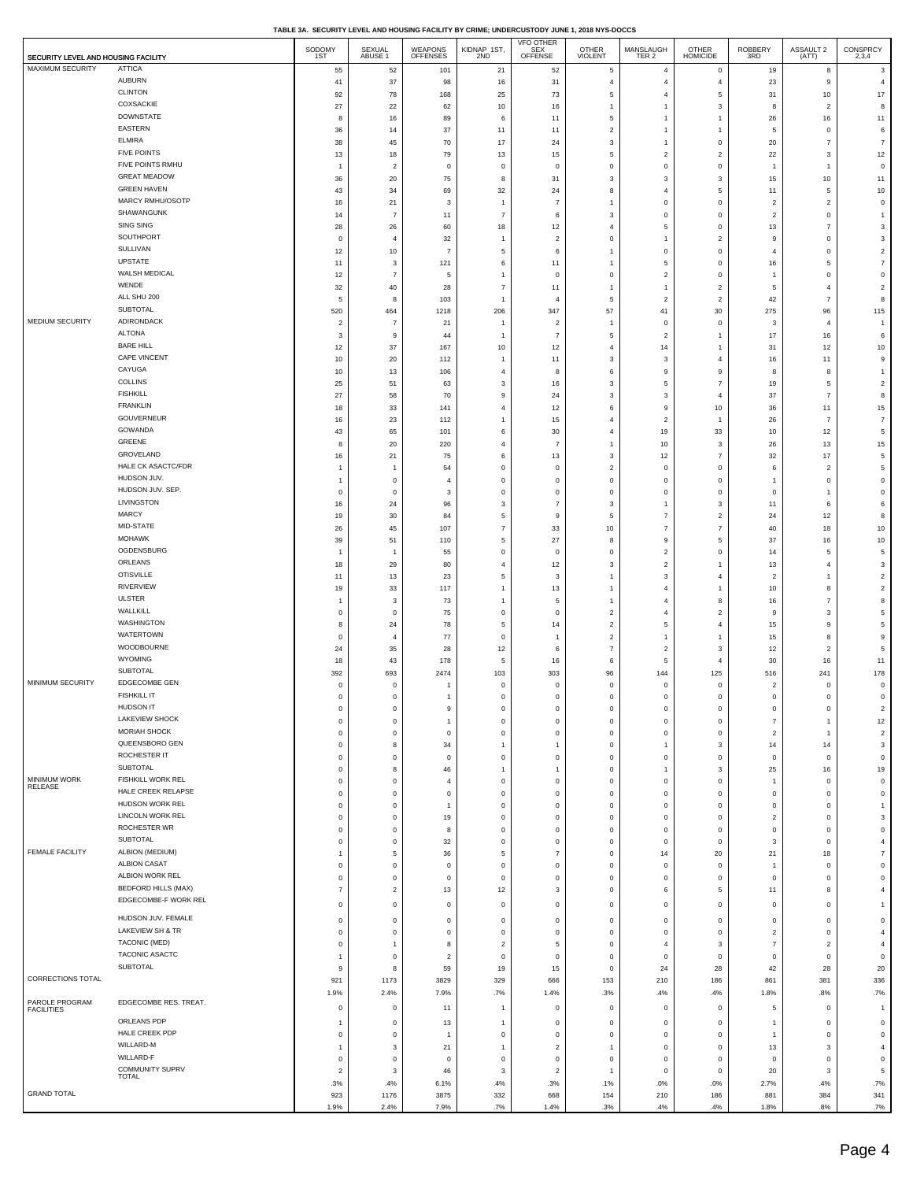**TABLE 3A. SECURITY LEVEL AND HOUSING FACILITY BY CRIME; UNDERCUSTODY JUNE 1, 2018 NYS-DOCCS**

| SECURITY LEVEL AND HOUSING FACILITY | | SODOMY 1ST | SEXUAL ABUSE 1 | WEAPONS OFFENSES | KIDNAP 1ST, 2ND | VFO OTHER SEX OFFENSE | OTHER VIOLENT | MANSLAUGHTER 2 | OTHER HOMICIDE | ROBBERY 3RD | ASSAULT 2 (ATT) | CONSPRCY 2,3,4 |
|---|---|---|---|---|---|---|---|---|---|---|---|---|
| MAXIMUM SECURITY | ATTICA | 55 | 52 | 101 | 21 | 52 | 5 | 4 | 0 | 19 | 8 | 3 |
| | AUBURN | 41 | 37 | 98 | 16 | 31 | 4 | 4 | 4 | 23 | 9 | 4 |
| | CLINTON | 92 | 78 | 168 | 25 | 73 | 5 | 4 | 5 | 31 | 10 | 17 |
| | COXSACKIE | 27 | 22 | 62 | 10 | 16 | 1 | 1 | 3 | 8 | 2 | 8 |
| | DOWNSTATE | 8 | 16 | 89 | 6 | 11 | 5 | 1 | 1 | 26 | 16 | 11 |
| | EASTERN | 36 | 14 | 37 | 11 | 11 | 2 | 1 | 1 | 5 | 0 | 6 |
| | ELMIRA | 38 | 45 | 70 | 17 | 24 | 3 | 1 | 0 | 20 | 7 | 7 |
| | FIVE POINTS | 13 | 18 | 79 | 13 | 15 | 5 | 2 | 2 | 22 | 3 | 12 |
| | FIVE POINTS RMHU | 1 | 2 | 0 | 0 | 0 | 0 | 0 | 0 | 1 | 1 | 0 |
| | GREAT MEADOW | 36 | 20 | 75 | 8 | 31 | 3 | 3 | 3 | 15 | 10 | 11 |
| | GREEN HAVEN | 43 | 34 | 69 | 32 | 24 | 8 | 4 | 5 | 11 | 5 | 10 |
| | MARCY RMHU/OSOTP | 16 | 21 | 3 | 1 | 7 | 1 | 0 | 0 | 2 | 2 | 0 |
| | SHAWANGUNK | 14 | 7 | 11 | 7 | 6 | 3 | 0 | 0 | 2 | 0 | 1 |
| | SING SING | 28 | 26 | 60 | 18 | 12 | 4 | 5 | 0 | 13 | 7 | 3 |
| | SOUTHPORT | 0 | 4 | 32 | 1 | 2 | 0 | 1 | 2 | 9 | 0 | 3 |
| | SULLIVAN | 12 | 10 | 7 | 5 | 6 | 1 | 0 | 0 | 4 | 0 | 2 |
| | UPSTATE | 11 | 3 | 121 | 6 | 11 | 1 | 5 | 0 | 16 | 5 | 7 |
| | WALSH MEDICAL | 12 | 7 | 5 | 1 | 0 | 0 | 2 | 0 | 1 | 0 | 0 |
| | WENDE | 32 | 40 | 28 | 7 | 11 | 1 | 1 | 2 | 5 | 4 | 2 |
| | ALL SHU 200 | 5 | 8 | 103 | 1 | 4 | 5 | 2 | 2 | 42 | 7 | 8 |
| | SUBTOTAL | 520 | 464 | 1218 | 206 | 347 | 57 | 41 | 30 | 275 | 96 | 115 |
| MEDIUM SECURITY | ADIRONDACK | 2 | 7 | 21 | 1 | 2 | 1 | 0 | 0 | 3 | 4 | 1 |
| | ALTONA | 3 | 9 | 44 | 1 | 7 | 5 | 2 | 1 | 17 | 16 | 6 |
| | BARE HILL | 12 | 37 | 167 | 10 | 12 | 4 | 14 | 1 | 31 | 12 | 10 |
| | CAPE VINCENT | 10 | 20 | 112 | 1 | 11 | 3 | 3 | 4 | 16 | 11 | 9 |
| | CAYUGA | 10 | 13 | 106 | 4 | 8 | 6 | 9 | 9 | 8 | 8 | 1 |
| | COLLINS | 25 | 51 | 63 | 3 | 16 | 3 | 5 | 7 | 19 | 5 | 2 |
| | FISHKILL | 27 | 58 | 70 | 9 | 24 | 3 | 3 | 4 | 37 | 7 | 8 |
| | FRANKLIN | 18 | 33 | 141 | 4 | 12 | 6 | 9 | 10 | 36 | 11 | 15 |
| | GOUVERNEUR | 16 | 23 | 112 | 1 | 15 | 4 | 2 | 1 | 26 | 7 | 7 |
| | GOWANDA | 43 | 65 | 101 | 6 | 30 | 4 | 19 | 33 | 10 | 12 | 5 |
| | GREENE | 8 | 20 | 220 | 4 | 7 | 1 | 10 | 3 | 26 | 13 | 15 |
| | GROVELAND | 16 | 21 | 75 | 6 | 13 | 3 | 12 | 7 | 32 | 17 | 5 |
| | HALE CK ASACTC/FDR | 1 | 1 | 54 | 0 | 0 | 2 | 0 | 0 | 6 | 2 | 5 |
| | HUDSON JUV. | 1 | 0 | 4 | 0 | 0 | 0 | 0 | 0 | 1 | 0 | 0 |
| | HUDSON JUV. SEP. | 0 | 0 | 3 | 0 | 0 | 0 | 0 | 0 | 0 | 1 | 0 |
| | LIVINGSTON | 16 | 24 | 96 | 3 | 7 | 3 | 1 | 3 | 11 | 6 | 6 |
| | MARCY | 19 | 30 | 84 | 5 | 9 | 5 | 7 | 2 | 24 | 12 | 8 |
| | MID-STATE | 26 | 45 | 107 | 7 | 33 | 10 | 7 | 7 | 40 | 18 | 10 |
| | MOHAWK | 39 | 51 | 110 | 5 | 27 | 8 | 9 | 5 | 37 | 16 | 10 |
| | OGDENSBURG | 1 | 1 | 55 | 0 | 0 | 0 | 2 | 0 | 14 | 5 | 5 |
| | ORLEANS | 18 | 29 | 80 | 4 | 12 | 3 | 2 | 1 | 13 | 4 | 3 |
| | OTISVILLE | 11 | 13 | 23 | 5 | 3 | 1 | 3 | 4 | 2 | 1 | 2 |
| | RIVERVIEW | 19 | 33 | 117 | 1 | 13 | 1 | 4 | 1 | 10 | 8 | 2 |
| | ULSTER | 1 | 3 | 73 | 1 | 5 | 1 | 4 | 8 | 16 | 7 | 8 |
| | WALLKILL | 0 | 0 | 75 | 0 | 0 | 2 | 4 | 2 | 9 | 3 | 5 |
| | WASHINGTON | 8 | 24 | 78 | 5 | 14 | 2 | 5 | 4 | 15 | 9 | 5 |
| | WATERTOWN | 0 | 4 | 77 | 0 | 1 | 2 | 1 | 1 | 15 | 8 | 9 |
| | WOODBOURNE | 24 | 35 | 28 | 12 | 6 | 7 | 2 | 3 | 12 | 2 | 5 |
| | WYOMING | 18 | 43 | 178 | 5 | 16 | 6 | 5 | 4 | 30 | 16 | 11 |
| | SUBTOTAL | 392 | 693 | 2474 | 103 | 303 | 96 | 144 | 125 | 516 | 241 | 178 |
| MINIMUM SECURITY | EDGECOMBE GEN | 0 | 0 | 1 | 0 | 0 | 0 | 0 | 0 | 2 | 0 | 0 |
| | FISHKILL IT | 0 | 0 | 1 | 0 | 0 | 0 | 0 | 0 | 0 | 0 | 0 |
| | HUDSON IT | 0 | 0 | 9 | 0 | 0 | 0 | 0 | 0 | 0 | 0 | 2 |
| | LAKEVIEW SHOCK | 0 | 0 | 1 | 0 | 0 | 0 | 0 | 0 | 7 | 1 | 12 |
| | MORIAH SHOCK | 0 | 0 | 0 | 0 | 0 | 0 | 0 | 0 | 2 | 1 | 2 |
| | QUEENSBORO GEN | 0 | 8 | 34 | 1 | 1 | 0 | 1 | 3 | 14 | 14 | 3 |
| | ROCHESTER IT | 0 | 0 | 0 | 0 | 0 | 0 | 0 | 0 | 0 | 0 | 0 |
| | SUBTOTAL | 0 | 8 | 46 | 1 | 1 | 0 | 1 | 3 | 25 | 16 | 19 |
| MINIMUM WORK RELEASE | FISHKILL WORK REL | 0 | 0 | 4 | 0 | 0 | 0 | 0 | 0 | 1 | 0 | 0 |
| | HALE CREEK RELAPSE | 0 | 0 | 0 | 0 | 0 | 0 | 0 | 0 | 0 | 0 | 0 |
| | HUDSON WORK REL | 0 | 0 | 1 | 0 | 0 | 0 | 0 | 0 | 0 | 0 | 1 |
| | LINCOLN WORK REL | 0 | 0 | 19 | 0 | 0 | 0 | 0 | 0 | 2 | 0 | 3 |
| | ROCHESTER WR | 0 | 0 | 8 | 0 | 0 | 0 | 0 | 0 | 0 | 0 | 0 |
| | SUBTOTAL | 0 | 0 | 32 | 0 | 0 | 0 | 0 | 0 | 3 | 0 | 4 |
| FEMALE FACILITY | ALBION (MEDIUM) | 1 | 5 | 36 | 5 | 7 | 0 | 14 | 20 | 21 | 18 | 7 |
| | ALBION CASAT | 0 | 0 | 0 | 0 | 0 | 0 | 0 | 0 | 1 | 0 | 0 |
| | ALBION WORK REL | 0 | 0 | 0 | 0 | 0 | 0 | 0 | 0 | 0 | 0 | 0 |
| | BEDFORD HILLS (MAX) | 7 | 2 | 13 | 12 | 3 | 0 | 6 | 5 | 11 | 8 | 4 |
| | EDGECOMBE-F WORK REL | 0 | 0 | 0 | 0 | 0 | 0 | 0 | 0 | 0 | 0 | 1 |
| | HUDSON JUV. FEMALE | 0 | 0 | 0 | 0 | 0 | 0 | 0 | 0 | 0 | 0 | 0 |
| | LAKEVIEW SH & TR | 0 | 0 | 0 | 0 | 0 | 0 | 0 | 0 | 2 | 0 | 4 |
| | TACONIC (MED) | 0 | 1 | 8 | 2 | 5 | 0 | 4 | 3 | 7 | 2 | 4 |
| | TACONIC ASACTC | 1 | 0 | 2 | 0 | 0 | 0 | 0 | 0 | 0 | 0 | 0 |
| | SUBTOTAL | 9 | 8 | 59 | 19 | 15 | 0 | 24 | 28 | 42 | 28 | 20 |
| CORRECTIONS TOTAL | | 921 | 1173 | 3829 | 329 | 666 | 153 | 210 | 186 | 861 | 381 | 336 |
| | | 1.9% | 2.4% | 7.9% | .7% | 1.4% | .3% | .4% | .4% | 1.8% | .8% | .7% |
| PAROLE PROGRAM FACILITIES | EDGECOMBE RES. TREAT. | 0 | 0 | 11 | 1 | 0 | 0 | 0 | 0 | 5 | 0 | 1 |
| | ORLEANS PDP | 1 | 0 | 13 | 1 | 0 | 0 | 0 | 0 | 1 | 0 | 0 |
| | HALE CREEK PDP | 0 | 0 | 1 | 0 | 0 | 0 | 0 | 0 | 1 | 0 | 0 |
| | WILLARD-M | 1 | 3 | 21 | 1 | 2 | 1 | 0 | 0 | 13 | 3 | 4 |
| | WILLARD-F | 0 | 0 | 0 | 0 | 0 | 0 | 0 | 0 | 0 | 0 | 0 |
| | COMMUNITY SUPRV TOTAL | 2 | 3 | 46 | 3 | 2 | 1 | 0 | 0 | 20 | 3 | 5 |
| | | .3% | .4% | 6.1% | .4% | .3% | .1% | .0% | .0% | 2.7% | .4% | .7% |
| GRAND TOTAL | | 923 | 1176 | 3875 | 332 | 668 | 154 | 210 | 186 | 881 | 384 | 341 |
| | | 1.9% | 2.4% | 7.9% | .7% | 1.4% | .3% | .4% | .4% | 1.8% | .8% | .7% |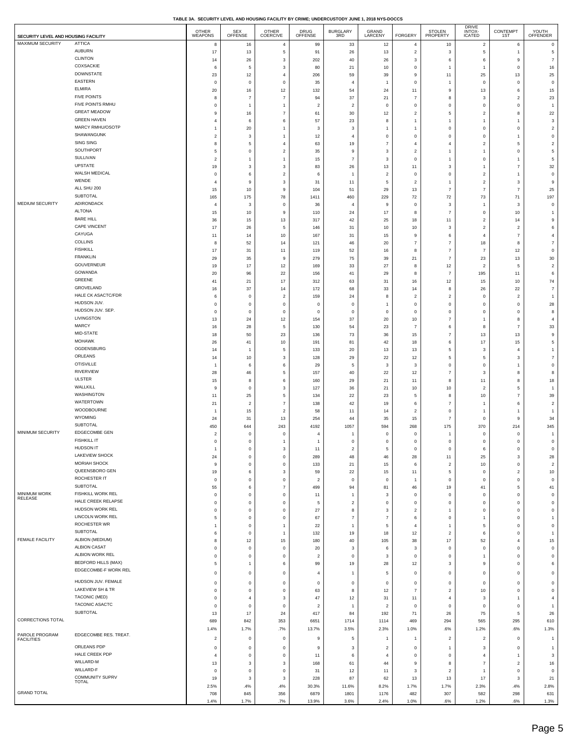**TABLE 3A. SECURITY LEVEL AND HOUSING FACILITY BY CRIME; UNDERCUSTODY JUNE 1, 2018 NYS-DOCCS**

| SECURITY LEVEL AND HOUSING FACILITY | | OTHER WEAPONS | SEX OFFENSE | OTHER COERCIVE | DRUG OFFENSE | BURGLARY 3RD | GRAND LARCENY | FORGERY | STOLEN PROPERTY | DRIVE INTOX-ICATED | CONTEMPT 1ST | YOUTH OFFENDER |
|---|---|---|---|---|---|---|---|---|---|---|---|---|
| MAXIMUM SECURITY | ATTICA | 8 | 16 | 4 | 99 | 33 | 12 | 4 | 10 | 2 | 6 | 0 |
| | AUBURN | 17 | 13 | 5 | 91 | 26 | 13 | 2 | 3 | 5 | 1 | 5 |
| | CLINTON | 14 | 26 | 3 | 202 | 40 | 26 | 3 | 6 | 6 | 9 | 7 |
| | COXSACKIE | 6 | 5 | 3 | 80 | 21 | 10 | 0 | 1 | 1 | 0 | 16 |
| | DOWNSTATE | 23 | 12 | 4 | 206 | 59 | 39 | 9 | 11 | 25 | 13 | 25 |
| | EASTERN | 0 | 0 | 0 | 35 | 4 | 1 | 0 | 1 | 0 | 0 | 0 |
| | ELMIRA | 20 | 16 | 12 | 132 | 54 | 24 | 11 | 9 | 13 | 6 | 15 |
| | FIVE POINTS | 8 | 7 | 7 | 94 | 37 | 21 | 7 | 8 | 3 | 2 | 23 |
| | FIVE POINTS RMHU | 0 | 1 | 1 | 2 | 2 | 0 | 0 | 0 | 0 | 0 | 1 |
| | GREAT MEADOW | 9 | 16 | 7 | 61 | 30 | 12 | 2 | 5 | 2 | 8 | 22 |
| | GREEN HAVEN | 4 | 6 | 6 | 57 | 23 | 8 | 1 | 1 | 1 | 1 | 3 |
| | MARCY RMHU/OSOTP | 1 | 20 | 1 | 3 | 3 | 1 | 1 | 0 | 0 | 0 | 2 |
| | SHAWANGUNK | 2 | 3 | 1 | 12 | 4 | 0 | 0 | 0 | 0 | 1 | 0 |
| | SING SING | 8 | 5 | 4 | 63 | 19 | 7 | 4 | 4 | 2 | 5 | 2 |
| | SOUTHPORT | 5 | 0 | 2 | 35 | 9 | 3 | 2 | 1 | 1 | 0 | 5 |
| | SULLIVAN | 2 | 1 | 1 | 15 | 7 | 3 | 0 | 1 | 0 | 1 | 5 |
| | UPSTATE | 19 | 3 | 3 | 83 | 26 | 13 | 11 | 3 | 1 | 7 | 32 |
| | WALSH MEDICAL | 0 | 6 | 2 | 6 | 1 | 2 | 0 | 0 | 2 | 1 | 0 |
| | WENDE | 4 | 9 | 3 | 31 | 11 | 5 | 2 | 1 | 2 | 3 | 9 |
| | ALL SHU 200 | 15 | 10 | 9 | 104 | 51 | 29 | 13 | 7 | 7 | 7 | 25 |
| | SUBTOTAL | 165 | 175 | 78 | 1411 | 460 | 229 | 72 | 72 | 73 | 71 | 197 |
| MEDIUM SECURITY | ADIRONDACK | 4 | 3 | 0 | 36 | 4 | 9 | 0 | 3 | 1 | 3 | 0 |
| | ALTONA | 15 | 10 | 9 | 110 | 24 | 17 | 8 | 7 | 0 | 10 | 1 |
| | BARE HILL | 36 | 15 | 13 | 317 | 42 | 25 | 18 | 11 | 2 | 14 | 9 |
| | CAPE VINCENT | 17 | 26 | 5 | 146 | 31 | 10 | 10 | 3 | 2 | 2 | 6 |
| | CAYUGA | 11 | 14 | 10 | 167 | 31 | 15 | 9 | 6 | 4 | 7 | 4 |
| | COLLINS | 8 | 52 | 14 | 121 | 46 | 20 | 7 | 7 | 18 | 8 | 7 |
| | FISHKILL | 17 | 31 | 11 | 119 | 52 | 16 | 8 | 7 | 7 | 12 | 0 |
| | FRANKLIN | 29 | 35 | 9 | 279 | 75 | 39 | 21 | 7 | 23 | 13 | 30 |
| | GOUVERNEUR | 19 | 17 | 12 | 169 | 33 | 27 | 8 | 12 | 2 | 5 | 2 |
| | GOWANDA | 20 | 96 | 22 | 156 | 41 | 29 | 8 | 7 | 195 | 11 | 6 |
| | GREENE | 41 | 21 | 17 | 312 | 63 | 31 | 16 | 12 | 15 | 10 | 74 |
| | GROVELAND | 16 | 37 | 14 | 172 | 68 | 33 | 14 | 8 | 26 | 22 | 7 |
| | HALE CK ASACTC/FDR | 6 | 0 | 2 | 159 | 24 | 8 | 2 | 2 | 0 | 2 | 1 |
| | HUDSON JUV. | 0 | 0 | 0 | 0 | 0 | 1 | 0 | 0 | 0 | 0 | 28 |
| | HUDSON JUV. SEP. | 0 | 0 | 0 | 0 | 0 | 0 | 0 | 0 | 0 | 0 | 8 |
| | LIVINGSTON | 13 | 24 | 12 | 154 | 37 | 20 | 10 | 7 | 1 | 8 | 4 |
| | MARCY | 16 | 28 | 5 | 130 | 54 | 23 | 7 | 6 | 8 | 7 | 33 |
| | MID-STATE | 18 | 50 | 23 | 136 | 73 | 36 | 15 | 7 | 13 | 13 | 9 |
| | MOHAWK | 26 | 41 | 10 | 191 | 81 | 42 | 18 | 6 | 17 | 15 | 5 |
| | OGDENSBURG | 14 | 1 | 5 | 133 | 20 | 13 | 13 | 5 | 3 | 4 | 1 |
| | ORLEANS | 14 | 10 | 3 | 128 | 29 | 22 | 12 | 5 | 5 | 3 | 7 |
| | OTISVILLE | 1 | 6 | 6 | 29 | 5 | 3 | 3 | 0 | 0 | 1 | 0 |
| | RIVERVIEW | 28 | 46 | 5 | 157 | 40 | 22 | 12 | 7 | 3 | 8 | 8 |
| | ULSTER | 15 | 8 | 6 | 160 | 29 | 21 | 11 | 8 | 11 | 8 | 18 |
| | WALLKILL | 9 | 0 | 3 | 127 | 36 | 21 | 10 | 10 | 2 | 5 | 1 |
| | WASHINGTON | 11 | 25 | 5 | 134 | 22 | 23 | 5 | 8 | 10 | 7 | 39 |
| | WATERTOWN | 21 | 2 | 7 | 138 | 42 | 19 | 6 | 7 | 1 | 6 | 2 |
| | WOODBOURNE | 1 | 15 | 2 | 58 | 11 | 14 | 2 | 0 | 1 | 1 | 1 |
| | WYOMING | 24 | 31 | 13 | 254 | 44 | 35 | 15 | 7 | 0 | 9 | 34 |
| | SUBTOTAL | 450 | 644 | 243 | 4192 | 1057 | 594 | 268 | 175 | 370 | 214 | 345 |
| MINIMUM SECURITY | EDGECOMBE GEN | 2 | 0 | 0 | 4 | 1 | 0 | 0 | 1 | 0 | 0 | 1 |
| | FISHKILL IT | 0 | 0 | 1 | 1 | 0 | 0 | 0 | 0 | 0 | 0 | 0 |
| | HUDSON IT | 1 | 0 | 3 | 11 | 2 | 5 | 0 | 0 | 6 | 0 | 0 |
| | LAKEVIEW SHOCK | 24 | 0 | 0 | 289 | 48 | 46 | 28 | 11 | 25 | 3 | 28 |
| | MORIAH SHOCK | 9 | 0 | 0 | 133 | 21 | 15 | 6 | 2 | 10 | 0 | 2 |
| | QUEENSBORO GEN | 19 | 6 | 3 | 59 | 22 | 15 | 11 | 5 | 0 | 2 | 10 |
| | ROCHESTER IT | 0 | 0 | 0 | 2 | 0 | 0 | 1 | 0 | 0 | 0 | 0 |
| | SUBTOTAL | 55 | 6 | 7 | 499 | 94 | 81 | 46 | 19 | 41 | 5 | 41 |
| MINIMUM WORK RELEASE | FISHKILL WORK REL | 0 | 0 | 0 | 11 | 1 | 3 | 0 | 0 | 0 | 0 | 0 |
| | HALE CREEK RELAPSE | 0 | 0 | 0 | 5 | 2 | 0 | 0 | 0 | 0 | 0 | 0 |
| | HUDSON WORK REL | 0 | 0 | 0 | 27 | 8 | 3 | 2 | 1 | 0 | 0 | 0 |
| | LINCOLN WORK REL | 5 | 0 | 0 | 67 | 7 | 7 | 6 | 0 | 1 | 0 | 1 |
| | ROCHESTER WR | 1 | 0 | 1 | 22 | 1 | 5 | 4 | 1 | 5 | 0 | 0 |
| | SUBTOTAL | 6 | 0 | 1 | 132 | 19 | 18 | 12 | 2 | 6 | 0 | 1 |
| FEMALE FACILITY | ALBION (MEDIUM) | 8 | 12 | 15 | 180 | 40 | 105 | 38 | 17 | 52 | 4 | 15 |
| | ALBION CASAT | 0 | 0 | 0 | 20 | 3 | 6 | 3 | 0 | 0 | 0 | 0 |
| | ALBION WORK REL | 0 | 0 | 0 | 2 | 0 | 3 | 0 | 0 | 1 | 0 | 0 |
| | BEDFORD HILLS (MAX) | 5 | 1 | 6 | 99 | 19 | 28 | 12 | 3 | 9 | 0 | 6 |
| | EDGECOMBE-F WORK REL | 0 | 0 | 0 | 4 | 1 | 5 | 0 | 0 | 0 | 0 | 0 |
| | HUDSON JUV. FEMALE | 0 | 0 | 0 | 0 | 0 | 0 | 0 | 0 | 0 | 0 | 0 |
| | LAKEVIEW SH & TR | 0 | 0 | 0 | 63 | 8 | 12 | 7 | 2 | 10 | 0 | 0 |
| | TACONIC (MED) | 0 | 4 | 3 | 47 | 12 | 31 | 11 | 4 | 3 | 1 | 4 |
| | TACONIC ASACTC | 0 | 0 | 0 | 2 | 1 | 2 | 0 | 0 | 0 | 0 | 1 |
| | SUBTOTAL | 13 | 17 | 24 | 417 | 84 | 192 | 71 | 26 | 75 | 5 | 26 |
| CORRECTIONS TOTAL | | 689 | 842 | 353 | 6651 | 1714 | 1114 | 469 | 294 | 565 | 295 | 610 |
| | | 1.4% | 1.7% | .7% | 13.7% | 3.5% | 2.3% | 1.0% | .6% | 1.2% | .6% | 1.3% |
| PAROLE PROGRAM FACILITIES | EDGECOMBE RES. TREAT. | 2 | 0 | 0 | 9 | 5 | 1 | 1 | 2 | 2 | 0 | 1 |
| | ORLEANS PDP | 0 | 0 | 0 | 9 | 3 | 2 | 0 | 1 | 3 | 0 | 1 |
| | HALE CREEK PDP | 4 | 0 | 0 | 11 | 6 | 4 | 0 | 0 | 4 | 1 | 3 |
| | WILLARD-M | 13 | 3 | 3 | 168 | 61 | 44 | 9 | 8 | 7 | 2 | 16 |
| | WILLARD-F | 0 | 0 | 0 | 31 | 12 | 11 | 3 | 2 | 1 | 0 | 0 |
| | COMMUNITY SUPRV TOTAL | 19 | 3 | 3 | 228 | 87 | 62 | 13 | 13 | 17 | 3 | 21 |
| | | 2.5% | .4% | .4% | 30.3% | 11.6% | 8.2% | 1.7% | 1.7% | 2.3% | .4% | 2.8% |
| GRAND TOTAL | | 708 | 845 | 356 | 6879 | 1801 | 1176 | 482 | 307 | 582 | 298 | 631 |
| | | 1.4% | 1.7% | .7% | 13.9% | 3.6% | 2.4% | 1.0% | .6% | 1.2% | .6% | 1.3% |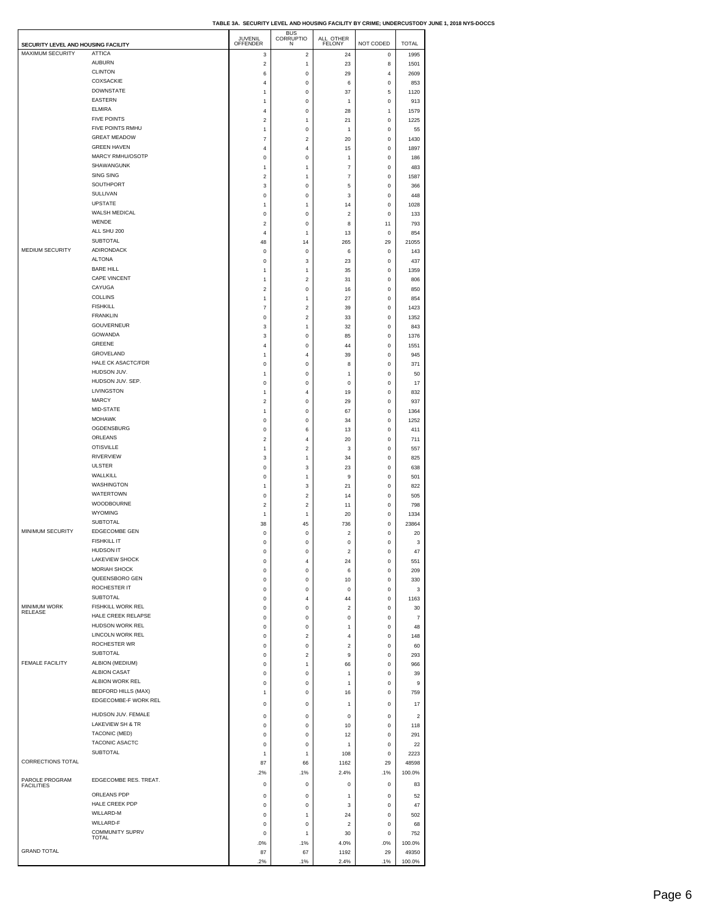**TABLE 3A. SECURITY LEVEL AND HOUSING FACILITY BY CRIME; UNDERCUSTODY JUNE 1, 2018 NYS-DOCCS**

| SECURITY LEVEL AND HOUSING FACILITY | | JUVENIL OFFENDER | BUS CORRUPTION | ALL OTHER FELONY | NOT CODED | TOTAL |
|---|---|---|---|---|---|---|
| MAXIMUM SECURITY | ATTICA | 3 | 2 | 24 | 0 | 1995 |
| | AUBURN | 2 | 1 | 23 | 8 | 1501 |
| | CLINTON | 6 | 0 | 29 | 4 | 2609 |
| | COXSACKIE | 4 | 0 | 6 | 0 | 853 |
| | DOWNSTATE | 1 | 0 | 37 | 5 | 1120 |
| | EASTERN | 1 | 0 | 1 | 0 | 913 |
| | ELMIRA | 4 | 0 | 28 | 1 | 1579 |
| | FIVE POINTS | 2 | 1 | 21 | 0 | 1225 |
| | FIVE POINTS RMHU | 1 | 0 | 1 | 0 | 55 |
| | GREAT MEADOW | 7 | 2 | 20 | 0 | 1430 |
| | GREEN HAVEN | 4 | 4 | 15 | 0 | 1897 |
| | MARCY RMHU/OSOTP | 0 | 0 | 1 | 0 | 186 |
| | SHAWANGUNK | 1 | 1 | 7 | 0 | 483 |
| | SING SING | 2 | 1 | 7 | 0 | 1587 |
| | SOUTHPORT | 3 | 0 | 5 | 0 | 366 |
| | SULLIVAN | 0 | 0 | 3 | 0 | 448 |
| | UPSTATE | 1 | 1 | 14 | 0 | 1028 |
| | WALSH MEDICAL | 0 | 0 | 2 | 0 | 133 |
| | WENDE | 2 | 0 | 8 | 11 | 793 |
| | ALL SHU 200 | 4 | 1 | 13 | 0 | 854 |
| | SUBTOTAL | 48 | 14 | 265 | 29 | 21055 |
| MEDIUM SECURITY | ADIRONDACK | 0 | 0 | 6 | 0 | 143 |
| | ALTONA | 0 | 3 | 23 | 0 | 437 |
| | BARE HILL | 1 | 1 | 35 | 0 | 1359 |
| | CAPE VINCENT | 1 | 2 | 31 | 0 | 806 |
| | CAYUGA | 2 | 0 | 16 | 0 | 850 |
| | COLLINS | 1 | 1 | 27 | 0 | 854 |
| | FISHKILL | 7 | 2 | 39 | 0 | 1423 |
| | FRANKLIN | 0 | 2 | 33 | 0 | 1352 |
| | GOUVERNEUR | 3 | 1 | 32 | 0 | 843 |
| | GOWANDA | 3 | 0 | 85 | 0 | 1376 |
| | GREENE | 4 | 0 | 44 | 0 | 1551 |
| | GROVELAND | 1 | 4 | 39 | 0 | 945 |
| | HALE CK ASACTC/FDR | 0 | 0 | 8 | 0 | 371 |
| | HUDSON JUV. | 1 | 0 | 1 | 0 | 50 |
| | HUDSON JUV. SEP. | 0 | 0 | 0 | 0 | 17 |
| | LIVINGSTON | 1 | 4 | 19 | 0 | 832 |
| | MARCY | 2 | 0 | 29 | 0 | 937 |
| | MID-STATE | 1 | 0 | 67 | 0 | 1364 |
| | MOHAWK | 0 | 0 | 34 | 0 | 1252 |
| | OGDENSBURG | 0 | 6 | 13 | 0 | 411 |
| | ORLEANS | 2 | 4 | 20 | 0 | 711 |
| | OTISVILLE | 1 | 2 | 3 | 0 | 557 |
| | RIVERVIEW | 3 | 1 | 34 | 0 | 825 |
| | ULSTER | 0 | 3 | 23 | 0 | 638 |
| | WALLKILL | 0 | 1 | 9 | 0 | 501 |
| | WASHINGTON | 1 | 3 | 21 | 0 | 822 |
| | WATERTOWN | 0 | 2 | 14 | 0 | 505 |
| | WOODBOURNE | 2 | 2 | 11 | 0 | 798 |
| | WYOMING | 1 | 1 | 20 | 0 | 1334 |
| | SUBTOTAL | 38 | 45 | 736 | 0 | 23864 |
| MINIMUM SECURITY | EDGECOMBE GEN | 0 | 0 | 2 | 0 | 20 |
| | FISHKILL IT | 0 | 0 | 0 | 0 | 3 |
| | HUDSON IT | 0 | 0 | 2 | 0 | 47 |
| | LAKEVIEW SHOCK | 0 | 4 | 24 | 0 | 551 |
| | MORIAH SHOCK | 0 | 0 | 6 | 0 | 209 |
| | QUEENSBORO GEN | 0 | 0 | 10 | 0 | 330 |
| | ROCHESTER IT | 0 | 0 | 0 | 0 | 3 |
| | SUBTOTAL | 0 | 4 | 44 | 0 | 1163 |
| MINIMUM WORK RELEASE | FISHKILL WORK REL | 0 | 0 | 2 | 0 | 30 |
| | HALE CREEK RELAPSE | 0 | 0 | 0 | 0 | 7 |
| | HUDSON WORK REL | 0 | 0 | 1 | 0 | 48 |
| | LINCOLN WORK REL | 0 | 2 | 4 | 0 | 148 |
| | ROCHESTER WR | 0 | 0 | 2 | 0 | 60 |
| | SUBTOTAL | 0 | 2 | 9 | 0 | 293 |
| FEMALE FACILITY | ALBION (MEDIUM) | 0 | 1 | 66 | 0 | 966 |
| | ALBION CASAT | 0 | 0 | 1 | 0 | 39 |
| | ALBION WORK REL | 0 | 0 | 1 | 0 | 9 |
| | BEDFORD HILLS (MAX) | 1 | 0 | 16 | 0 | 759 |
| | EDGECOMBE-F WORK REL | 0 | 0 | 1 | 0 | 17 |
| | HUDSON JUV. FEMALE | 0 | 0 | 0 | 0 | 2 |
| | LAKEVIEW SH & TR | 0 | 0 | 10 | 0 | 118 |
| | TACONIC (MED) | 0 | 0 | 12 | 0 | 291 |
| | TACONIC ASACTC | 0 | 0 | 1 | 0 | 22 |
| | SUBTOTAL | 1 | 1 | 108 | 0 | 2223 |
| CORRECTIONS TOTAL | | 87 | 66 | 1162 | 29 | 48598 |
| | | .2% | .1% | 2.4% | .1% | 100.0% |
| PAROLE PROGRAM FACILITIES | EDGECOMBE RES. TREAT. | 0 | 0 | 0 | 0 | 83 |
| | ORLEANS PDP | 0 | 0 | 1 | 0 | 52 |
| | HALE CREEK PDP | 0 | 0 | 3 | 0 | 47 |
| | WILLARD-M | 0 | 1 | 24 | 0 | 502 |
| | WILLARD-F | 0 | 0 | 2 | 0 | 68 |
| | COMMUNITY SUPRV TOTAL | 0 | 1 | 30 | 0 | 752 |
| | | .0% | .1% | 4.0% | .0% | 100.0% |
| GRAND TOTAL | | 87 | 67 | 1192 | 29 | 49350 |
| | | .2% | .1% | 2.4% | .1% | 100.0% |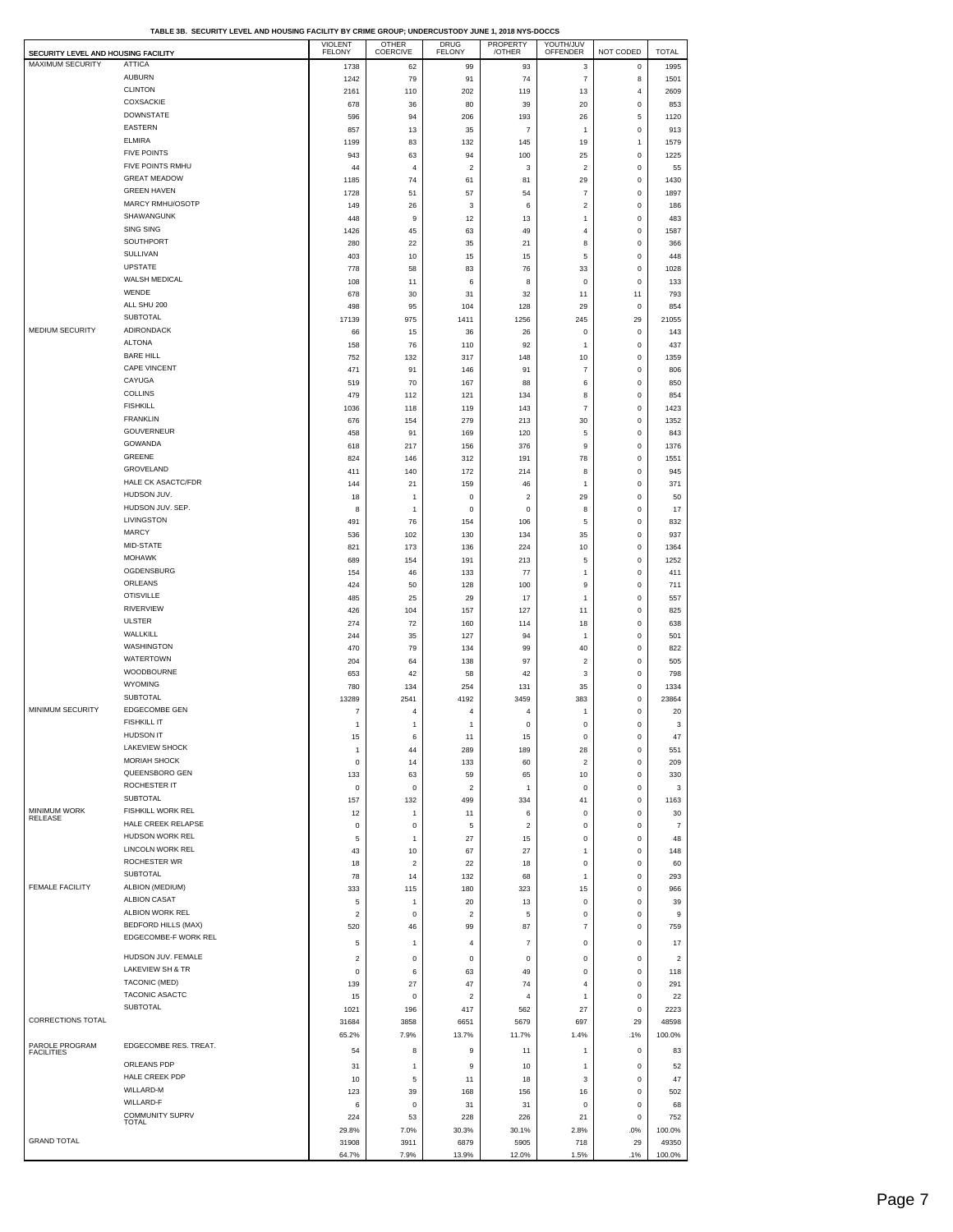**TABLE 3B. SECURITY LEVEL AND HOUSING FACILITY BY CRIME GROUP; UNDERCUSTODY JUNE 1, 2018 NYS-DOCCS**

| SECURITY LEVEL AND HOUSING FACILITY | | VIOLENT FELONY | OTHER COERCIVE | DRUG FELONY | PROPERTY /OTHER | YOUTH/JUV OFFENDER | NOT CODED | TOTAL |
|---|---|---|---|---|---|---|---|---|
| MAXIMUM SECURITY | ATTICA | 1738 | 62 | 99 | 93 | 3 | 0 | 1995 |
| | AUBURN | 1242 | 79 | 91 | 74 | 7 | 8 | 1501 |
| | CLINTON | 2161 | 110 | 202 | 119 | 13 | 4 | 2609 |
| | COXSACKIE | 678 | 36 | 80 | 39 | 20 | 0 | 853 |
| | DOWNSTATE | 596 | 94 | 206 | 193 | 26 | 5 | 1120 |
| | EASTERN | 857 | 13 | 35 | 7 | 1 | 0 | 913 |
| | ELMIRA | 1199 | 83 | 132 | 145 | 19 | 1 | 1579 |
| | FIVE POINTS | 943 | 63 | 94 | 100 | 25 | 0 | 1225 |
| | FIVE POINTS RMHU | 44 | 4 | 2 | 3 | 2 | 0 | 55 |
| | GREAT MEADOW | 1185 | 74 | 61 | 81 | 29 | 0 | 1430 |
| | GREEN HAVEN | 1728 | 51 | 57 | 54 | 7 | 0 | 1897 |
| | MARCY RMHU/OSOTP | 149 | 26 | 3 | 6 | 2 | 0 | 186 |
| | SHAWANGUNK | 448 | 9 | 12 | 13 | 1 | 0 | 483 |
| | SING SING | 1426 | 45 | 63 | 49 | 4 | 0 | 1587 |
| | SOUTHPORT | 280 | 22 | 35 | 21 | 8 | 0 | 366 |
| | SULLIVAN | 403 | 10 | 15 | 15 | 5 | 0 | 448 |
| | UPSTATE | 778 | 58 | 83 | 76 | 33 | 0 | 1028 |
| | WALSH MEDICAL | 108 | 11 | 6 | 8 | 0 | 0 | 133 |
| | WENDE | 678 | 30 | 31 | 32 | 11 | 11 | 793 |
| | ALL SHU 200 | 498 | 95 | 104 | 128 | 29 | 0 | 854 |
| | SUBTOTAL | 17139 | 975 | 1411 | 1256 | 245 | 29 | 21055 |
| MEDIUM SECURITY | ADIRONDACK | 66 | 15 | 36 | 26 | 0 | 0 | 143 |
| | ALTONA | 158 | 76 | 110 | 92 | 1 | 0 | 437 |
| | BARE HILL | 752 | 132 | 317 | 148 | 10 | 0 | 1359 |
| | CAPE VINCENT | 471 | 91 | 146 | 91 | 7 | 0 | 806 |
| | CAYUGA | 519 | 70 | 167 | 88 | 6 | 0 | 850 |
| | COLLINS | 479 | 112 | 121 | 134 | 8 | 0 | 854 |
| | FISHKILL | 1036 | 118 | 119 | 143 | 7 | 0 | 1423 |
| | FRANKLIN | 676 | 154 | 279 | 213 | 30 | 0 | 1352 |
| | GOUVERNEUR | 458 | 91 | 169 | 120 | 5 | 0 | 843 |
| | GOWANDA | 618 | 217 | 156 | 376 | 9 | 0 | 1376 |
| | GREENE | 824 | 146 | 312 | 191 | 78 | 0 | 1551 |
| | GROVELAND | 411 | 140 | 172 | 214 | 8 | 0 | 945 |
| | HALE CK ASACTC/FDR | 144 | 21 | 159 | 46 | 1 | 0 | 371 |
| | HUDSON JUV. | 18 | 1 | 0 | 2 | 29 | 0 | 50 |
| | HUDSON JUV. SEP. | 8 | 1 | 0 | 0 | 8 | 0 | 17 |
| | LIVINGSTON | 491 | 76 | 154 | 106 | 5 | 0 | 832 |
| | MARCY | 536 | 102 | 130 | 134 | 35 | 0 | 937 |
| | MID-STATE | 821 | 173 | 136 | 224 | 10 | 0 | 1364 |
| | MOHAWK | 689 | 154 | 191 | 213 | 5 | 0 | 1252 |
| | OGDENSBURG | 154 | 46 | 133 | 77 | 1 | 0 | 411 |
| | ORLEANS | 424 | 50 | 128 | 100 | 9 | 0 | 711 |
| | OTISVILLE | 485 | 25 | 29 | 17 | 1 | 0 | 557 |
| | RIVERVIEW | 426 | 104 | 157 | 127 | 11 | 0 | 825 |
| | ULSTER | 274 | 72 | 160 | 114 | 18 | 0 | 638 |
| | WALLKILL | 244 | 35 | 127 | 94 | 1 | 0 | 501 |
| | WASHINGTON | 470 | 79 | 134 | 99 | 40 | 0 | 822 |
| | WATERTOWN | 204 | 64 | 138 | 97 | 2 | 0 | 505 |
| | WOODBOURNE | 653 | 42 | 58 | 42 | 3 | 0 | 798 |
| | WYOMING | 780 | 134 | 254 | 131 | 35 | 0 | 1334 |
| | SUBTOTAL | 13289 | 2541 | 4192 | 3459 | 383 | 0 | 23864 |
| MINIMUM SECURITY | EDGECOMBE GEN | 7 | 4 | 4 | 4 | 1 | 0 | 20 |
| | FISHKILL IT | 1 | 1 | 1 | 0 | 0 | 0 | 3 |
| | HUDSON IT | 15 | 6 | 11 | 15 | 0 | 0 | 47 |
| | LAKEVIEW SHOCK | 1 | 44 | 289 | 189 | 28 | 0 | 551 |
| | MORIAH SHOCK | 0 | 14 | 133 | 60 | 2 | 0 | 209 |
| | QUEENSBORO GEN | 133 | 63 | 59 | 65 | 10 | 0 | 330 |
| | ROCHESTER IT | 0 | 0 | 2 | 1 | 0 | 0 | 3 |
| | SUBTOTAL | 157 | 132 | 499 | 334 | 41 | 0 | 1163 |
| MINIMUM WORK RELEASE | FISHKILL WORK REL | 12 | 1 | 11 | 6 | 0 | 0 | 30 |
| | HALE CREEK RELAPSE | 0 | 0 | 5 | 2 | 0 | 0 | 7 |
| | HUDSON WORK REL | 5 | 1 | 27 | 15 | 0 | 0 | 48 |
| | LINCOLN WORK REL | 43 | 10 | 67 | 27 | 1 | 0 | 148 |
| | ROCHESTER WR | 18 | 2 | 22 | 18 | 0 | 0 | 60 |
| | SUBTOTAL | 78 | 14 | 132 | 68 | 1 | 0 | 293 |
| FEMALE FACILITY | ALBION (MEDIUM) | 333 | 115 | 180 | 323 | 15 | 0 | 966 |
| | ALBION CASAT | 5 | 1 | 20 | 13 | 0 | 0 | 39 |
| | ALBION WORK REL | 2 | 0 | 2 | 5 | 0 | 0 | 9 |
| | BEDFORD HILLS (MAX) | 520 | 46 | 99 | 87 | 7 | 0 | 759 |
| | EDGECOMBE-F WORK REL | 5 | 1 | 4 | 7 | 0 | 0 | 17 |
| | HUDSON JUV. FEMALE | 2 | 0 | 0 | 0 | 0 | 0 | 2 |
| | LAKEVIEW SH & TR | 0 | 6 | 63 | 49 | 0 | 0 | 118 |
| | TACONIC (MED) | 139 | 27 | 47 | 74 | 4 | 0 | 291 |
| | TACONIC ASACTC | 15 | 0 | 2 | 4 | 1 | 0 | 22 |
| | SUBTOTAL | 1021 | 196 | 417 | 562 | 27 | 0 | 2223 |
| CORRECTIONS TOTAL | | 31684 | 3858 | 6651 | 5679 | 697 | 29 | 48598 |
| | | 65.2% | 7.9% | 13.7% | 11.7% | 1.4% | .1% | 100.0% |
| PAROLE PROGRAM FACILITIES | EDGECOMBE RES. TREAT. | 54 | 8 | 9 | 11 | 1 | 0 | 83 |
| | ORLEANS PDP | 31 | 1 | 9 | 10 | 1 | 0 | 52 |
| | HALE CREEK PDP | 10 | 5 | 11 | 18 | 3 | 0 | 47 |
| | WILLARD-M | 123 | 39 | 168 | 156 | 16 | 0 | 502 |
| | WILLARD-F | 6 | 0 | 31 | 31 | 0 | 0 | 68 |
| | COMMUNITY SUPRV TOTAL | 224 | 53 | 228 | 226 | 21 | 0 | 752 |
| | | 29.8% | 7.0% | 30.3% | 30.1% | 2.8% | .0% | 100.0% |
| GRAND TOTAL | | 31908 | 3911 | 6879 | 5905 | 718 | 29 | 49350 |
| | | 64.7% | 7.9% | 13.9% | 12.0% | 1.5% | .1% | 100.0% |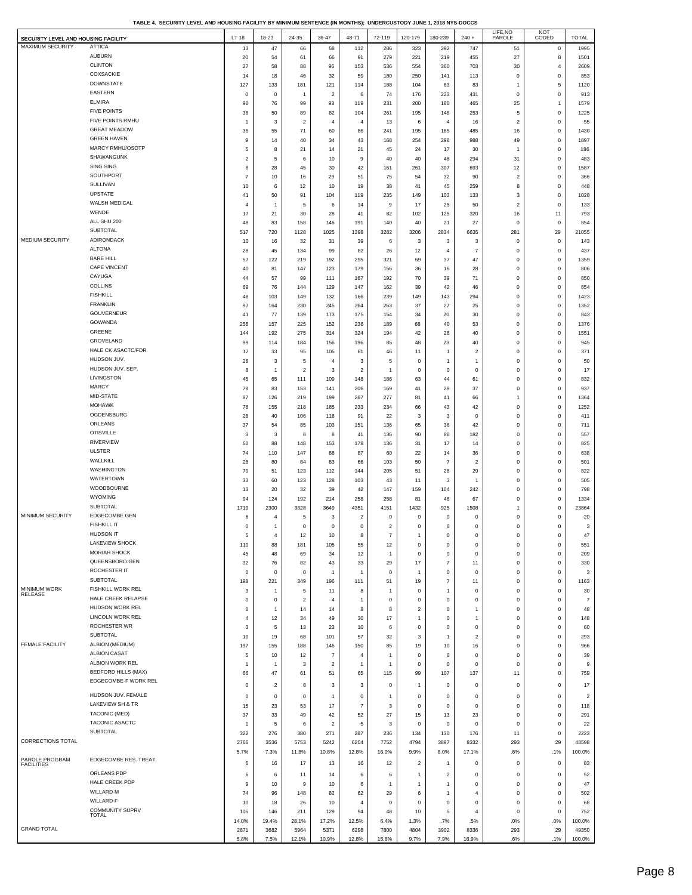**TABLE 4. SECURITY LEVEL AND HOUSING FACILITY BY MINIMUM SENTENCE (IN MONTHS); UNDERCUSTODY JUNE 1, 2018 NYS-DOCCS**

| SECURITY LEVEL AND HOUSING FACILITY | | LT 18 | 18-23 | 24-35 | 36-47 | 48-71 | 72-119 | 120-179 | 180-239 | 240 + | LIFE,NO PAROLE | NOT CODED | TOTAL |
|---|---|---|---|---|---|---|---|---|---|---|---|---|---|
| MAXIMUM SECURITY | ATTICA | 13 | 47 | 66 | 58 | 112 | 286 | 323 | 292 | 747 | 51 | 0 | 1995 |
| | AUBURN | 20 | 54 | 61 | 66 | 91 | 279 | 221 | 219 | 455 | 27 | 8 | 1501 |
| | CLINTON | 27 | 58 | 88 | 96 | 153 | 536 | 554 | 360 | 703 | 30 | 4 | 2609 |
| | COXSACKIE | 14 | 18 | 46 | 32 | 59 | 180 | 250 | 141 | 113 | 0 | 0 | 853 |
| | DOWNSTATE | 127 | 133 | 181 | 121 | 114 | 188 | 104 | 63 | 83 | 1 | 5 | 1120 |
| | EASTERN | 0 | 0 | 1 | 2 | 6 | 74 | 176 | 223 | 431 | 0 | 0 | 913 |
| | ELMIRA | 90 | 76 | 99 | 93 | 119 | 231 | 200 | 180 | 465 | 25 | 1 | 1579 |
| | FIVE POINTS | 38 | 50 | 89 | 82 | 104 | 261 | 195 | 148 | 253 | 5 | 0 | 1225 |
| | FIVE POINTS RMHU | 1 | 3 | 2 | 4 | 4 | 13 | 6 | 4 | 16 | 2 | 0 | 55 |
| | GREAT MEADOW | 36 | 55 | 71 | 60 | 86 | 241 | 195 | 185 | 485 | 16 | 0 | 1430 |
| | GREEN HAVEN | 9 | 14 | 40 | 34 | 43 | 168 | 254 | 298 | 988 | 49 | 0 | 1897 |
| | MARCY RMHU/OSOTP | 5 | 8 | 21 | 14 | 21 | 45 | 24 | 17 | 30 | 1 | 0 | 186 |
| | SHAWANGUNK | 2 | 5 | 6 | 10 | 9 | 40 | 40 | 46 | 294 | 31 | 0 | 483 |
| | SING SING | 8 | 28 | 45 | 30 | 42 | 161 | 261 | 307 | 693 | 12 | 0 | 1587 |
| | SOUTHPORT | 7 | 10 | 16 | 29 | 51 | 75 | 54 | 32 | 90 | 2 | 0 | 366 |
| | SULLIVAN | 10 | 6 | 12 | 10 | 19 | 38 | 41 | 45 | 259 | 8 | 0 | 448 |
| | UPSTATE | 41 | 50 | 91 | 104 | 119 | 235 | 149 | 103 | 133 | 3 | 0 | 1028 |
| | WALSH MEDICAL | 4 | 1 | 5 | 6 | 14 | 9 | 17 | 25 | 50 | 2 | 0 | 133 |
| | WENDE | 17 | 21 | 30 | 28 | 41 | 82 | 102 | 125 | 320 | 16 | 11 | 793 |
| | ALL SHU 200 | 48 | 83 | 158 | 146 | 191 | 140 | 40 | 21 | 27 | 0 | 0 | 854 |
| | SUBTOTAL | 517 | 720 | 1128 | 1025 | 1398 | 3282 | 3206 | 2834 | 6635 | 281 | 29 | 21055 |
| MEDIUM SECURITY | ADIRONDACK | 10 | 16 | 32 | 31 | 39 | 6 | 3 | 3 | 3 | 0 | 0 | 143 |
| | ALTONA | 28 | 45 | 134 | 99 | 82 | 26 | 12 | 4 | 7 | 0 | 0 | 437 |
| | BARE HILL | 57 | 122 | 219 | 192 | 295 | 321 | 69 | 37 | 47 | 0 | 0 | 1359 |
| | CAPE VINCENT | 40 | 81 | 147 | 123 | 179 | 156 | 36 | 16 | 28 | 0 | 0 | 806 |
| | CAYUGA | 44 | 57 | 99 | 111 | 167 | 192 | 70 | 39 | 71 | 0 | 0 | 850 |
| | COLLINS | 69 | 76 | 144 | 129 | 147 | 162 | 39 | 42 | 46 | 0 | 0 | 854 |
| | FISHKILL | 48 | 103 | 149 | 132 | 166 | 239 | 149 | 143 | 294 | 0 | 0 | 1423 |
| | FRANKLIN | 97 | 164 | 230 | 245 | 264 | 263 | 37 | 27 | 25 | 0 | 0 | 1352 |
| | GOUVERNEUR | 41 | 77 | 139 | 173 | 175 | 154 | 34 | 20 | 30 | 0 | 0 | 843 |
| | GOWANDA | 256 | 157 | 225 | 152 | 236 | 189 | 68 | 40 | 53 | 0 | 0 | 1376 |
| | GREENE | 144 | 192 | 275 | 314 | 324 | 194 | 42 | 26 | 40 | 0 | 0 | 1551 |
| | GROVELAND | 99 | 114 | 184 | 156 | 196 | 85 | 48 | 23 | 40 | 0 | 0 | 945 |
| | HALE CK ASACTC/FDR | 17 | 33 | 95 | 105 | 61 | 46 | 11 | 1 | 2 | 0 | 0 | 371 |
| | HUDSON JUV. | 28 | 3 | 5 | 4 | 3 | 5 | 0 | 1 | 1 | 0 | 0 | 50 |
| | HUDSON JUV. SEP. | 8 | 1 | 2 | 3 | 2 | 1 | 0 | 0 | 0 | 0 | 0 | 17 |
| | LIVINGSTON | 45 | 65 | 111 | 109 | 148 | 186 | 63 | 44 | 61 | 0 | 0 | 832 |
| | MARCY | 78 | 83 | 153 | 141 | 206 | 169 | 41 | 29 | 37 | 0 | 0 | 937 |
| | MID-STATE | 87 | 126 | 219 | 199 | 267 | 277 | 81 | 41 | 66 | 1 | 0 | 1364 |
| | MOHAWK | 76 | 155 | 218 | 185 | 233 | 234 | 66 | 43 | 42 | 0 | 0 | 1252 |
| | OGDENSBURG | 28 | 40 | 106 | 118 | 91 | 22 | 3 | 3 | 0 | 0 | 0 | 411 |
| | ORLEANS | 37 | 54 | 85 | 103 | 151 | 136 | 65 | 38 | 42 | 0 | 0 | 711 |
| | OTISVILLE | 3 | 3 | 8 | 8 | 41 | 136 | 90 | 86 | 182 | 0 | 0 | 557 |
| | RIVERVIEW | 60 | 88 | 148 | 153 | 178 | 136 | 31 | 17 | 14 | 0 | 0 | 825 |
| | ULSTER | 74 | 110 | 147 | 88 | 87 | 60 | 22 | 14 | 36 | 0 | 0 | 638 |
| | WALLKILL | 26 | 80 | 84 | 83 | 66 | 103 | 50 | 7 | 2 | 0 | 0 | 501 |
| | WASHINGTON | 79 | 51 | 123 | 112 | 144 | 205 | 51 | 28 | 29 | 0 | 0 | 822 |
| | WATERTOWN | 33 | 60 | 123 | 128 | 103 | 43 | 11 | 3 | 1 | 0 | 0 | 505 |
| | WOODBOURNE | 13 | 20 | 32 | 39 | 42 | 147 | 159 | 104 | 242 | 0 | 0 | 798 |
| | WYOMING | 94 | 124 | 192 | 214 | 258 | 258 | 81 | 46 | 67 | 0 | 0 | 1334 |
| | SUBTOTAL | 1719 | 2300 | 3828 | 3649 | 4351 | 4151 | 1432 | 925 | 1508 | 1 | 0 | 23864 |
| MINIMUM SECURITY | EDGECOMBE GEN | 6 | 4 | 5 | 3 | 2 | 0 | 0 | 0 | 0 | 0 | 0 | 20 |
| | FISHKILL IT | 0 | 1 | 0 | 0 | 0 | 2 | 0 | 0 | 0 | 0 | 0 | 3 |
| | HUDSON IT | 5 | 4 | 12 | 10 | 8 | 7 | 1 | 0 | 0 | 0 | 0 | 47 |
| | LAKEVIEW SHOCK | 110 | 88 | 181 | 105 | 55 | 12 | 0 | 0 | 0 | 0 | 0 | 551 |
| | MORIAH SHOCK | 45 | 48 | 69 | 34 | 12 | 1 | 0 | 0 | 0 | 0 | 0 | 209 |
| | QUEENSBORO GEN | 32 | 76 | 82 | 43 | 33 | 29 | 17 | 7 | 11 | 0 | 0 | 330 |
| | ROCHESTER IT | 0 | 0 | 0 | 1 | 1 | 0 | 1 | 0 | 0 | 0 | 0 | 3 |
| | SUBTOTAL | 198 | 221 | 349 | 196 | 111 | 51 | 19 | 7 | 11 | 0 | 0 | 1163 |
| MINIMUM WORK RELEASE | FISHKILL WORK REL | 3 | 1 | 5 | 11 | 8 | 1 | 0 | 1 | 0 | 0 | 0 | 30 |
| | HALE CREEK RELAPSE | 0 | 0 | 2 | 4 | 1 | 0 | 0 | 0 | 0 | 0 | 0 | 7 |
| | HUDSON WORK REL | 0 | 1 | 14 | 14 | 8 | 8 | 2 | 0 | 1 | 0 | 0 | 48 |
| | LINCOLN WORK REL | 4 | 12 | 34 | 49 | 30 | 17 | 1 | 0 | 1 | 0 | 0 | 148 |
| | ROCHESTER WR | 3 | 5 | 13 | 23 | 10 | 6 | 0 | 0 | 0 | 0 | 0 | 60 |
| | SUBTOTAL | 10 | 19 | 68 | 101 | 57 | 32 | 3 | 1 | 2 | 0 | 0 | 293 |
| FEMALE FACILITY | ALBION (MEDIUM) | 197 | 155 | 188 | 146 | 150 | 85 | 19 | 10 | 16 | 0 | 0 | 966 |
| | ALBION CASAT | 5 | 10 | 12 | 7 | 4 | 1 | 0 | 0 | 0 | 0 | 0 | 39 |
| | ALBION WORK REL | 1 | 1 | 3 | 2 | 1 | 1 | 0 | 0 | 0 | 0 | 0 | 9 |
| | BEDFORD HILLS (MAX) | 66 | 47 | 61 | 51 | 65 | 115 | 99 | 107 | 137 | 11 | 0 | 759 |
| | EDGECOMBE-F WORK REL | 0 | 2 | 8 | 3 | 3 | 0 | 1 | 0 | 0 | 0 | 0 | 17 |
| | HUDSON JUV. FEMALE | 0 | 0 | 0 | 1 | 0 | 1 | 0 | 0 | 0 | 0 | 0 | 2 |
| | LAKEVIEW SH & TR | 15 | 23 | 53 | 17 | 7 | 3 | 0 | 0 | 0 | 0 | 0 | 118 |
| | TACONIC (MED) | 37 | 33 | 49 | 42 | 52 | 27 | 15 | 13 | 23 | 0 | 0 | 291 |
| | TACONIC ASACTC | 1 | 5 | 6 | 2 | 5 | 3 | 0 | 0 | 0 | 0 | 0 | 22 |
| | SUBTOTAL | 322 | 276 | 380 | 271 | 287 | 236 | 134 | 130 | 176 | 11 | 0 | 2223 |
| CORRECTIONS TOTAL | | 2766 | 3536 | 5753 | 5242 | 6204 | 7752 | 4794 | 3897 | 8332 | 293 | 29 | 48598 |
| | | 5.7% | 7.3% | 11.8% | 10.8% | 12.8% | 16.0% | 9.9% | 8.0% | 17.1% | .6% | .1% | 100.0% |
| PAROLE PROGRAM FACILITIES | EDGECOMBE RES. TREAT. | 6 | 16 | 17 | 13 | 16 | 12 | 2 | 1 | 0 | 0 | 0 | 83 |
| | ORLEANS PDP | 6 | 6 | 11 | 14 | 6 | 6 | 1 | 2 | 0 | 0 | 0 | 52 |
| | HALE CREEK PDP | 9 | 10 | 9 | 10 | 6 | 1 | 1 | 1 | 0 | 0 | 0 | 47 |
| | WILLARD-M | 74 | 96 | 148 | 82 | 62 | 29 | 6 | 1 | 4 | 0 | 0 | 502 |
| | WILLARD-F | 10 | 18 | 26 | 10 | 4 | 0 | 0 | 0 | 0 | 0 | 0 | 68 |
| | COMMUNITY SUPRV TOTAL | 105 | 146 | 211 | 129 | 94 | 48 | 10 | 5 | 4 | 0 | 0 | 752 |
| | | 14.0% | 19.4% | 28.1% | 17.2% | 12.5% | 6.4% | 1.3% | .7% | .5% | .0% | .0% | 100.0% |
| GRAND TOTAL | | 2871 | 3682 | 5964 | 5371 | 6298 | 7800 | 4804 | 3902 | 8336 | 293 | 29 | 49350 |
| | | 5.8% | 7.5% | 12.1% | 10.9% | 12.8% | 15.8% | 9.7% | 7.9% | 16.9% | .6% | .1% | 100.0% |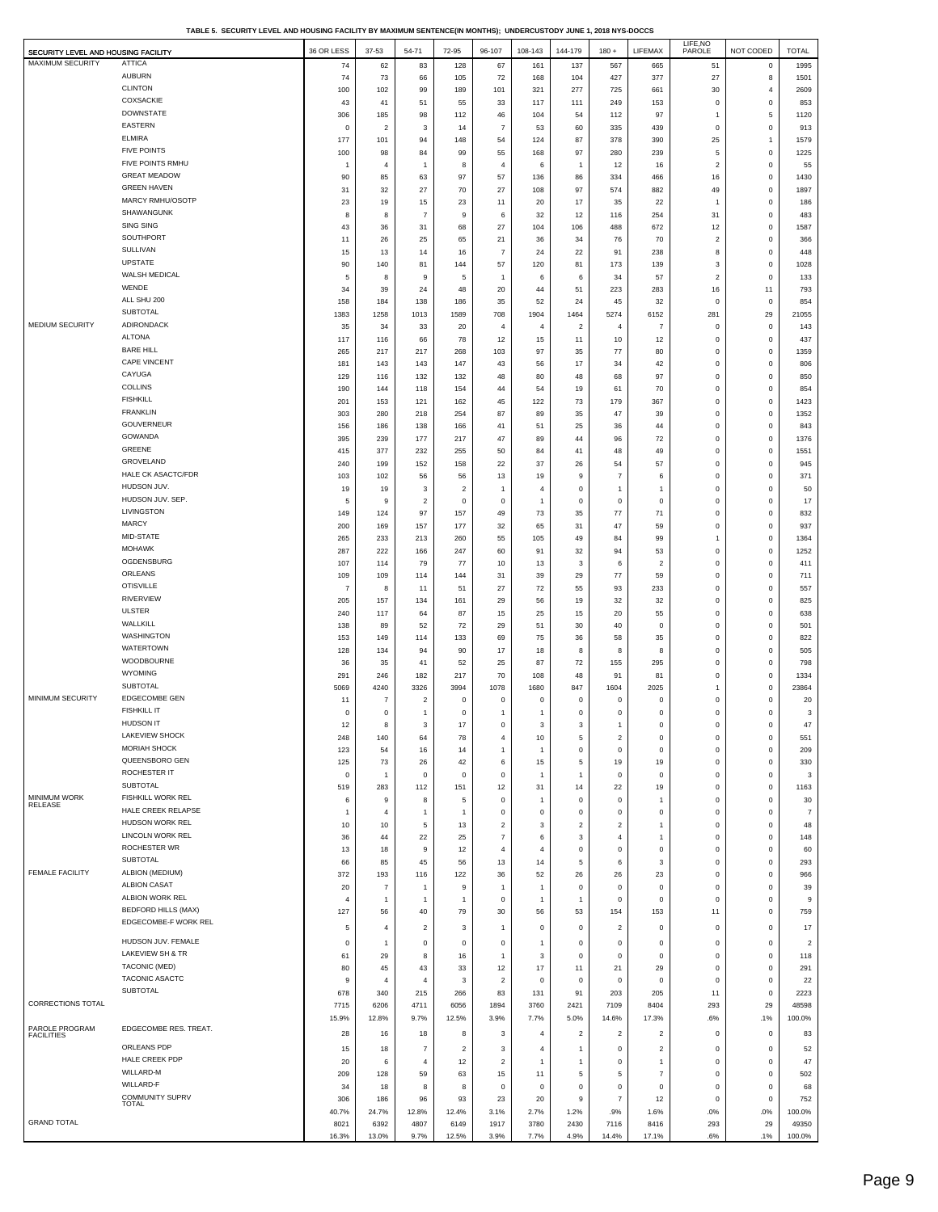**TABLE 5. SECURITY LEVEL AND HOUSING FACILITY BY MAXIMUM SENTENCE(IN MONTHS); UNDERCUSTODY JUNE 1, 2018 NYS-DOCCS**

| SECURITY LEVEL AND HOUSING FACILITY | | 36 OR LESS | 37-53 | 54-71 | 72-95 | 96-107 | 108-143 | 144-179 | 180 + | LIFEMAX | LIFE,NO PAROLE | NOT CODED | TOTAL |
|---|---|---|---|---|---|---|---|---|---|---|---|---|---|
| MAXIMUM SECURITY | ATTICA | 74 | 62 | 83 | 128 | 67 | 161 | 137 | 567 | 665 | 51 | 0 | 1995 |
| | AUBURN | 74 | 73 | 66 | 105 | 72 | 168 | 104 | 427 | 377 | 27 | 8 | 1501 |
| | CLINTON | 100 | 102 | 99 | 189 | 101 | 321 | 277 | 725 | 661 | 30 | 4 | 2609 |
| | COXSACKIE | 43 | 41 | 51 | 55 | 33 | 117 | 111 | 249 | 153 | 0 | 0 | 853 |
| | DOWNSTATE | 306 | 185 | 98 | 112 | 46 | 104 | 54 | 112 | 97 | 1 | 5 | 1120 |
| | EASTERN | 0 | 2 | 3 | 14 | 7 | 53 | 60 | 335 | 439 | 0 | 0 | 913 |
| | ELMIRA | 177 | 101 | 94 | 148 | 54 | 124 | 87 | 378 | 390 | 25 | 1 | 1579 |
| | FIVE POINTS | 100 | 98 | 84 | 99 | 55 | 168 | 97 | 280 | 239 | 5 | 0 | 1225 |
| | FIVE POINTS RMHU | 1 | 4 | 1 | 8 | 4 | 6 | 1 | 12 | 16 | 2 | 0 | 55 |
| | GREAT MEADOW | 90 | 85 | 63 | 97 | 57 | 136 | 86 | 334 | 466 | 16 | 0 | 1430 |
| | GREEN HAVEN | 31 | 32 | 27 | 70 | 27 | 108 | 97 | 574 | 882 | 49 | 0 | 1897 |
| | MARCY RMHU/OSOTP | 23 | 19 | 15 | 23 | 11 | 20 | 17 | 35 | 22 | 1 | 0 | 186 |
| | SHAWANGUNK | 8 | 8 | 7 | 9 | 6 | 32 | 12 | 116 | 254 | 31 | 0 | 483 |
| | SING SING | 43 | 36 | 31 | 68 | 27 | 104 | 106 | 488 | 672 | 12 | 0 | 1587 |
| | SOUTHPORT | 11 | 26 | 25 | 65 | 21 | 36 | 34 | 76 | 70 | 2 | 0 | 366 |
| | SULLIVAN | 15 | 13 | 14 | 16 | 7 | 24 | 22 | 91 | 238 | 8 | 0 | 448 |
| | UPSTATE | 90 | 140 | 81 | 144 | 57 | 120 | 81 | 173 | 139 | 3 | 0 | 1028 |
| | WALSH MEDICAL | 5 | 8 | 9 | 5 | 1 | 6 | 6 | 34 | 57 | 2 | 0 | 133 |
| | WENDE | 34 | 39 | 24 | 48 | 20 | 44 | 51 | 223 | 283 | 16 | 11 | 793 |
| | ALL SHU 200 | 158 | 184 | 138 | 186 | 35 | 52 | 24 | 45 | 32 | 0 | 0 | 854 |
| | SUBTOTAL | 1383 | 1258 | 1013 | 1589 | 708 | 1904 | 1464 | 5274 | 6152 | 281 | 29 | 21055 |
| MEDIUM SECURITY | ADIRONDACK | 35 | 34 | 33 | 20 | 4 | 4 | 2 | 4 | 7 | 0 | 0 | 143 |
| | ALTONA | 117 | 116 | 66 | 78 | 12 | 15 | 11 | 10 | 12 | 0 | 0 | 437 |
| | BARE HILL | 265 | 217 | 217 | 268 | 103 | 97 | 35 | 77 | 80 | 0 | 0 | 1359 |
| | CAPE VINCENT | 181 | 143 | 143 | 147 | 43 | 56 | 17 | 34 | 42 | 0 | 0 | 806 |
| | CAYUGA | 129 | 116 | 132 | 132 | 48 | 80 | 48 | 68 | 97 | 0 | 0 | 850 |
| | COLLINS | 190 | 144 | 118 | 154 | 44 | 54 | 19 | 61 | 70 | 0 | 0 | 854 |
| | FISHKILL | 201 | 153 | 121 | 162 | 45 | 122 | 73 | 179 | 367 | 0 | 0 | 1423 |
| | FRANKLIN | 303 | 280 | 218 | 254 | 87 | 89 | 35 | 47 | 39 | 0 | 0 | 1352 |
| | GOUVERNEUR | 156 | 186 | 138 | 166 | 41 | 51 | 25 | 36 | 44 | 0 | 0 | 843 |
| | GOWANDA | 395 | 239 | 177 | 217 | 47 | 89 | 44 | 96 | 72 | 0 | 0 | 1376 |
| | GREENE | 415 | 377 | 232 | 255 | 50 | 84 | 41 | 48 | 49 | 0 | 0 | 1551 |
| | GROVELAND | 240 | 199 | 152 | 158 | 22 | 37 | 26 | 54 | 57 | 0 | 0 | 945 |
| | HALE CK ASACTC/FDR | 103 | 102 | 56 | 56 | 13 | 19 | 9 | 7 | 6 | 0 | 0 | 371 |
| | HUDSON JUV. | 19 | 19 | 3 | 2 | 1 | 4 | 0 | 1 | 1 | 0 | 0 | 50 |
| | HUDSON JUV. SEP. | 5 | 9 | 2 | 0 | 0 | 1 | 0 | 0 | 0 | 0 | 0 | 17 |
| | LIVINGSTON | 149 | 124 | 97 | 157 | 49 | 73 | 35 | 77 | 71 | 0 | 0 | 832 |
| | MARCY | 200 | 169 | 157 | 177 | 32 | 65 | 31 | 47 | 59 | 0 | 0 | 937 |
| | MID-STATE | 265 | 233 | 213 | 260 | 55 | 105 | 49 | 84 | 99 | 1 | 0 | 1364 |
| | MOHAWK | 287 | 222 | 166 | 247 | 60 | 91 | 32 | 94 | 53 | 0 | 0 | 1252 |
| | OGDENSBURG | 107 | 114 | 79 | 77 | 10 | 13 | 3 | 6 | 2 | 0 | 0 | 411 |
| | ORLEANS | 109 | 109 | 114 | 144 | 31 | 39 | 29 | 77 | 59 | 0 | 0 | 711 |
| | OTISVILLE | 7 | 8 | 11 | 51 | 27 | 72 | 55 | 93 | 233 | 0 | 0 | 557 |
| | RIVERVIEW | 205 | 157 | 134 | 161 | 29 | 56 | 19 | 32 | 32 | 0 | 0 | 825 |
| | ULSTER | 240 | 117 | 64 | 87 | 15 | 25 | 15 | 20 | 55 | 0 | 0 | 638 |
| | WALLKILL | 138 | 89 | 52 | 72 | 29 | 51 | 30 | 40 | 0 | 0 | 0 | 501 |
| | WASHINGTON | 153 | 149 | 114 | 133 | 69 | 75 | 36 | 58 | 35 | 0 | 0 | 822 |
| | WATERTOWN | 128 | 134 | 94 | 90 | 17 | 18 | 8 | 8 | 8 | 0 | 0 | 505 |
| | WOODBOURNE | 36 | 35 | 41 | 52 | 25 | 87 | 72 | 155 | 295 | 0 | 0 | 798 |
| | WYOMING | 291 | 246 | 182 | 217 | 70 | 108 | 48 | 91 | 81 | 0 | 0 | 1334 |
| | SUBTOTAL | 5069 | 4240 | 3326 | 3994 | 1078 | 1680 | 847 | 1604 | 2025 | 1 | 0 | 23864 |
| MINIMUM SECURITY | EDGECOMBE GEN | 11 | 7 | 2 | 0 | 0 | 0 | 0 | 0 | 0 | 0 | 0 | 20 |
| | FISHKILL IT | 0 | 0 | 1 | 0 | 1 | 1 | 0 | 0 | 0 | 0 | 0 | 3 |
| | HUDSON IT | 12 | 8 | 3 | 17 | 0 | 3 | 3 | 1 | 0 | 0 | 0 | 47 |
| | LAKEVIEW SHOCK | 248 | 140 | 64 | 78 | 4 | 10 | 5 | 2 | 0 | 0 | 0 | 551 |
| | MORIAH SHOCK | 123 | 54 | 16 | 14 | 1 | 1 | 0 | 0 | 0 | 0 | 0 | 209 |
| | QUEENSBORO GEN | 125 | 73 | 26 | 42 | 6 | 15 | 5 | 19 | 19 | 0 | 0 | 330 |
| | ROCHESTER IT | 0 | 1 | 0 | 0 | 0 | 1 | 1 | 0 | 0 | 0 | 0 | 3 |
| | SUBTOTAL | 519 | 283 | 112 | 151 | 12 | 31 | 14 | 22 | 19 | 0 | 0 | 1163 |
| MINIMUM WORK RELEASE | FISHKILL WORK REL | 6 | 9 | 8 | 5 | 0 | 1 | 0 | 0 | 1 | 0 | 0 | 30 |
| | HALE CREEK RELAPSE | 1 | 4 | 1 | 1 | 0 | 0 | 0 | 0 | 0 | 0 | 0 | 7 |
| | HUDSON WORK REL | 10 | 10 | 5 | 13 | 2 | 3 | 2 | 2 | 1 | 0 | 0 | 48 |
| | LINCOLN WORK REL | 36 | 44 | 22 | 25 | 7 | 6 | 3 | 4 | 1 | 0 | 0 | 148 |
| | ROCHESTER WR | 13 | 18 | 9 | 12 | 4 | 4 | 0 | 0 | 0 | 0 | 0 | 60 |
| | SUBTOTAL | 66 | 85 | 45 | 56 | 13 | 14 | 5 | 6 | 3 | 0 | 0 | 293 |
| FEMALE FACILITY | ALBION (MEDIUM) | 372 | 193 | 116 | 122 | 36 | 52 | 26 | 26 | 23 | 0 | 0 | 966 |
| | ALBION CASAT | 20 | 7 | 1 | 9 | 1 | 1 | 0 | 0 | 0 | 0 | 0 | 39 |
| | ALBION WORK REL | 4 | 1 | 1 | 1 | 0 | 1 | 1 | 0 | 0 | 0 | 0 | 9 |
| | BEDFORD HILLS (MAX) | 127 | 56 | 40 | 79 | 30 | 56 | 53 | 154 | 153 | 11 | 0 | 759 |
| | EDGECOMBE-F WORK REL | 5 | 4 | 2 | 3 | 1 | 0 | 0 | 2 | 0 | 0 | 0 | 17 |
| | HUDSON JUV. FEMALE | 0 | 1 | 0 | 0 | 0 | 1 | 0 | 0 | 0 | 0 | 0 | 2 |
| | LAKEVIEW SH & TR | 61 | 29 | 8 | 16 | 1 | 3 | 0 | 0 | 0 | 0 | 0 | 118 |
| | TACONIC (MED) | 80 | 45 | 43 | 33 | 12 | 17 | 11 | 21 | 29 | 0 | 0 | 291 |
| | TACONIC ASACTC | 9 | 4 | 4 | 3 | 2 | 0 | 0 | 0 | 0 | 0 | 0 | 22 |
| | SUBTOTAL | 678 | 340 | 215 | 266 | 83 | 131 | 91 | 203 | 205 | 11 | 0 | 2223 |
| CORRECTIONS TOTAL | | 7715 | 6206 | 4711 | 6056 | 1894 | 3760 | 2421 | 7109 | 8404 | 293 | 29 | 48598 |
| | | 15.9% | 12.8% | 9.7% | 12.5% | 3.9% | 7.7% | 5.0% | 14.6% | 17.3% | .6% | .1% | 100.0% |
| PAROLE PROGRAM FACILITIES | EDGECOMBE RES. TREAT. | 28 | 16 | 18 | 8 | 3 | 4 | 2 | 2 | 2 | 0 | 0 | 83 |
| | ORLEANS PDP | 15 | 18 | 7 | 2 | 3 | 4 | 1 | 0 | 2 | 0 | 0 | 52 |
| | HALE CREEK PDP | 20 | 6 | 4 | 12 | 2 | 1 | 1 | 0 | 1 | 0 | 0 | 47 |
| | WILLARD-M | 209 | 128 | 59 | 63 | 15 | 11 | 5 | 5 | 7 | 0 | 0 | 502 |
| | WILLARD-F | 34 | 18 | 8 | 8 | 0 | 0 | 0 | 0 | 0 | 0 | 0 | 68 |
| | COMMUNITY SUPRV TOTAL | 306 | 186 | 96 | 93 | 23 | 20 | 9 | 7 | 12 | 0 | 0 | 752 |
| | | 40.7% | 24.7% | 12.8% | 12.4% | 3.1% | 2.7% | 1.2% | .9% | 1.6% | .0% | .0% | 100.0% |
| GRAND TOTAL | | 8021 | 6392 | 4807 | 6149 | 1917 | 3780 | 2430 | 7116 | 8416 | 293 | 29 | 49350 |
| | | 16.3% | 13.0% | 9.7% | 12.5% | 3.9% | 7.7% | 4.9% | 14.4% | 17.1% | .6% | .1% | 100.0% |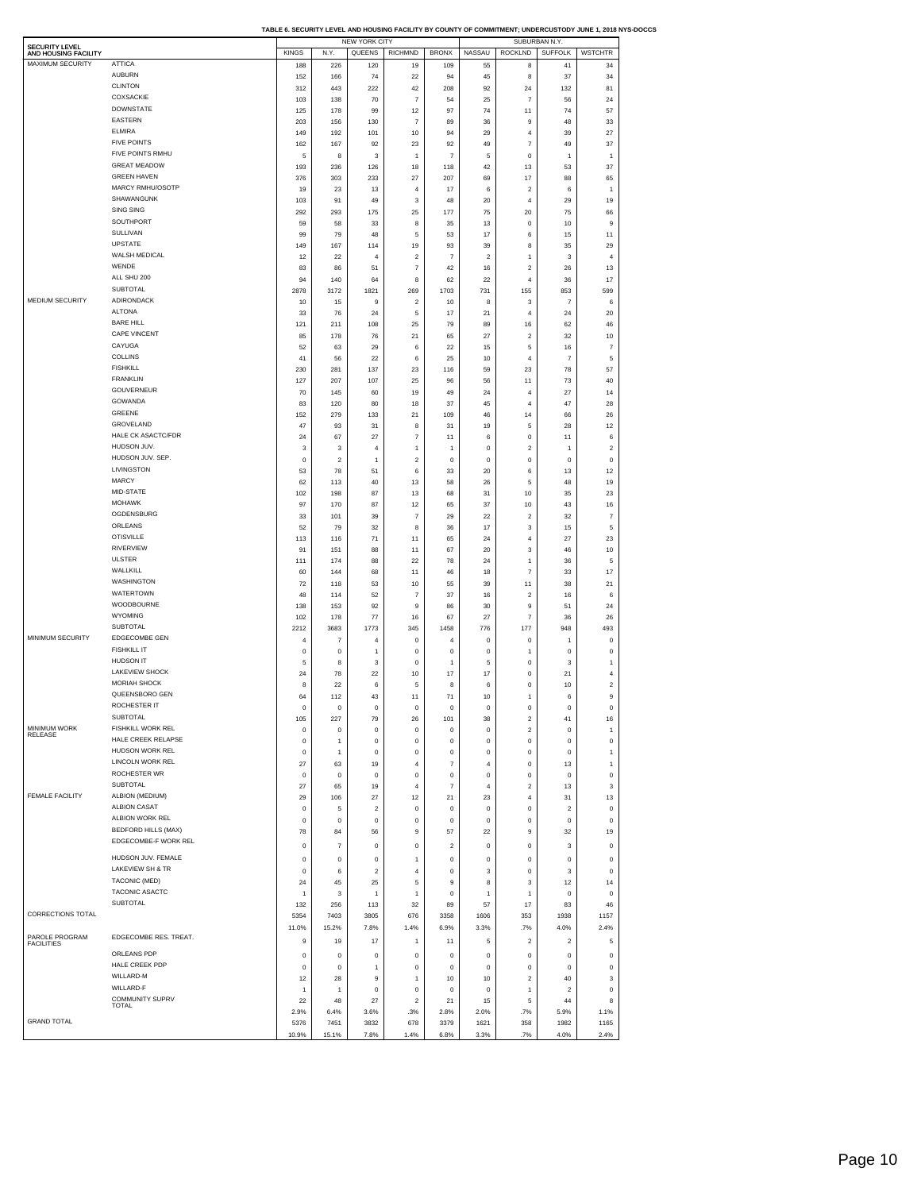**TABLE 6. SECURITY LEVEL AND HOUSING FACILITY BY COUNTY OF COMMITMENT; UNDERCUSTODY JUNE 1, 2018 NYS-DOCCS**

| SECURITY LEVEL AND HOUSING FACILITY | | NEW YORK CITY | | | | | SUBURBAN N.Y. | | | |
|---|---|---|---|---|---|---|---|---|---|---|
| | | KINGS | N.Y. | QUEENS | RICHMND | BRONX | NASSAU | ROCKLND | SUFFOLK | WSTCHTR |
| MAXIMUM SECURITY | ATTICA | 188 | 226 | 120 | 19 | 109 | 55 | 8 | 41 | 34 |
| | AUBURN | 152 | 166 | 74 | 22 | 94 | 45 | 8 | 37 | 34 |
| | CLINTON | 312 | 443 | 222 | 42 | 208 | 92 | 24 | 132 | 81 |
| | COXSACKIE | 103 | 138 | 70 | 7 | 54 | 25 | 7 | 56 | 24 |
| | DOWNSTATE | 125 | 178 | 99 | 12 | 97 | 74 | 11 | 74 | 57 |
| | EASTERN | 203 | 156 | 130 | 7 | 89 | 36 | 9 | 48 | 33 |
| | ELMIRA | 149 | 192 | 101 | 10 | 94 | 29 | 4 | 39 | 27 |
| | FIVE POINTS | 162 | 167 | 92 | 23 | 92 | 49 | 7 | 49 | 37 |
| | FIVE POINTS RMHU | 5 | 8 | 3 | 1 | 7 | 5 | 0 | 1 | 1 |
| | GREAT MEADOW | 193 | 236 | 126 | 18 | 118 | 42 | 13 | 53 | 37 |
| | GREEN HAVEN | 376 | 303 | 233 | 27 | 207 | 69 | 17 | 88 | 65 |
| | MARCY RMHU/OSOTP | 19 | 23 | 13 | 4 | 17 | 6 | 2 | 6 | 1 |
| | SHAWANGUNK | 103 | 91 | 49 | 3 | 48 | 20 | 4 | 29 | 19 |
| | SING SING | 292 | 293 | 175 | 25 | 177 | 75 | 20 | 75 | 66 |
| | SOUTHPORT | 59 | 58 | 33 | 8 | 35 | 13 | 0 | 10 | 9 |
| | SULLIVAN | 99 | 79 | 48 | 5 | 53 | 17 | 6 | 15 | 11 |
| | UPSTATE | 149 | 167 | 114 | 19 | 93 | 39 | 8 | 35 | 29 |
| | WALSH MEDICAL | 12 | 22 | 4 | 2 | 7 | 2 | 1 | 3 | 4 |
| | WENDE | 83 | 86 | 51 | 7 | 42 | 16 | 2 | 26 | 13 |
| | ALL SHU 200 | 94 | 140 | 64 | 8 | 62 | 22 | 4 | 36 | 17 |
| | SUBTOTAL | 2878 | 3172 | 1821 | 269 | 1703 | 731 | 155 | 853 | 599 |
| MEDIUM SECURITY | ADIRONDACK | 10 | 15 | 9 | 2 | 10 | 8 | 3 | 7 | 6 |
| | ALTONA | 33 | 76 | 24 | 5 | 17 | 21 | 4 | 24 | 20 |
| | BARE HILL | 121 | 211 | 108 | 25 | 79 | 89 | 16 | 62 | 46 |
| | CAPE VINCENT | 85 | 178 | 76 | 21 | 65 | 27 | 2 | 32 | 10 |
| | CAYUGA | 52 | 63 | 29 | 6 | 22 | 15 | 5 | 16 | 7 |
| | COLLINS | 41 | 56 | 22 | 6 | 25 | 10 | 4 | 7 | 5 |
| | FISHKILL | 230 | 281 | 137 | 23 | 116 | 59 | 23 | 78 | 57 |
| | FRANKLIN | 127 | 207 | 107 | 25 | 96 | 56 | 11 | 73 | 40 |
| | GOUVERNEUR | 70 | 145 | 60 | 19 | 49 | 24 | 4 | 27 | 14 |
| | GOWANDA | 83 | 120 | 80 | 18 | 37 | 45 | 4 | 47 | 28 |
| | GREENE | 152 | 279 | 133 | 21 | 109 | 46 | 14 | 66 | 26 |
| | GROVELAND | 47 | 93 | 31 | 8 | 31 | 19 | 5 | 28 | 12 |
| | HALE CK ASACTC/FDR | 24 | 67 | 27 | 7 | 11 | 6 | 0 | 11 | 6 |
| | HUDSON JUV. | 3 | 3 | 4 | 1 | 1 | 0 | 2 | 1 | 2 |
| | HUDSON JUV. SEP. | 0 | 2 | 1 | 2 | 0 | 0 | 0 | 0 | 0 |
| | LIVINGSTON | 53 | 78 | 51 | 6 | 33 | 20 | 6 | 13 | 12 |
| | MARCY | 62 | 113 | 40 | 13 | 58 | 26 | 5 | 48 | 19 |
| | MID-STATE | 102 | 198 | 87 | 13 | 68 | 31 | 10 | 35 | 23 |
| | MOHAWK | 97 | 170 | 87 | 12 | 65 | 37 | 10 | 43 | 16 |
| | OGDENSBURG | 33 | 101 | 39 | 7 | 29 | 22 | 2 | 32 | 7 |
| | ORLEANS | 52 | 79 | 32 | 8 | 36 | 17 | 3 | 15 | 5 |
| | OTISVILLE | 113 | 116 | 71 | 11 | 65 | 24 | 4 | 27 | 23 |
| | RIVERVIEW | 91 | 151 | 88 | 11 | 67 | 20 | 3 | 46 | 10 |
| | ULSTER | 111 | 174 | 88 | 22 | 78 | 24 | 1 | 36 | 5 |
| | WALLKILL | 60 | 144 | 68 | 11 | 46 | 18 | 7 | 33 | 17 |
| | WASHINGTON | 72 | 118 | 53 | 10 | 55 | 39 | 11 | 38 | 21 |
| | WATERTOWN | 48 | 114 | 52 | 7 | 37 | 16 | 2 | 16 | 6 |
| | WOODBOURNE | 138 | 153 | 92 | 9 | 86 | 30 | 9 | 51 | 24 |
| | WYOMING | 102 | 178 | 77 | 16 | 67 | 27 | 7 | 36 | 26 |
| | SUBTOTAL | 2212 | 3683 | 1773 | 345 | 1458 | 776 | 177 | 948 | 493 |
| MINIMUM SECURITY | EDGECOMBE GEN | 4 | 7 | 4 | 0 | 4 | 0 | 0 | 1 | 0 |
| | FISHKILL IT | 0 | 0 | 1 | 0 | 0 | 0 | 1 | 0 | 0 |
| | HUDSON IT | 5 | 8 | 3 | 0 | 1 | 5 | 0 | 3 | 1 |
| | LAKEVIEW SHOCK | 24 | 78 | 22 | 10 | 17 | 17 | 0 | 21 | 4 |
| | MORIAH SHOCK | 8 | 22 | 6 | 5 | 8 | 6 | 0 | 10 | 2 |
| | QUEENSBORO GEN | 64 | 112 | 43 | 11 | 71 | 10 | 1 | 6 | 9 |
| | ROCHESTER IT | 0 | 0 | 0 | 0 | 0 | 0 | 0 | 0 | 0 |
| | SUBTOTAL | 105 | 227 | 79 | 26 | 101 | 38 | 2 | 41 | 16 |
| MINIMUM WORK RELEASE | FISHKILL WORK REL | 0 | 0 | 0 | 0 | 0 | 0 | 2 | 0 | 1 |
| | HALE CREEK RELAPSE | 0 | 1 | 0 | 0 | 0 | 0 | 0 | 0 | 0 |
| | HUDSON WORK REL | 0 | 1 | 0 | 0 | 0 | 0 | 0 | 0 | 1 |
| | LINCOLN WORK REL | 27 | 63 | 19 | 4 | 7 | 4 | 0 | 13 | 1 |
| | ROCHESTER WR | 0 | 0 | 0 | 0 | 0 | 0 | 0 | 0 | 0 |
| | SUBTOTAL | 27 | 65 | 19 | 4 | 7 | 4 | 2 | 13 | 3 |
| FEMALE FACILITY | ALBION (MEDIUM) | 29 | 106 | 27 | 12 | 21 | 23 | 4 | 31 | 13 |
| | ALBION CASAT | 0 | 5 | 2 | 0 | 0 | 0 | 0 | 2 | 0 |
| | ALBION WORK REL | 0 | 0 | 0 | 0 | 0 | 0 | 0 | 0 | 0 |
| | BEDFORD HILLS (MAX) | 78 | 84 | 56 | 9 | 57 | 22 | 9 | 32 | 19 |
| | EDGECOMBE-F WORK REL | 0 | 7 | 0 | 0 | 2 | 0 | 0 | 3 | 0 |
| | HUDSON JUV. FEMALE | 0 | 0 | 0 | 1 | 0 | 0 | 0 | 0 | 0 |
| | LAKEVIEW SH & TR | 0 | 6 | 2 | 4 | 0 | 3 | 0 | 3 | 0 |
| | TACONIC (MED) | 24 | 45 | 25 | 5 | 9 | 8 | 3 | 12 | 14 |
| | TACONIC ASACTC | 1 | 3 | 1 | 1 | 0 | 1 | 1 | 0 | 0 |
| | SUBTOTAL | 132 | 256 | 113 | 32 | 89 | 57 | 17 | 83 | 46 |
| CORRECTIONS TOTAL | | 5354 | 7403 | 3805 | 676 | 3358 | 1606 | 353 | 1938 | 1157 |
| | | 11.0% | 15.2% | 7.8% | 1.4% | 6.9% | 3.3% | .7% | 4.0% | 2.4% |
| PAROLE PROGRAM FACILITIES | EDGECOMBE RES. TREAT. | 9 | 19 | 17 | 1 | 11 | 5 | 2 | 2 | 5 |
| | ORLEANS PDP | 0 | 0 | 0 | 0 | 0 | 0 | 0 | 0 | 0 |
| | HALE CREEK PDP | 0 | 0 | 1 | 0 | 0 | 0 | 0 | 0 | 0 |
| | WILLARD-M | 12 | 28 | 9 | 1 | 10 | 10 | 2 | 40 | 3 |
| | WILLARD-F | 1 | 1 | 0 | 0 | 0 | 0 | 1 | 2 | 0 |
| | COMMUNITY SUPRV TOTAL | 22 | 48 | 27 | 2 | 21 | 15 | 5 | 44 | 8 |
| | | 2.9% | 6.4% | 3.6% | .3% | 2.8% | 2.0% | .7% | 5.9% | 1.1% |
| GRAND TOTAL | | 5376 | 7451 | 3832 | 678 | 3379 | 1621 | 358 | 1982 | 1165 |
| | | 10.9% | 15.1% | 7.8% | 1.4% | 6.8% | 3.3% | .7% | 4.0% | 2.4% |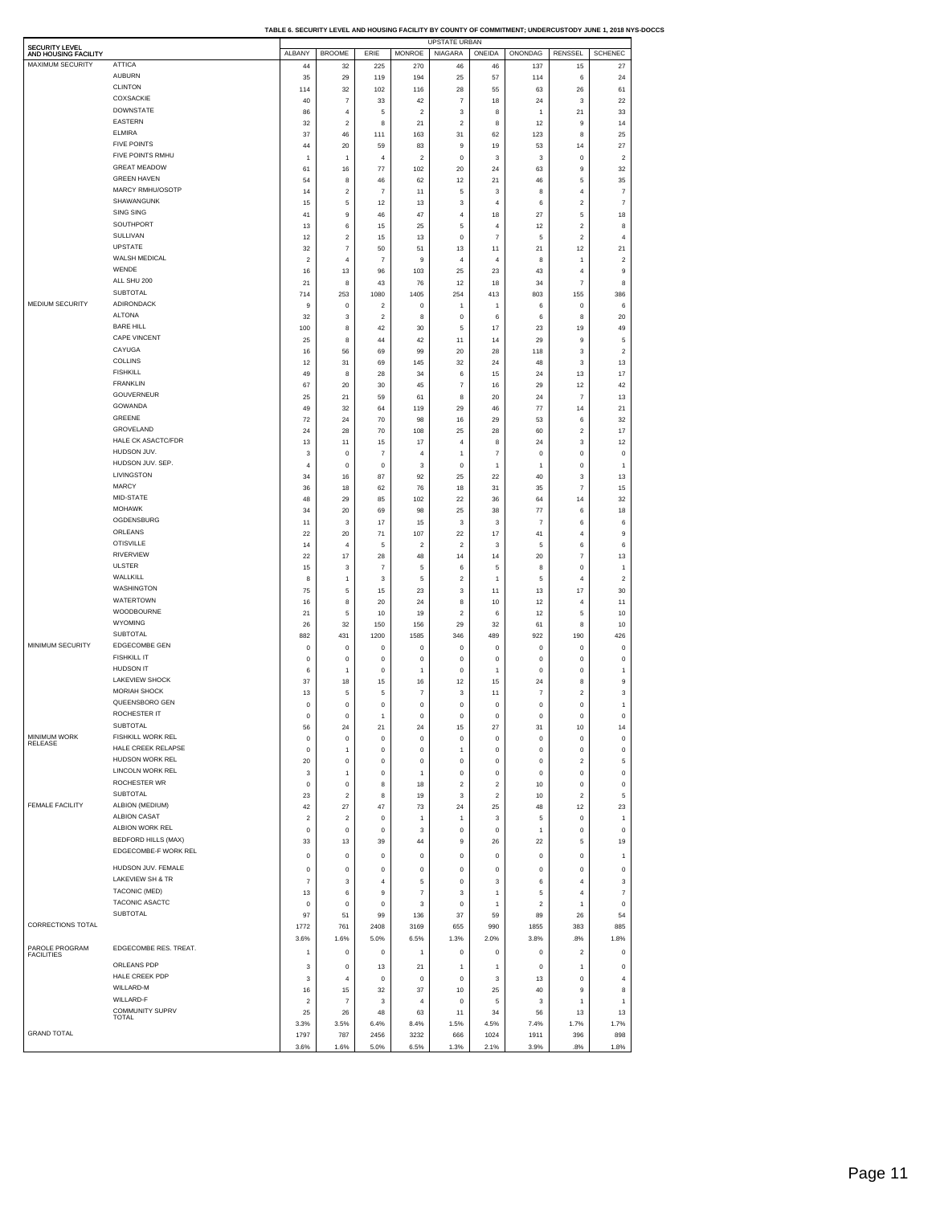**TABLE 6. SECURITY LEVEL AND HOUSING FACILITY BY COUNTY OF COMMITMENT; UNDERCUSTODY JUNE 1, 2018 NYS-DOCCS**

| SECURITY LEVEL AND HOUSING FACILITY | | UPSTATE URBAN | | | | | | | | |
|---|---|---|---|---|---|---|---|---|---|---|
| | | ALBANY | BROOME | ERIE | MONROE | NIAGARA | ONEIDA | ONONDAG | RENSSEL | SCHENEC |
| MAXIMUM SECURITY | ATTICA | 44 | 32 | 225 | 270 | 46 | 46 | 137 | 15 | 27 |
| | AUBURN | 35 | 29 | 119 | 194 | 25 | 57 | 114 | 6 | 24 |
| | CLINTON | 114 | 32 | 102 | 116 | 28 | 55 | 63 | 26 | 61 |
| | COXSACKIE | 40 | 7 | 33 | 42 | 7 | 18 | 24 | 3 | 22 |
| | DOWNSTATE | 86 | 4 | 5 | 2 | 3 | 8 | 1 | 21 | 33 |
| | EASTERN | 32 | 2 | 8 | 21 | 2 | 8 | 12 | 9 | 14 |
| | ELMIRA | 37 | 46 | 111 | 163 | 31 | 62 | 123 | 8 | 25 |
| | FIVE POINTS | 44 | 20 | 59 | 83 | 9 | 19 | 53 | 14 | 27 |
| | FIVE POINTS RMHU | 1 | 1 | 4 | 2 | 0 | 3 | 3 | 0 | 2 |
| | GREAT MEADOW | 61 | 16 | 77 | 102 | 20 | 24 | 63 | 9 | 32 |
| | GREEN HAVEN | 54 | 8 | 46 | 62 | 12 | 21 | 46 | 5 | 35 |
| | MARCY RMHU/OSOTP | 14 | 2 | 7 | 11 | 5 | 3 | 8 | 4 | 7 |
| | SHAWANGUNK | 15 | 5 | 12 | 13 | 3 | 4 | 6 | 2 | 7 |
| | SING SING | 41 | 9 | 46 | 47 | 4 | 18 | 27 | 5 | 18 |
| | SOUTHPORT | 13 | 6 | 15 | 25 | 5 | 4 | 12 | 2 | 8 |
| | SULLIVAN | 12 | 2 | 15 | 13 | 0 | 7 | 5 | 2 | 4 |
| | UPSTATE | 32 | 7 | 50 | 51 | 13 | 11 | 21 | 12 | 21 |
| | WALSH MEDICAL | 2 | 4 | 7 | 9 | 4 | 4 | 8 | 1 | 2 |
| | WENDE | 16 | 13 | 96 | 103 | 25 | 23 | 43 | 4 | 9 |
| | ALL SHU 200 | 21 | 8 | 43 | 76 | 12 | 18 | 34 | 7 | 8 |
| | SUBTOTAL | 714 | 253 | 1080 | 1405 | 254 | 413 | 803 | 155 | 386 |
| MEDIUM SECURITY | ADIRONDACK | 9 | 0 | 2 | 0 | 1 | 1 | 6 | 0 | 6 |
| | ALTONA | 32 | 3 | 2 | 8 | 0 | 6 | 6 | 8 | 20 |
| | BARE HILL | 100 | 8 | 42 | 30 | 5 | 17 | 23 | 19 | 49 |
| | CAPE VINCENT | 25 | 8 | 44 | 42 | 11 | 14 | 29 | 9 | 5 |
| | CAYUGA | 16 | 56 | 69 | 99 | 20 | 28 | 118 | 3 | 2 |
| | COLLINS | 12 | 31 | 69 | 145 | 32 | 24 | 48 | 3 | 13 |
| | FISHKILL | 49 | 8 | 28 | 34 | 6 | 15 | 24 | 13 | 17 |
| | FRANKLIN | 67 | 20 | 30 | 45 | 7 | 16 | 29 | 12 | 42 |
| | GOUVERNEUR | 25 | 21 | 59 | 61 | 8 | 20 | 24 | 7 | 13 |
| | GOWANDA | 49 | 32 | 64 | 119 | 29 | 46 | 77 | 14 | 21 |
| | GREENE | 72 | 24 | 70 | 98 | 16 | 29 | 53 | 6 | 32 |
| | GROVELAND | 24 | 28 | 70 | 108 | 25 | 28 | 60 | 2 | 17 |
| | HALE CK ASACTC/FDR | 13 | 11 | 15 | 17 | 4 | 8 | 24 | 3 | 12 |
| | HUDSON JUV. | 3 | 0 | 7 | 4 | 1 | 7 | 0 | 0 | 0 |
| | HUDSON JUV. SEP. | 4 | 0 | 0 | 3 | 0 | 1 | 1 | 0 | 1 |
| | LIVINGSTON | 34 | 16 | 87 | 92 | 25 | 22 | 40 | 3 | 13 |
| | MARCY | 36 | 18 | 62 | 76 | 18 | 31 | 35 | 7 | 15 |
| | MID-STATE | 48 | 29 | 85 | 102 | 22 | 36 | 64 | 14 | 32 |
| | MOHAWK | 34 | 20 | 69 | 98 | 25 | 38 | 77 | 6 | 18 |
| | OGDENSBURG | 11 | 3 | 17 | 15 | 3 | 3 | 7 | 6 | 6 |
| | ORLEANS | 22 | 20 | 71 | 107 | 22 | 17 | 41 | 4 | 9 |
| | OTISVILLE | 14 | 4 | 5 | 2 | 2 | 3 | 5 | 6 | 6 |
| | RIVERVIEW | 22 | 17 | 28 | 48 | 14 | 14 | 20 | 7 | 13 |
| | ULSTER | 15 | 3 | 7 | 5 | 6 | 5 | 8 | 0 | 1 |
| | WALLKILL | 8 | 1 | 3 | 5 | 2 | 1 | 5 | 4 | 2 |
| | WASHINGTON | 75 | 5 | 15 | 23 | 3 | 11 | 13 | 17 | 30 |
| | WATERTOWN | 16 | 8 | 20 | 24 | 8 | 10 | 12 | 4 | 11 |
| | WOODBOURNE | 21 | 5 | 10 | 19 | 2 | 6 | 12 | 5 | 10 |
| | WYOMING | 26 | 32 | 150 | 156 | 29 | 32 | 61 | 8 | 10 |
| | SUBTOTAL | 882 | 431 | 1200 | 1585 | 346 | 489 | 922 | 190 | 426 |
| MINIMUM SECURITY | EDGECOMBE GEN | 0 | 0 | 0 | 0 | 0 | 0 | 0 | 0 | 0 |
| | FISHKILL IT | 0 | 0 | 0 | 0 | 0 | 0 | 0 | 0 | 0 |
| | HUDSON IT | 6 | 1 | 0 | 1 | 0 | 1 | 0 | 0 | 1 |
| | LAKEVIEW SHOCK | 37 | 18 | 15 | 16 | 12 | 15 | 24 | 8 | 9 |
| | MORIAH SHOCK | 13 | 5 | 5 | 7 | 3 | 11 | 7 | 2 | 3 |
| | QUEENSBORO GEN | 0 | 0 | 0 | 0 | 0 | 0 | 0 | 0 | 1 |
| | ROCHESTER IT | 0 | 0 | 1 | 0 | 0 | 0 | 0 | 0 | 0 |
| | SUBTOTAL | 56 | 24 | 21 | 24 | 15 | 27 | 31 | 10 | 14 |
| MINIMUM WORK RELEASE | FISHKILL WORK REL | 0 | 0 | 0 | 0 | 0 | 0 | 0 | 0 | 0 |
| | HALE CREEK RELAPSE | 0 | 1 | 0 | 0 | 1 | 0 | 0 | 0 | 0 |
| | HUDSON WORK REL | 20 | 0 | 0 | 0 | 0 | 0 | 0 | 2 | 5 |
| | LINCOLN WORK REL | 3 | 1 | 0 | 1 | 0 | 0 | 0 | 0 | 0 |
| | ROCHESTER WR | 0 | 0 | 8 | 18 | 2 | 2 | 10 | 0 | 0 |
| | SUBTOTAL | 23 | 2 | 8 | 19 | 3 | 2 | 10 | 2 | 5 |
| FEMALE FACILITY | ALBION (MEDIUM) | 42 | 27 | 47 | 73 | 24 | 25 | 48 | 12 | 23 |
| | ALBION CASAT | 2 | 2 | 0 | 1 | 1 | 3 | 5 | 0 | 1 |
| | ALBION WORK REL | 0 | 0 | 0 | 3 | 0 | 0 | 1 | 0 | 0 |
| | BEDFORD HILLS (MAX) | 33 | 13 | 39 | 44 | 9 | 26 | 22 | 5 | 19 |
| | EDGECOMBE-F WORK REL | 0 | 0 | 0 | 0 | 0 | 0 | 0 | 0 | 1 |
| | HUDSON JUV. FEMALE | 0 | 0 | 0 | 0 | 0 | 0 | 0 | 0 | 0 |
| | LAKEVIEW SH & TR | 7 | 3 | 4 | 5 | 0 | 3 | 6 | 4 | 3 |
| | TACONIC (MED) | 13 | 6 | 9 | 7 | 3 | 1 | 5 | 4 | 7 |
| | TACONIC ASACTC | 0 | 0 | 0 | 3 | 0 | 1 | 2 | 1 | 0 |
| | SUBTOTAL | 97 | 51 | 99 | 136 | 37 | 59 | 89 | 26 | 54 |
| CORRECTIONS TOTAL | | 1772 | 761 | 2408 | 3169 | 655 | 990 | 1855 | 383 | 885 |
| | | 3.6% | 1.6% | 5.0% | 6.5% | 1.3% | 2.0% | 3.8% | .8% | 1.8% |
| PAROLE PROGRAM FACILITIES | EDGECOMBE RES. TREAT. | 1 | 0 | 0 | 1 | 0 | 0 | 0 | 2 | 0 |
| | ORLEANS PDP | 3 | 0 | 13 | 21 | 1 | 1 | 0 | 1 | 0 |
| | HALE CREEK PDP | 3 | 4 | 0 | 0 | 0 | 3 | 13 | 0 | 4 |
| | WILLARD-M | 16 | 15 | 32 | 37 | 10 | 25 | 40 | 9 | 8 |
| | WILLARD-F | 2 | 7 | 3 | 4 | 0 | 5 | 3 | 1 | 1 |
| | COMMUNITY SUPRV TOTAL | 25 | 26 | 48 | 63 | 11 | 34 | 56 | 13 | 13 |
| | | 3.3% | 3.5% | 6.4% | 8.4% | 1.5% | 4.5% | 7.4% | 1.7% | 1.7% |
| GRAND TOTAL | | 1797 | 787 | 2456 | 3232 | 666 | 1024 | 1911 | 396 | 898 |
| | | 3.6% | 1.6% | 5.0% | 6.5% | 1.3% | 2.1% | 3.9% | .8% | 1.8% |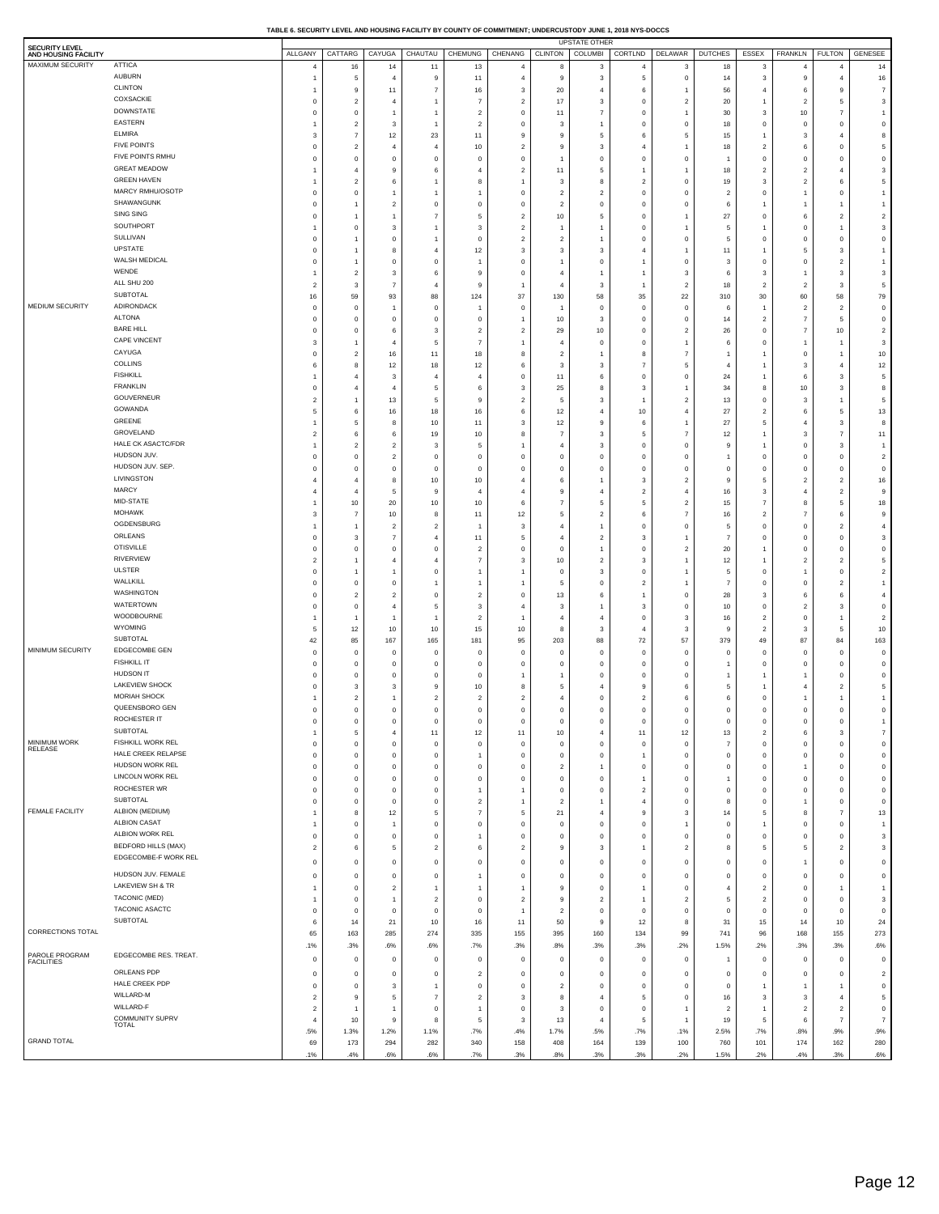**TABLE 6. SECURITY LEVEL AND HOUSING FACILITY BY COUNTY OF COMMITMENT; UNDERCUSTODY JUNE 1, 2018 NYS-DOCCS**

| SECURITY LEVEL AND HOUSING FACILITY | | UPSTATE OTHER | | | | | | | | | | | | | | | |
|---|---|---|---|---|---|---|---|---|---|---|---|---|---|---|---|---|---|
| | | ALLGANY | CATTARG | CAYUGA | CHAUTAU | CHEMUNG | CHENANG | CLINTON | COLUMBI | CORTLND | DELAWAR | DUTCHES | ESSEX | FRANKLN | FULTON | GENESEE |
| MAXIMUM SECURITY | ATTICA | 4 | 16 | 14 | 11 | 13 | 4 | 8 | 3 | 4 | 3 | 18 | 3 | 4 | 4 | 14 |
| | AUBURN | 1 | 5 | 4 | 9 | 11 | 4 | 9 | 3 | 5 | 0 | 14 | 3 | 9 | 4 | 16 |
| | CLINTON | 1 | 9 | 11 | 7 | 16 | 3 | 20 | 4 | 6 | 1 | 56 | 4 | 6 | 9 | 7 |
| | COXSACKIE | 0 | 2 | 4 | 1 | 7 | 2 | 17 | 3 | 0 | 2 | 20 | 1 | 2 | 5 | 3 |
| | DOWNSTATE | 0 | 0 | 1 | 1 | 2 | 0 | 11 | 7 | 0 | 1 | 30 | 3 | 10 | 7 | 1 |
| | EASTERN | 1 | 2 | 3 | 1 | 2 | 0 | 3 | 1 | 0 | 0 | 18 | 0 | 0 | 0 | 0 |
| | ELMIRA | 3 | 7 | 12 | 23 | 11 | 9 | 9 | 5 | 6 | 5 | 15 | 1 | 3 | 4 | 8 |
| | FIVE POINTS | 0 | 2 | 4 | 4 | 10 | 2 | 9 | 3 | 4 | 1 | 18 | 2 | 6 | 0 | 5 |
| | FIVE POINTS RMHU | 0 | 0 | 0 | 0 | 0 | 0 | 1 | 0 | 0 | 0 | 1 | 0 | 0 | 0 | 0 |
| | GREAT MEADOW | 1 | 4 | 9 | 6 | 4 | 2 | 11 | 5 | 1 | 1 | 18 | 2 | 2 | 4 | 3 |
| | GREEN HAVEN | 1 | 2 | 6 | 1 | 8 | 1 | 3 | 8 | 2 | 0 | 19 | 3 | 2 | 6 | 5 |
| | MARCY RMHU/OSOTP | 0 | 0 | 1 | 1 | 1 | 0 | 2 | 2 | 0 | 0 | 2 | 0 | 1 | 0 | 1 |
| | SHAWANGUNK | 0 | 1 | 2 | 0 | 0 | 0 | 2 | 0 | 0 | 0 | 6 | 1 | 1 | 1 | 1 |
| | SING SING | 0 | 1 | 1 | 7 | 5 | 2 | 10 | 5 | 0 | 1 | 27 | 0 | 6 | 2 | 2 |
| | SOUTHPORT | 1 | 0 | 3 | 1 | 3 | 2 | 1 | 1 | 0 | 1 | 5 | 1 | 0 | 1 | 3 |
| | SULLIVAN | 0 | 1 | 0 | 1 | 0 | 2 | 2 | 1 | 0 | 0 | 5 | 0 | 0 | 0 | 0 |
| | UPSTATE | 0 | 1 | 8 | 4 | 12 | 3 | 3 | 3 | 4 | 1 | 11 | 1 | 5 | 3 | 1 |
| | WALSH MEDICAL | 0 | 1 | 0 | 0 | 1 | 0 | 1 | 0 | 1 | 0 | 3 | 0 | 0 | 2 | 1 |
| | WENDE | 1 | 2 | 3 | 6 | 9 | 0 | 4 | 1 | 1 | 3 | 6 | 3 | 1 | 3 | 3 |
| | ALL SHU 200 | 2 | 3 | 7 | 4 | 9 | 1 | 4 | 3 | 1 | 2 | 18 | 2 | 2 | 3 | 5 |
| | SUBTOTAL | 16 | 59 | 93 | 88 | 124 | 37 | 130 | 58 | 35 | 22 | 310 | 30 | 60 | 58 | 79 |
| MEDIUM SECURITY | ADIRONDACK | 0 | 0 | 1 | 0 | 1 | 0 | 1 | 0 | 0 | 0 | 6 | 1 | 2 | 2 | 0 |
| | ALTONA | 0 | 0 | 0 | 0 | 0 | 1 | 10 | 3 | 0 | 0 | 14 | 2 | 7 | 5 | 0 |
| | BARE HILL | 0 | 0 | 6 | 3 | 2 | 2 | 29 | 10 | 0 | 2 | 26 | 0 | 7 | 10 | 2 |
| | CAPE VINCENT | 3 | 1 | 4 | 5 | 7 | 1 | 4 | 0 | 0 | 1 | 6 | 0 | 1 | 1 | 3 |
| | CAYUGA | 0 | 2 | 16 | 11 | 18 | 8 | 2 | 1 | 8 | 7 | 1 | 1 | 0 | 1 | 10 |
| | COLLINS | 6 | 8 | 12 | 18 | 12 | 6 | 3 | 3 | 7 | 5 | 4 | 1 | 3 | 4 | 12 |
| | FISHKILL | 1 | 4 | 3 | 4 | 4 | 0 | 11 | 6 | 0 | 0 | 24 | 1 | 6 | 3 | 5 |
| | FRANKLIN | 0 | 4 | 4 | 5 | 6 | 3 | 25 | 8 | 3 | 1 | 34 | 8 | 10 | 3 | 8 |
| | GOUVERNEUR | 2 | 1 | 13 | 5 | 9 | 2 | 5 | 3 | 1 | 2 | 13 | 0 | 3 | 1 | 5 |
| | GOWANDA | 5 | 6 | 16 | 18 | 16 | 6 | 12 | 4 | 10 | 4 | 27 | 2 | 6 | 5 | 13 |
| | GREENE | 1 | 5 | 8 | 10 | 11 | 3 | 12 | 9 | 6 | 1 | 27 | 5 | 4 | 3 | 8 |
| | GROVELAND | 2 | 6 | 6 | 19 | 10 | 8 | 7 | 3 | 5 | 7 | 12 | 1 | 3 | 7 | 11 |
| | HALE CK ASACTC/FDR | 1 | 2 | 2 | 3 | 5 | 1 | 4 | 3 | 0 | 0 | 9 | 1 | 0 | 3 | 1 |
| | HUDSON JUV. | 0 | 0 | 2 | 0 | 0 | 0 | 0 | 0 | 0 | 0 | 1 | 0 | 0 | 0 | 2 |
| | HUDSON JUV. SEP. | 0 | 0 | 0 | 0 | 0 | 0 | 0 | 0 | 0 | 0 | 0 | 0 | 0 | 0 | 0 |
| | LIVINGSTON | 4 | 4 | 8 | 10 | 10 | 4 | 6 | 1 | 3 | 2 | 9 | 5 | 2 | 2 | 16 |
| | MARCY | 4 | 4 | 5 | 9 | 4 | 4 | 9 | 4 | 2 | 4 | 16 | 3 | 4 | 2 | 9 |
| | MID-STATE | 1 | 10 | 20 | 10 | 10 | 6 | 7 | 5 | 5 | 2 | 15 | 7 | 8 | 5 | 18 |
| | MOHAWK | 3 | 7 | 10 | 8 | 11 | 12 | 5 | 2 | 6 | 7 | 16 | 2 | 7 | 6 | 9 |
| | OGDENSBURG | 1 | 1 | 2 | 2 | 1 | 3 | 4 | 1 | 0 | 0 | 5 | 0 | 0 | 2 | 4 |
| | ORLEANS | 0 | 3 | 7 | 4 | 11 | 5 | 4 | 2 | 3 | 1 | 7 | 0 | 0 | 0 | 3 |
| | OTISVILLE | 0 | 0 | 0 | 0 | 2 | 0 | 0 | 1 | 0 | 2 | 20 | 1 | 0 | 0 | 0 |
| | RIVERVIEW | 2 | 1 | 4 | 4 | 7 | 3 | 10 | 2 | 3 | 1 | 12 | 1 | 2 | 2 | 5 |
| | ULSTER | 0 | 1 | 1 | 0 | 1 | 1 | 0 | 3 | 0 | 1 | 5 | 0 | 1 | 0 | 2 |
| | WALLKILL | 0 | 0 | 0 | 1 | 1 | 1 | 5 | 0 | 2 | 1 | 7 | 0 | 0 | 2 | 1 |
| | WASHINGTON | 0 | 2 | 2 | 0 | 2 | 0 | 13 | 6 | 1 | 0 | 28 | 3 | 6 | 6 | 4 |
| | WATERTOWN | 0 | 0 | 4 | 5 | 3 | 4 | 3 | 1 | 3 | 0 | 10 | 0 | 2 | 3 | 0 |
| | WOODBOURNE | 1 | 1 | 1 | 1 | 2 | 1 | 4 | 4 | 0 | 3 | 16 | 2 | 0 | 1 | 2 |
| | WYOMING | 5 | 12 | 10 | 10 | 15 | 10 | 8 | 3 | 4 | 3 | 9 | 2 | 3 | 5 | 10 |
| | SUBTOTAL | 42 | 85 | 167 | 165 | 181 | 95 | 203 | 88 | 72 | 57 | 379 | 49 | 87 | 84 | 163 |
| MINIMUM SECURITY | EDGECOMBE GEN | 0 | 0 | 0 | 0 | 0 | 0 | 0 | 0 | 0 | 0 | 0 | 0 | 0 | 0 | 0 |
| | FISHKILL IT | 0 | 0 | 0 | 0 | 0 | 0 | 0 | 0 | 0 | 0 | 1 | 0 | 0 | 0 | 0 |
| | HUDSON IT | 0 | 0 | 0 | 0 | 0 | 1 | 1 | 0 | 0 | 0 | 1 | 1 | 1 | 0 | 0 |
| | LAKEVIEW SHOCK | 0 | 3 | 3 | 9 | 10 | 8 | 5 | 4 | 9 | 6 | 5 | 1 | 4 | 2 | 5 |
| | MORIAH SHOCK | 1 | 2 | 1 | 2 | 2 | 2 | 4 | 0 | 2 | 6 | 6 | 0 | 1 | 1 | 1 |
| | QUEENSBORO GEN | 0 | 0 | 0 | 0 | 0 | 0 | 0 | 0 | 0 | 0 | 0 | 0 | 0 | 0 | 0 |
| | ROCHESTER IT | 0 | 0 | 0 | 0 | 0 | 0 | 0 | 0 | 0 | 0 | 0 | 0 | 0 | 0 | 1 |
| | SUBTOTAL | 1 | 5 | 4 | 11 | 12 | 11 | 10 | 4 | 11 | 12 | 13 | 2 | 6 | 3 | 7 |
| MINIMUM WORK RELEASE | FISHKILL WORK REL | 0 | 0 | 0 | 0 | 0 | 0 | 0 | 0 | 0 | 0 | 7 | 0 | 0 | 0 | 0 |
| | HALE CREEK RELAPSE | 0 | 0 | 0 | 0 | 1 | 0 | 0 | 0 | 1 | 0 | 0 | 0 | 0 | 0 | 0 |
| | HUDSON WORK REL | 0 | 0 | 0 | 0 | 0 | 0 | 2 | 1 | 0 | 0 | 0 | 0 | 1 | 0 | 0 |
| | LINCOLN WORK REL | 0 | 0 | 0 | 0 | 0 | 0 | 0 | 0 | 1 | 0 | 1 | 0 | 0 | 0 | 0 |
| | ROCHESTER WR | 0 | 0 | 0 | 0 | 1 | 1 | 0 | 0 | 2 | 0 | 0 | 0 | 0 | 0 | 0 |
| | SUBTOTAL | 0 | 0 | 0 | 0 | 2 | 1 | 2 | 1 | 4 | 0 | 8 | 0 | 1 | 0 | 0 |
| FEMALE FACILITY | ALBION (MEDIUM) | 1 | 8 | 12 | 5 | 7 | 5 | 21 | 4 | 9 | 3 | 14 | 5 | 8 | 7 | 13 |
| | ALBION CASAT | 1 | 0 | 1 | 0 | 0 | 0 | 0 | 0 | 0 | 1 | 0 | 1 | 0 | 0 | 1 |
| | ALBION WORK REL | 0 | 0 | 0 | 0 | 1 | 0 | 0 | 0 | 0 | 0 | 0 | 0 | 0 | 0 | 3 |
| | BEDFORD HILLS (MAX) | 2 | 6 | 5 | 2 | 6 | 2 | 9 | 3 | 1 | 2 | 8 | 5 | 5 | 2 | 3 |
| | EDGECOMBE-F WORK REL | 0 | 0 | 0 | 0 | 0 | 0 | 0 | 0 | 0 | 0 | 0 | 0 | 1 | 0 | 0 |
| | HUDSON JUV. FEMALE | 0 | 0 | 0 | 0 | 1 | 0 | 0 | 0 | 0 | 0 | 0 | 0 | 0 | 0 | 0 |
| | LAKEVIEW SH & TR | 1 | 0 | 2 | 1 | 1 | 1 | 9 | 0 | 1 | 0 | 4 | 2 | 0 | 1 | 1 |
| | TACONIC (MED) | 1 | 0 | 1 | 2 | 0 | 2 | 9 | 2 | 1 | 2 | 5 | 2 | 0 | 0 | 3 |
| | TACONIC ASACTC | 0 | 0 | 0 | 0 | 0 | 1 | 2 | 0 | 0 | 0 | 0 | 0 | 0 | 0 | 0 |
| | SUBTOTAL | 6 | 14 | 21 | 10 | 16 | 11 | 50 | 9 | 12 | 8 | 31 | 15 | 14 | 10 | 24 |
| CORRECTIONS TOTAL | | 65 | 163 | 285 | 274 | 335 | 155 | 395 | 160 | 134 | 99 | 741 | 96 | 168 | 155 | 273 |
| | | .1% | .3% | .6% | .6% | .7% | .3% | .8% | .3% | .3% | .2% | 1.5% | .2% | .3% | .3% | .6% |
| PAROLE PROGRAM FACILITIES | EDGECOMBE RES. TREAT. | 0 | 0 | 0 | 0 | 0 | 0 | 0 | 0 | 0 | 0 | 1 | 0 | 0 | 0 | 0 |
| | ORLEANS PDP | 0 | 0 | 0 | 0 | 2 | 0 | 0 | 0 | 0 | 0 | 0 | 0 | 0 | 0 | 2 |
| | HALE CREEK PDP | 0 | 0 | 3 | 1 | 0 | 0 | 2 | 0 | 0 | 0 | 0 | 1 | 1 | 1 | 0 |
| | WILLARD-M | 2 | 9 | 5 | 7 | 2 | 3 | 8 | 4 | 5 | 0 | 16 | 3 | 3 | 4 | 5 |
| | WILLARD-F | 2 | 1 | 1 | 0 | 1 | 0 | 3 | 0 | 0 | 1 | 2 | 1 | 2 | 2 | 0 |
| | COMMUNITY SUPRV TOTAL | 4 | 10 | 9 | 8 | 5 | 3 | 13 | 4 | 5 | 1 | 19 | 5 | 6 | 7 | 7 |
| | | .5% | 1.3% | 1.2% | 1.1% | .7% | .4% | 1.7% | .5% | .7% | .1% | 2.5% | .7% | .8% | .9% | .9% |
| GRAND TOTAL | | 69 | 173 | 294 | 282 | 340 | 158 | 408 | 164 | 139 | 100 | 760 | 101 | 174 | 162 | 280 |
| | | .1% | .4% | .6% | .6% | .7% | .3% | .8% | .3% | .3% | .2% | 1.5% | .2% | .4% | .3% | .6% |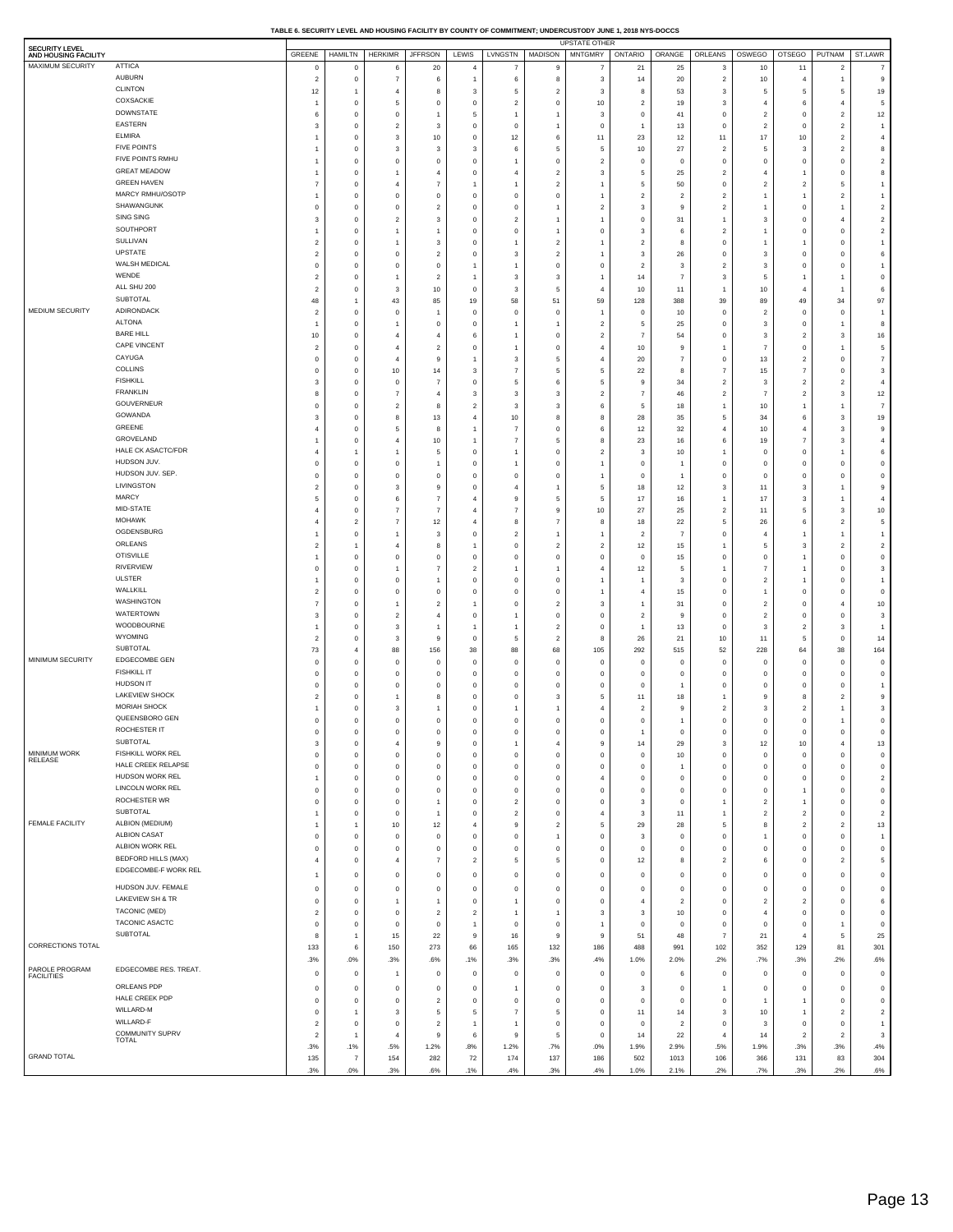**TABLE 6. SECURITY LEVEL AND HOUSING FACILITY BY COUNTY OF COMMITMENT; UNDERCUSTODY JUNE 1, 2018 NYS-DOCCS**

| SECURITY LEVEL AND HOUSING FACILITY | | UPSTATE OTHER | | | | | | | | | | | | | | |
|---|---|---|---|---|---|---|---|---|---|---|---|---|---|---|---|---|
| | | GREENE | HAMILTN | HERKIMR | JFFRSON | LEWIS | LVNGSTN | MADISON | MNTGMRY | ONTARIO | ORANGE | ORLEANS | OSWEGO | OTSEGO | PUTNAM | ST.LAWR |
| MAXIMUM SECURITY | ATTICA | 0 | 0 | 6 | 20 | 4 | 7 | 9 | 7 | 21 | 25 | 3 | 10 | 11 | 2 | 7 |
| | AUBURN | 2 | 0 | 7 | 6 | 1 | 6 | 8 | 3 | 14 | 20 | 2 | 10 | 4 | 1 | 9 |
| | CLINTON | 12 | 1 | 4 | 8 | 3 | 5 | 2 | 3 | 8 | 53 | 3 | 5 | 5 | 5 | 19 |
| | COXSACKIE | 1 | 0 | 5 | 0 | 0 | 2 | 0 | 10 | 2 | 19 | 3 | 4 | 6 | 4 | 5 |
| | DOWNSTATE | 6 | 0 | 0 | 1 | 5 | 1 | 1 | 3 | 0 | 41 | 0 | 2 | 0 | 2 | 12 |
| | EASTERN | 3 | 0 | 2 | 3 | 0 | 0 | 1 | 0 | 1 | 13 | 0 | 2 | 0 | 2 | 1 |
| | ELMIRA | 1 | 0 | 3 | 10 | 0 | 12 | 6 | 11 | 23 | 12 | 11 | 17 | 10 | 2 | 4 |
| | FIVE POINTS | 1 | 0 | 3 | 3 | 3 | 6 | 5 | 5 | 10 | 27 | 2 | 5 | 3 | 2 | 8 |
| | FIVE POINTS RMHU | 1 | 0 | 0 | 0 | 0 | 1 | 0 | 2 | 0 | 0 | 0 | 0 | 0 | 0 | 2 |
| | GREAT MEADOW | 1 | 0 | 1 | 4 | 0 | 4 | 2 | 3 | 5 | 25 | 2 | 4 | 1 | 0 | 8 |
| | GREEN HAVEN | 7 | 0 | 4 | 7 | 1 | 1 | 2 | 1 | 5 | 50 | 0 | 2 | 2 | 5 | 1 |
| | MARCY RMHU/OSOTP | 1 | 0 | 0 | 0 | 0 | 0 | 0 | 1 | 2 | 2 | 2 | 1 | 1 | 2 | 1 |
| | SHAWANGUNK | 0 | 0 | 0 | 2 | 0 | 0 | 1 | 2 | 3 | 9 | 2 | 1 | 0 | 1 | 2 |
| | SING SING | 3 | 0 | 2 | 3 | 0 | 2 | 1 | 1 | 0 | 31 | 1 | 3 | 0 | 4 | 2 |
| | SOUTHPORT | 1 | 0 | 1 | 1 | 0 | 0 | 1 | 0 | 3 | 6 | 2 | 1 | 0 | 0 | 2 |
| | SULLIVAN | 2 | 0 | 1 | 3 | 0 | 1 | 2 | 1 | 2 | 8 | 0 | 1 | 1 | 0 | 1 |
| | UPSTATE | 2 | 0 | 0 | 2 | 0 | 3 | 2 | 1 | 3 | 26 | 0 | 3 | 0 | 0 | 6 |
| | WALSH MEDICAL | 0 | 0 | 0 | 0 | 1 | 1 | 0 | 0 | 2 | 3 | 2 | 3 | 0 | 0 | 1 |
| | WENDE | 2 | 0 | 1 | 2 | 1 | 3 | 3 | 1 | 14 | 7 | 3 | 5 | 1 | 1 | 0 |
| | ALL SHU 200 | 2 | 0 | 3 | 10 | 0 | 3 | 5 | 4 | 10 | 11 | 1 | 10 | 4 | 1 | 6 |
| | SUBTOTAL | 48 | 1 | 43 | 85 | 19 | 58 | 51 | 59 | 128 | 388 | 39 | 89 | 49 | 34 | 97 |
| MEDIUM SECURITY | ADIRONDACK | 2 | 0 | 0 | 1 | 0 | 0 | 0 | 1 | 0 | 10 | 0 | 2 | 0 | 0 | 1 |
| | ALTONA | 1 | 0 | 1 | 0 | 0 | 1 | 1 | 2 | 5 | 25 | 0 | 3 | 0 | 1 | 8 |
| | BARE HILL | 10 | 0 | 4 | 4 | 6 | 1 | 0 | 2 | 7 | 54 | 0 | 3 | 2 | 3 | 16 |
| | CAPE VINCENT | 2 | 0 | 4 | 2 | 0 | 1 | 0 | 4 | 10 | 9 | 1 | 7 | 0 | 1 | 5 |
| | CAYUGA | 0 | 0 | 4 | 9 | 1 | 3 | 5 | 4 | 20 | 7 | 0 | 13 | 2 | 0 | 7 |
| | COLLINS | 0 | 0 | 10 | 14 | 3 | 7 | 5 | 5 | 22 | 8 | 7 | 15 | 7 | 0 | 3 |
| | FISHKILL | 3 | 0 | 0 | 7 | 0 | 5 | 6 | 5 | 9 | 34 | 2 | 3 | 2 | 2 | 4 |
| | FRANKLIN | 8 | 0 | 7 | 4 | 3 | 3 | 3 | 2 | 7 | 46 | 2 | 7 | 2 | 3 | 12 |
| | GOUVERNEUR | 0 | 0 | 2 | 8 | 2 | 3 | 3 | 6 | 5 | 18 | 1 | 10 | 1 | 1 | 7 |
| | GOWANDA | 3 | 0 | 8 | 13 | 4 | 10 | 8 | 8 | 28 | 35 | 5 | 34 | 6 | 3 | 19 |
| | GREENE | 4 | 0 | 5 | 8 | 1 | 7 | 0 | 6 | 12 | 32 | 4 | 10 | 4 | 3 | 9 |
| | GROVELAND | 1 | 0 | 4 | 10 | 1 | 7 | 5 | 8 | 23 | 16 | 6 | 19 | 7 | 3 | 4 |
| | HALE CK ASACTC/FDR | 4 | 1 | 1 | 5 | 0 | 1 | 0 | 2 | 3 | 10 | 1 | 0 | 0 | 1 | 6 |
| | HUDSON JUV. | 0 | 0 | 0 | 1 | 0 | 1 | 0 | 1 | 0 | 1 | 0 | 0 | 0 | 0 | 0 |
| | HUDSON JUV. SEP. | 0 | 0 | 0 | 0 | 0 | 0 | 0 | 1 | 0 | 1 | 0 | 0 | 0 | 0 | 0 |
| | LIVINGSTON | 2 | 0 | 3 | 9 | 0 | 4 | 1 | 5 | 18 | 12 | 3 | 11 | 3 | 1 | 9 |
| | MARCY | 5 | 0 | 6 | 7 | 4 | 9 | 5 | 5 | 17 | 16 | 1 | 17 | 3 | 1 | 4 |
| | MID-STATE | 4 | 0 | 7 | 7 | 4 | 7 | 9 | 10 | 27 | 25 | 2 | 11 | 5 | 3 | 10 |
| | MOHAWK | 4 | 2 | 7 | 12 | 4 | 8 | 7 | 8 | 18 | 22 | 5 | 26 | 6 | 2 | 5 |
| | OGDENSBURG | 1 | 0 | 1 | 3 | 0 | 2 | 1 | 1 | 2 | 7 | 0 | 4 | 1 | 1 | 1 |
| | ORLEANS | 2 | 1 | 4 | 8 | 1 | 0 | 2 | 2 | 12 | 15 | 1 | 5 | 3 | 2 | 2 |
| | OTISVILLE | 1 | 0 | 0 | 0 | 0 | 0 | 0 | 0 | 0 | 15 | 0 | 0 | 1 | 0 | 0 |
| | RIVERVIEW | 0 | 0 | 1 | 7 | 2 | 1 | 1 | 4 | 12 | 5 | 1 | 7 | 1 | 0 | 3 |
| | ULSTER | 1 | 0 | 0 | 1 | 0 | 0 | 0 | 1 | 1 | 3 | 0 | 2 | 1 | 0 | 1 |
| | WALLKILL | 2 | 0 | 0 | 0 | 0 | 0 | 0 | 1 | 4 | 15 | 0 | 1 | 0 | 0 | 0 |
| | WASHINGTON | 7 | 0 | 1 | 2 | 1 | 0 | 2 | 3 | 1 | 31 | 0 | 2 | 0 | 4 | 10 |
| | WATERTOWN | 3 | 0 | 2 | 4 | 0 | 1 | 0 | 0 | 2 | 9 | 0 | 2 | 0 | 0 | 3 |
| | WOODBOURNE | 1 | 0 | 3 | 1 | 1 | 1 | 2 | 0 | 1 | 13 | 0 | 3 | 2 | 3 | 1 |
| | WYOMING | 2 | 0 | 3 | 9 | 0 | 5 | 2 | 8 | 26 | 21 | 10 | 11 | 5 | 0 | 14 |
| | SUBTOTAL | 73 | 4 | 88 | 156 | 38 | 88 | 68 | 105 | 292 | 515 | 52 | 228 | 64 | 38 | 164 |
| MINIMUM SECURITY | EDGECOMBE GEN | 0 | 0 | 0 | 0 | 0 | 0 | 0 | 0 | 0 | 0 | 0 | 0 | 0 | 0 | 0 |
| | FISHKILL IT | 0 | 0 | 0 | 0 | 0 | 0 | 0 | 0 | 0 | 0 | 0 | 0 | 0 | 0 | 0 |
| | HUDSON IT | 0 | 0 | 0 | 0 | 0 | 0 | 0 | 0 | 0 | 1 | 0 | 0 | 0 | 0 | 1 |
| | LAKEVIEW SHOCK | 2 | 0 | 1 | 8 | 0 | 0 | 3 | 5 | 11 | 18 | 1 | 9 | 8 | 2 | 9 |
| | MORIAH SHOCK | 1 | 0 | 3 | 1 | 0 | 1 | 1 | 4 | 2 | 9 | 2 | 3 | 2 | 1 | 3 |
| | QUEENSBORO GEN | 0 | 0 | 0 | 0 | 0 | 0 | 0 | 0 | 0 | 1 | 0 | 0 | 0 | 1 | 0 |
| | ROCHESTER IT | 0 | 0 | 0 | 0 | 0 | 0 | 0 | 0 | 1 | 0 | 0 | 0 | 0 | 0 | 0 |
| | SUBTOTAL | 3 | 0 | 4 | 9 | 0 | 1 | 4 | 9 | 14 | 29 | 3 | 12 | 10 | 4 | 13 |
| MINIMUM WORK RELEASE | FISHKILL WORK REL | 0 | 0 | 0 | 0 | 0 | 0 | 0 | 0 | 0 | 10 | 0 | 0 | 0 | 0 | 0 |
| | HALE CREEK RELAPSE | 0 | 0 | 0 | 0 | 0 | 0 | 0 | 0 | 0 | 1 | 0 | 0 | 0 | 0 | 0 |
| | HUDSON WORK REL | 1 | 0 | 0 | 0 | 0 | 0 | 0 | 4 | 0 | 0 | 0 | 0 | 0 | 0 | 2 |
| | LINCOLN WORK REL | 0 | 0 | 0 | 0 | 0 | 0 | 0 | 0 | 0 | 0 | 0 | 0 | 1 | 0 | 0 |
| | ROCHESTER WR | 0 | 0 | 0 | 1 | 0 | 2 | 0 | 0 | 3 | 0 | 1 | 2 | 1 | 0 | 0 |
| | SUBTOTAL | 1 | 0 | 0 | 1 | 0 | 2 | 0 | 4 | 3 | 11 | 1 | 2 | 2 | 0 | 2 |
| FEMALE FACILITY | ALBION (MEDIUM) | 1 | 1 | 10 | 12 | 4 | 9 | 2 | 5 | 29 | 28 | 5 | 8 | 2 | 2 | 13 |
| | ALBION CASAT | 0 | 0 | 0 | 0 | 0 | 0 | 1 | 0 | 3 | 0 | 0 | 1 | 0 | 0 | 1 |
| | ALBION WORK REL | 0 | 0 | 0 | 0 | 0 | 0 | 0 | 0 | 0 | 0 | 0 | 0 | 0 | 0 | 0 |
| | BEDFORD HILLS (MAX) | 4 | 0 | 4 | 7 | 2 | 5 | 5 | 0 | 12 | 8 | 2 | 6 | 0 | 2 | 5 |
| | EDGECOMBE-F WORK REL | 1 | 0 | 0 | 0 | 0 | 0 | 0 | 0 | 0 | 0 | 0 | 0 | 0 | 0 | 0 |
| | HUDSON JUV. FEMALE | 0 | 0 | 0 | 0 | 0 | 0 | 0 | 0 | 0 | 0 | 0 | 0 | 0 | 0 | 0 |
| | LAKEVIEW SH & TR | 0 | 0 | 1 | 1 | 0 | 1 | 0 | 0 | 4 | 2 | 0 | 2 | 2 | 0 | 6 |
| | TACONIC (MED) | 2 | 0 | 0 | 2 | 2 | 1 | 1 | 3 | 3 | 10 | 0 | 4 | 0 | 0 | 0 |
| | TACONIC ASACTC | 0 | 0 | 0 | 0 | 1 | 0 | 0 | 1 | 0 | 0 | 0 | 0 | 0 | 1 | 0 |
| | SUBTOTAL | 8 | 1 | 15 | 22 | 9 | 16 | 9 | 9 | 51 | 48 | 7 | 21 | 4 | 5 | 25 |
| CORRECTIONS TOTAL | | 133 | 6 | 150 | 273 | 66 | 165 | 132 | 186 | 488 | 991 | 102 | 352 | 129 | 81 | 301 |
| | | .3% | .0% | .3% | .6% | .1% | .3% | .3% | .4% | 1.0% | 2.0% | .2% | .7% | .3% | .2% | .6% |
| PAROLE PROGRAM FACILITIES | EDGECOMBE RES. TREAT. | 0 | 0 | 1 | 0 | 0 | 0 | 0 | 0 | 0 | 6 | 0 | 0 | 0 | 0 | 0 |
| | ORLEANS PDP | 0 | 0 | 0 | 0 | 0 | 1 | 0 | 0 | 3 | 0 | 1 | 0 | 0 | 0 | 0 |
| | HALE CREEK PDP | 0 | 0 | 0 | 2 | 0 | 0 | 0 | 0 | 0 | 0 | 0 | 1 | 1 | 0 | 0 |
| | WILLARD-M | 0 | 1 | 3 | 5 | 5 | 7 | 5 | 0 | 11 | 14 | 3 | 10 | 1 | 2 | 2 |
| | WILLARD-F | 2 | 0 | 0 | 2 | 1 | 1 | 0 | 0 | 0 | 2 | 0 | 3 | 0 | 0 | 1 |
| | COMMUNITY SUPRV TOTAL | 2 | 1 | 4 | 9 | 6 | 9 | 5 | 0 | 14 | 22 | 4 | 14 | 2 | 2 | 3 |
| | | .3% | .1% | .5% | 1.2% | .8% | 1.2% | .7% | .0% | 1.9% | 2.9% | .5% | 1.9% | .3% | .3% | .4% |
| GRAND TOTAL | | 135 | 7 | 154 | 282 | 72 | 174 | 137 | 186 | 502 | 1013 | 106 | 366 | 131 | 83 | 304 |
| | | .3% | .0% | .3% | .6% | .1% | .4% | .3% | .4% | 1.0% | 2.1% | .2% | .7% | .3% | .2% | .6% |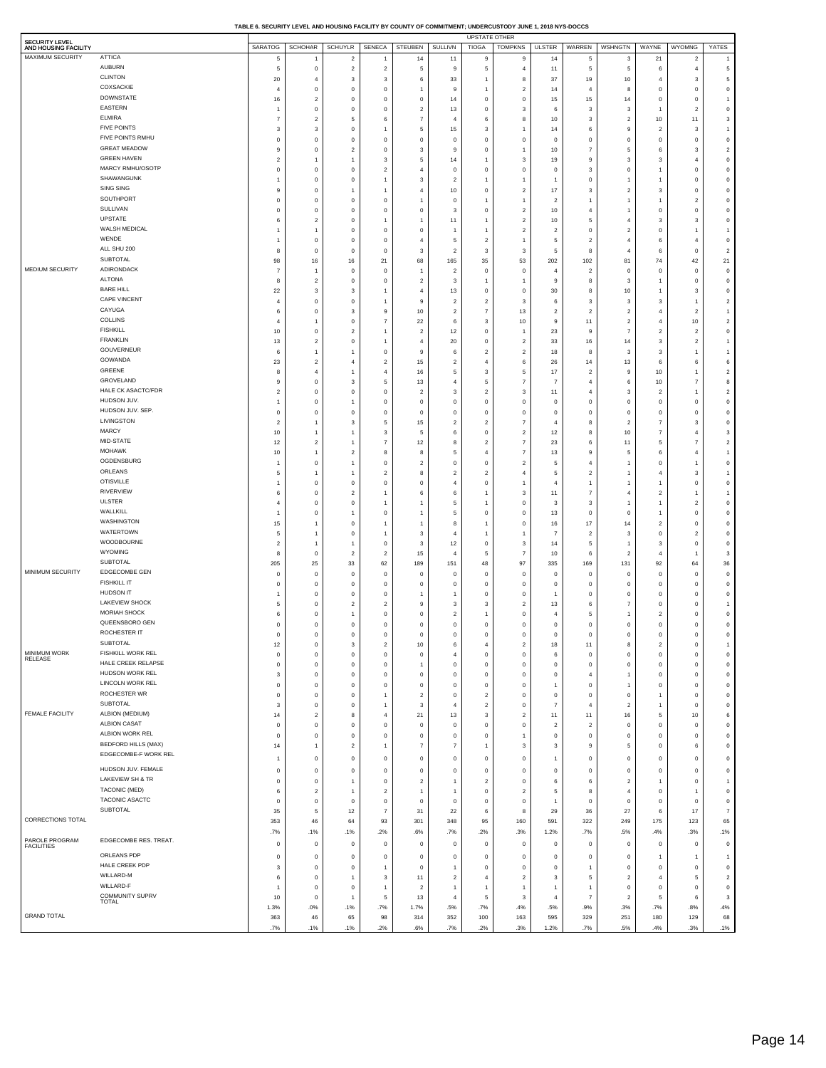**TABLE 6. SECURITY LEVEL AND HOUSING FACILITY BY COUNTY OF COMMITMENT; UNDERCUSTODY JUNE 1, 2018 NYS-DOCCS**

| SECURITY LEVEL AND HOUSING FACILITY | | UPSTATE OTHER | | | | | | | | | | | | | |
|---|---|---|---|---|---|---|---|---|---|---|---|---|---|---|---|
| | | SARATOG | SCHOHAR | SCHUYLR | SENECA | STEUBEN | SULLIVN | TIOGA | TOMPKNS | ULSTER | WARREN | WSHNGTN | WAYNE | WYOMNG | YATES |
| MAXIMUM SECURITY | ATTICA | 5 | 1 | 2 | 1 | 14 | 11 | 9 | 9 | 14 | 5 | 3 | 21 | 2 | 1 |
| | AUBURN | 5 | 0 | 2 | 2 | 5 | 9 | 5 | 4 | 11 | 5 | 5 | 6 | 4 | 5 |
| | CLINTON | 20 | 4 | 3 | 3 | 6 | 33 | 1 | 8 | 37 | 19 | 10 | 4 | 3 | 5 |
| | COXSACKIE | 4 | 0 | 0 | 0 | 1 | 9 | 1 | 2 | 14 | 4 | 8 | 0 | 0 | 0 |
| | DOWNSTATE | 16 | 2 | 0 | 0 | 0 | 14 | 0 | 0 | 15 | 15 | 14 | 0 | 0 | 1 |
| | EASTERN | 1 | 0 | 0 | 0 | 2 | 13 | 0 | 3 | 6 | 3 | 3 | 1 | 2 | 0 |
| | ELMIRA | 7 | 2 | 5 | 6 | 7 | 4 | 6 | 8 | 10 | 3 | 2 | 10 | 11 | 3 |
| | FIVE POINTS | 3 | 3 | 0 | 1 | 5 | 15 | 3 | 1 | 14 | 6 | 9 | 2 | 3 | 1 |
| | FIVE POINTS RMHU | 0 | 0 | 0 | 0 | 0 | 0 | 0 | 0 | 0 | 0 | 0 | 0 | 0 | 0 |
| | GREAT MEADOW | 9 | 0 | 2 | 0 | 3 | 9 | 0 | 1 | 10 | 7 | 5 | 6 | 3 | 2 |
| | GREEN HAVEN | 2 | 1 | 1 | 3 | 5 | 14 | 1 | 3 | 19 | 9 | 3 | 3 | 4 | 0 |
| | MARCY RMHU/OSOTP | 0 | 0 | 0 | 2 | 4 | 0 | 0 | 0 | 0 | 3 | 0 | 1 | 0 | 0 |
| | SHAWANGUNK | 1 | 0 | 0 | 1 | 3 | 2 | 1 | 1 | 1 | 0 | 1 | 1 | 0 | 0 |
| | SING SING | 9 | 0 | 1 | 1 | 4 | 10 | 0 | 2 | 17 | 3 | 2 | 3 | 0 | 0 |
| | SOUTHPORT | 0 | 0 | 0 | 0 | 1 | 0 | 1 | 1 | 2 | 1 | 1 | 1 | 2 | 0 |
| | SULLIVAN | 0 | 0 | 0 | 0 | 0 | 3 | 0 | 2 | 10 | 4 | 1 | 0 | 0 | 0 |
| | UPSTATE | 6 | 2 | 0 | 1 | 1 | 11 | 1 | 2 | 10 | 5 | 4 | 3 | 3 | 0 |
| | WALSH MEDICAL | 1 | 1 | 0 | 0 | 0 | 1 | 1 | 2 | 2 | 0 | 2 | 0 | 1 | 1 |
| | WENDE | 1 | 0 | 0 | 0 | 4 | 5 | 2 | 1 | 5 | 2 | 4 | 6 | 4 | 0 |
| | ALL SHU 200 | 8 | 0 | 0 | 0 | 3 | 2 | 3 | 3 | 5 | 8 | 4 | 6 | 0 | 2 |
| | SUBTOTAL | 98 | 16 | 16 | 21 | 68 | 165 | 35 | 53 | 202 | 102 | 81 | 74 | 42 | 21 |
| MEDIUM SECURITY | ADIRONDACK | 7 | 1 | 0 | 0 | 1 | 2 | 0 | 0 | 4 | 2 | 0 | 0 | 0 | 0 |
| | ALTONA | 8 | 2 | 0 | 0 | 2 | 3 | 1 | 1 | 9 | 8 | 3 | 1 | 0 | 0 |
| | BARE HILL | 22 | 3 | 3 | 1 | 4 | 13 | 0 | 0 | 30 | 8 | 10 | 1 | 3 | 0 |
| | CAPE VINCENT | 4 | 0 | 0 | 1 | 9 | 2 | 2 | 3 | 6 | 3 | 3 | 3 | 1 | 2 |
| | CAYUGA | 6 | 0 | 3 | 9 | 10 | 2 | 7 | 13 | 2 | 2 | 2 | 4 | 2 | 1 |
| | COLLINS | 4 | 1 | 0 | 7 | 22 | 6 | 3 | 10 | 9 | 11 | 2 | 4 | 10 | 2 |
| | FISHKILL | 10 | 0 | 2 | 1 | 2 | 12 | 0 | 1 | 23 | 9 | 7 | 2 | 2 | 0 |
| | FRANKLIN | 13 | 2 | 0 | 1 | 4 | 20 | 0 | 2 | 33 | 16 | 14 | 3 | 2 | 1 |
| | GOUVERNEUR | 6 | 1 | 1 | 0 | 9 | 6 | 2 | 2 | 18 | 8 | 3 | 3 | 1 | 1 |
| | GOWANDA | 23 | 2 | 4 | 2 | 15 | 2 | 4 | 6 | 26 | 14 | 13 | 6 | 6 | 6 |
| | GREENE | 8 | 4 | 1 | 4 | 16 | 5 | 3 | 5 | 17 | 2 | 9 | 10 | 1 | 2 |
| | GROVELAND | 9 | 0 | 3 | 5 | 13 | 4 | 5 | 7 | 7 | 4 | 6 | 10 | 7 | 8 |
| | HALE CK ASACTC/FDR | 2 | 0 | 0 | 0 | 2 | 3 | 2 | 3 | 11 | 4 | 3 | 2 | 1 | 2 |
| | HUDSON JUV. | 1 | 0 | 1 | 0 | 0 | 0 | 0 | 0 | 0 | 0 | 0 | 0 | 0 | 0 |
| | HUDSON JUV. SEP. | 0 | 0 | 0 | 0 | 0 | 0 | 0 | 0 | 0 | 0 | 0 | 0 | 0 | 0 |
| | LIVINGSTON | 2 | 1 | 3 | 5 | 15 | 2 | 2 | 7 | 4 | 8 | 2 | 7 | 3 | 0 |
| | MARCY | 10 | 1 | 1 | 3 | 5 | 6 | 0 | 2 | 12 | 8 | 10 | 7 | 4 | 3 |
| | MID-STATE | 12 | 2 | 1 | 7 | 12 | 8 | 2 | 7 | 23 | 6 | 11 | 5 | 7 | 2 |
| | MOHAWK | 10 | 1 | 2 | 8 | 8 | 5 | 4 | 7 | 13 | 9 | 5 | 6 | 4 | 1 |
| | OGDENSBURG | 1 | 0 | 1 | 0 | 2 | 0 | 0 | 2 | 5 | 4 | 1 | 0 | 1 | 0 |
| | ORLEANS | 5 | 1 | 1 | 2 | 8 | 2 | 2 | 4 | 5 | 2 | 1 | 4 | 3 | 1 |
| | OTISVILLE | 1 | 0 | 0 | 0 | 0 | 4 | 0 | 1 | 4 | 1 | 1 | 1 | 0 | 0 |
| | RIVERVIEW | 6 | 0 | 2 | 1 | 6 | 6 | 1 | 3 | 11 | 7 | 4 | 2 | 1 | 1 |
| | ULSTER | 4 | 0 | 0 | 1 | 1 | 5 | 1 | 0 | 3 | 3 | 1 | 1 | 2 | 0 |
| | WALLKILL | 1 | 0 | 1 | 0 | 1 | 5 | 0 | 0 | 13 | 0 | 0 | 1 | 0 | 0 |
| | WASHINGTON | 15 | 1 | 0 | 1 | 1 | 8 | 1 | 0 | 16 | 17 | 14 | 2 | 0 | 0 |
| | WATERTOWN | 5 | 1 | 0 | 1 | 3 | 4 | 1 | 1 | 7 | 2 | 3 | 0 | 2 | 0 |
| | WOODBOURNE | 2 | 1 | 1 | 0 | 3 | 12 | 0 | 3 | 14 | 5 | 1 | 3 | 0 | 0 |
| | WYOMING | 8 | 0 | 2 | 2 | 15 | 4 | 5 | 7 | 10 | 6 | 2 | 4 | 1 | 3 |
| | SUBTOTAL | 205 | 25 | 33 | 62 | 189 | 151 | 48 | 97 | 335 | 169 | 131 | 92 | 64 | 36 |
| MINIMUM SECURITY | EDGECOMBE GEN | 0 | 0 | 0 | 0 | 0 | 0 | 0 | 0 | 0 | 0 | 0 | 0 | 0 | 0 |
| | FISHKILL IT | 0 | 0 | 0 | 0 | 0 | 0 | 0 | 0 | 0 | 0 | 0 | 0 | 0 | 0 |
| | HUDSON IT | 1 | 0 | 0 | 0 | 1 | 1 | 0 | 0 | 1 | 0 | 0 | 0 | 0 | 0 |
| | LAKEVIEW SHOCK | 5 | 0 | 2 | 2 | 9 | 3 | 3 | 2 | 13 | 6 | 7 | 0 | 0 | 1 |
| | MORIAH SHOCK | 6 | 0 | 1 | 0 | 0 | 2 | 1 | 0 | 4 | 5 | 1 | 2 | 0 | 0 |
| | QUEENSBORO GEN | 0 | 0 | 0 | 0 | 0 | 0 | 0 | 0 | 0 | 0 | 0 | 0 | 0 | 0 |
| | ROCHESTER IT | 0 | 0 | 0 | 0 | 0 | 0 | 0 | 0 | 0 | 0 | 0 | 0 | 0 | 0 |
| | SUBTOTAL | 12 | 0 | 3 | 2 | 10 | 6 | 4 | 2 | 18 | 11 | 8 | 2 | 0 | 1 |
| MINIMUM WORK RELEASE | FISHKILL WORK REL | 0 | 0 | 0 | 0 | 0 | 4 | 0 | 0 | 6 | 0 | 0 | 0 | 0 | 0 |
| | HALE CREEK RELAPSE | 0 | 0 | 0 | 0 | 1 | 0 | 0 | 0 | 0 | 0 | 0 | 0 | 0 | 0 |
| | HUDSON WORK REL | 3 | 0 | 0 | 0 | 0 | 0 | 0 | 0 | 0 | 4 | 1 | 0 | 0 | 0 |
| | LINCOLN WORK REL | 0 | 0 | 0 | 0 | 0 | 0 | 0 | 0 | 1 | 0 | 1 | 0 | 0 | 0 |
| | ROCHESTER WR | 0 | 0 | 0 | 1 | 2 | 0 | 2 | 0 | 0 | 0 | 0 | 1 | 0 | 0 |
| | SUBTOTAL | 3 | 0 | 0 | 1 | 3 | 4 | 2 | 0 | 7 | 4 | 2 | 1 | 0 | 0 |
| FEMALE FACILITY | ALBION (MEDIUM) | 14 | 2 | 8 | 4 | 21 | 13 | 3 | 2 | 11 | 11 | 16 | 5 | 10 | 6 |
| | ALBION CASAT | 0 | 0 | 0 | 0 | 0 | 0 | 0 | 0 | 2 | 2 | 0 | 0 | 0 | 0 |
| | ALBION WORK REL | 0 | 0 | 0 | 0 | 0 | 0 | 0 | 1 | 0 | 0 | 0 | 0 | 0 | 0 |
| | BEDFORD HILLS (MAX) | 14 | 1 | 2 | 1 | 7 | 7 | 1 | 3 | 3 | 9 | 5 | 0 | 6 | 0 |
| | EDGECOMBE-F WORK REL | 1 | 0 | 0 | 0 | 0 | 0 | 0 | 0 | 1 | 0 | 0 | 0 | 0 | 0 |
| | HUDSON JUV. FEMALE | 0 | 0 | 0 | 0 | 0 | 0 | 0 | 0 | 0 | 0 | 0 | 0 | 0 | 0 |
| | LAKEVIEW SH & TR | 0 | 0 | 1 | 0 | 2 | 1 | 2 | 0 | 6 | 6 | 2 | 1 | 0 | 1 |
| | TACONIC (MED) | 6 | 2 | 1 | 2 | 1 | 1 | 0 | 2 | 5 | 8 | 4 | 0 | 1 | 0 |
| | TACONIC ASACTC | 0 | 0 | 0 | 0 | 0 | 0 | 0 | 0 | 1 | 0 | 0 | 0 | 0 | 0 |
| | SUBTOTAL | 35 | 5 | 12 | 7 | 31 | 22 | 6 | 8 | 29 | 36 | 27 | 6 | 17 | 7 |
| CORRECTIONS TOTAL | | 353 | 46 | 64 | 93 | 301 | 348 | 95 | 160 | 591 | 322 | 249 | 175 | 123 | 65 |
| | | .7% | .1% | .1% | .2% | .6% | .7% | .2% | .3% | 1.2% | .7% | .5% | .4% | .3% | .1% |
| PAROLE PROGRAM FACILITIES | EDGECOMBE RES. TREAT. | 0 | 0 | 0 | 0 | 0 | 0 | 0 | 0 | 0 | 0 | 0 | 0 | 0 | 0 |
| | ORLEANS PDP | 0 | 0 | 0 | 0 | 0 | 0 | 0 | 0 | 0 | 0 | 0 | 1 | 1 | 1 |
| | HALE CREEK PDP | 3 | 0 | 0 | 1 | 0 | 1 | 0 | 0 | 0 | 1 | 0 | 0 | 0 | 0 |
| | WILLARD-M | 6 | 0 | 1 | 3 | 11 | 2 | 4 | 2 | 3 | 5 | 2 | 4 | 5 | 2 |
| | WILLARD-F | 1 | 0 | 0 | 1 | 2 | 1 | 1 | 1 | 1 | 1 | 0 | 0 | 0 | 0 |
| | COMMUNITY SUPRV TOTAL | 10 | 0 | 1 | 5 | 13 | 4 | 5 | 3 | 4 | 7 | 2 | 5 | 6 | 3 |
| | | 1.3% | .0% | .1% | .7% | 1.7% | .5% | .7% | .4% | .5% | .9% | .3% | .7% | .8% | .4% |
| GRAND TOTAL | | 363 | 46 | 65 | 98 | 314 | 352 | 100 | 163 | 595 | 329 | 251 | 180 | 129 | 68 |
| | | .7% | .1% | .1% | .2% | .6% | .7% | .2% | .3% | 1.2% | .7% | .5% | .4% | .3% | .1% |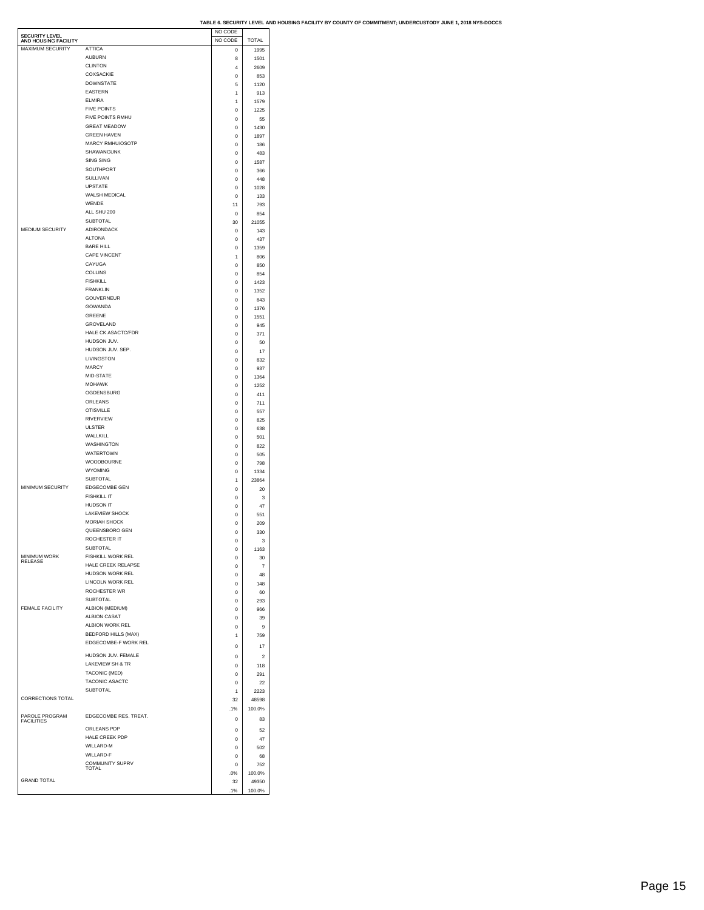**TABLE 6. SECURITY LEVEL AND HOUSING FACILITY BY COUNTY OF COMMITMENT; UNDERCUSTODY JUNE 1, 2018 NYS-DOCCS**

| SECURITY LEVEL AND HOUSING FACILITY | | NO CODE | |
|---|---|---|---|
| | | NO CODE | TOTAL |
| MAXIMUM SECURITY | ATTICA | 0 | 1995 |
| | AUBURN | 8 | 1501 |
| | CLINTON | 4 | 2609 |
| | COXSACKIE | 0 | 853 |
| | DOWNSTATE | 5 | 1120 |
| | EASTERN | 1 | 913 |
| | ELMIRA | 1 | 1579 |
| | FIVE POINTS | 0 | 1225 |
| | FIVE POINTS RMHU | 0 | 55 |
| | GREAT MEADOW | 0 | 1430 |
| | GREEN HAVEN | 0 | 1897 |
| | MARCY RMHU/OSOTP | 0 | 186 |
| | SHAWANGUNK | 0 | 483 |
| | SING SING | 0 | 1587 |
| | SOUTHPORT | 0 | 366 |
| | SULLIVAN | 0 | 448 |
| | UPSTATE | 0 | 1028 |
| | WALSH MEDICAL | 0 | 133 |
| | WENDE | 11 | 793 |
| | ALL SHU 200 | 0 | 854 |
| | SUBTOTAL | 30 | 21055 |
| MEDIUM SECURITY | ADIRONDACK | 0 | 143 |
| | ALTONA | 0 | 437 |
| | BARE HILL | 0 | 1359 |
| | CAPE VINCENT | 1 | 806 |
| | CAYUGA | 0 | 850 |
| | COLLINS | 0 | 854 |
| | FISHKILL | 0 | 1423 |
| | FRANKLIN | 0 | 1352 |
| | GOUVERNEUR | 0 | 843 |
| | GOWANDA | 0 | 1376 |
| | GREENE | 0 | 1551 |
| | GROVELAND | 0 | 945 |
| | HALE CK ASACTC/FDR | 0 | 371 |
| | HUDSON JUV. | 0 | 50 |
| | HUDSON JUV. SEP. | 0 | 17 |
| | LIVINGSTON | 0 | 832 |
| | MARCY | 0 | 937 |
| | MID-STATE | 0 | 1364 |
| | MOHAWK | 0 | 1252 |
| | OGDENSBURG | 0 | 411 |
| | ORLEANS | 0 | 711 |
| | OTISVILLE | 0 | 557 |
| | RIVERVIEW | 0 | 825 |
| | ULSTER | 0 | 638 |
| | WALLKILL | 0 | 501 |
| | WASHINGTON | 0 | 822 |
| | WATERTOWN | 0 | 505 |
| | WOODBOURNE | 0 | 798 |
| | WYOMING | 0 | 1334 |
| | SUBTOTAL | 1 | 23864 |
| MINIMUM SECURITY | EDGECOMBE GEN | 0 | 20 |
| | FISHKILL IT | 0 | 3 |
| | HUDSON IT | 0 | 47 |
| | LAKEVIEW SHOCK | 0 | 551 |
| | MORIAH SHOCK | 0 | 209 |
| | QUEENSBORO GEN | 0 | 330 |
| | ROCHESTER IT | 0 | 3 |
| | SUBTOTAL | 0 | 1163 |
| MINIMUM WORK RELEASE | FISHKILL WORK REL | 0 | 30 |
| | HALE CREEK RELAPSE | 0 | 7 |
| | HUDSON WORK REL | 0 | 48 |
| | LINCOLN WORK REL | 0 | 148 |
| | ROCHESTER WR | 0 | 60 |
| | SUBTOTAL | 0 | 293 |
| FEMALE FACILITY | ALBION (MEDIUM) | 0 | 966 |
| | ALBION CASAT | 0 | 39 |
| | ALBION WORK REL | 0 | 9 |
| | BEDFORD HILLS (MAX) | 1 | 759 |
| | EDGECOMBE-F WORK REL | 0 | 17 |
| | HUDSON JUV. FEMALE | 0 | 2 |
| | LAKEVIEW SH & TR | 0 | 118 |
| | TACONIC (MED) | 0 | 291 |
| | TACONIC ASACTC | 0 | 22 |
| | SUBTOTAL | 1 | 2223 |
| CORRECTIONS TOTAL | | 32 | 48598 |
| | | .1% | 100.0% |
| PAROLE PROGRAM FACILITIES | EDGECOMBE RES. TREAT. | 0 | 83 |
| | ORLEANS PDP | 0 | 52 |
| | HALE CREEK PDP | 0 | 47 |
| | WILLARD-M | 0 | 502 |
| | WILLARD-F | 0 | 68 |
| | COMMUNITY SUPRV TOTAL | 0 | 752 |
| | | .0% | 100.0% |
| GRAND TOTAL | | 32 | 49350 |
| | | .1% | 100.0% |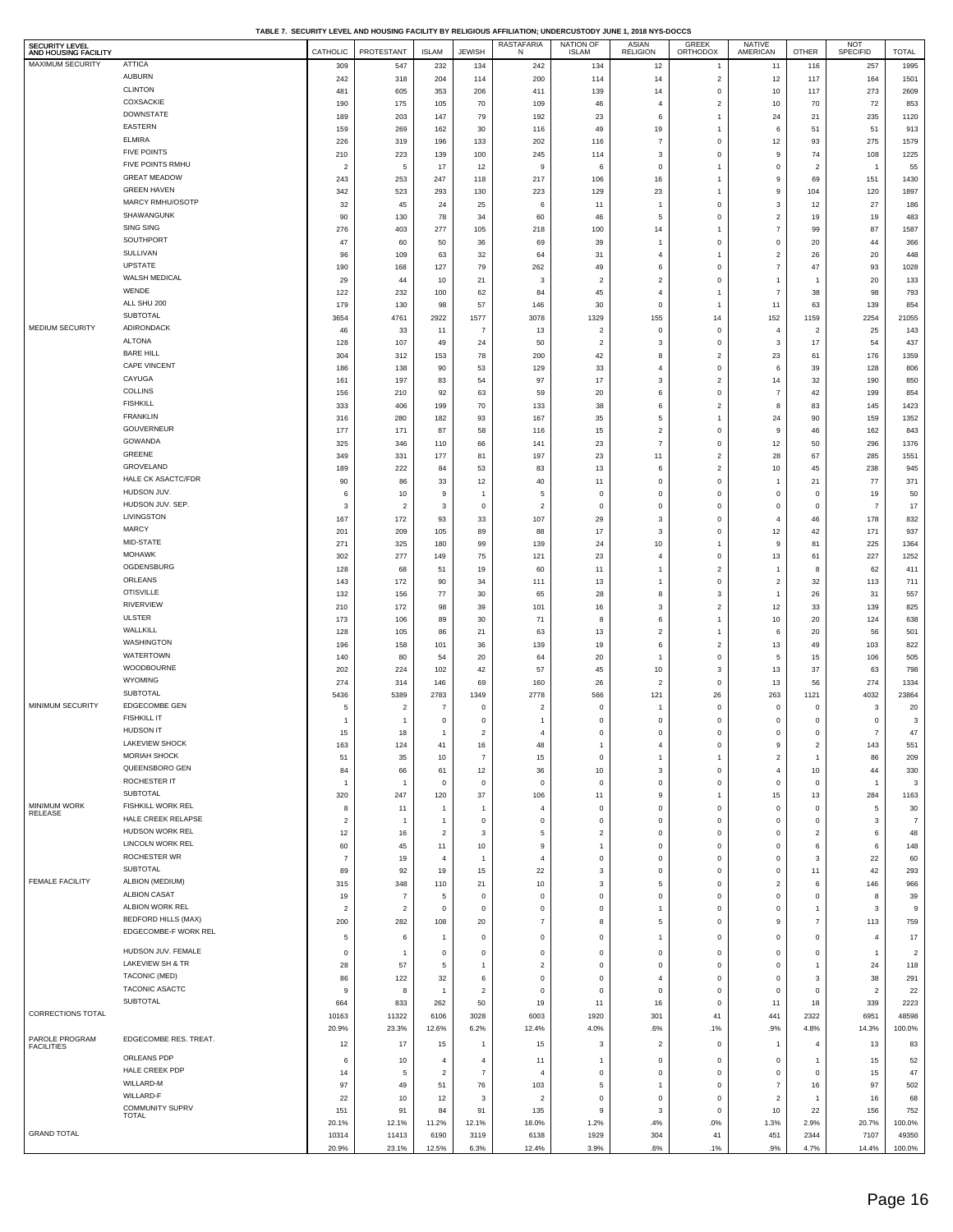# TABLE 7. SECURITY LEVEL AND HOUSING FACILITY BY RELIGIOUS AFFILIATION; UNDERCUSTODY JUNE 1, 2018 NYS-DOCCS

| SECURITY LEVEL AND HOUSING FACILITY | | CATHOLIC | PROTESTANT | ISLAM | JEWISH | RASTAFARIAN | NATION OF ISLAM | ASIAN RELIGION | GREEK ORTHODOX | NATIVE AMERICAN | OTHER | NOT SPECIFID | TOTAL |
|---|---|---|---|---|---|---|---|---|---|---|---|---|---|
| MAXIMUM SECURITY | ATTICA | 309 | 547 | 232 | 134 | 242 | 134 | 12 | 1 | 11 | 116 | 257 | 1995 |
| | AUBURN | 242 | 318 | 204 | 114 | 200 | 114 | 14 | 2 | 12 | 117 | 164 | 1501 |
| | CLINTON | 481 | 605 | 353 | 206 | 411 | 139 | 14 | 0 | 10 | 117 | 273 | 2609 |
| | COXSACKIE | 190 | 175 | 105 | 70 | 109 | 46 | 4 | 2 | 10 | 70 | 72 | 853 |
| | DOWNSTATE | 189 | 203 | 147 | 79 | 192 | 23 | 6 | 1 | 24 | 21 | 235 | 1120 |
| | EASTERN | 159 | 269 | 162 | 30 | 116 | 49 | 19 | 1 | 6 | 51 | 51 | 913 |
| | ELMIRA | 226 | 319 | 196 | 133 | 202 | 116 | 7 | 0 | 12 | 93 | 275 | 1579 |
| | FIVE POINTS | 210 | 223 | 139 | 100 | 245 | 114 | 3 | 0 | 9 | 74 | 108 | 1225 |
| | FIVE POINTS RMHU | 2 | 5 | 17 | 12 | 9 | 6 | 0 | 1 | 0 | 2 | 1 | 55 |
| | GREAT MEADOW | 243 | 253 | 247 | 118 | 217 | 106 | 16 | 1 | 9 | 69 | 151 | 1430 |
| | GREEN HAVEN | 342 | 523 | 293 | 130 | 223 | 129 | 23 | 1 | 9 | 104 | 120 | 1897 |
| | MARCY RMHU/OSOTP | 32 | 45 | 24 | 25 | 6 | 11 | 1 | 0 | 3 | 12 | 27 | 186 |
| | SHAWANGUNK | 90 | 130 | 78 | 34 | 60 | 46 | 5 | 0 | 2 | 19 | 19 | 483 |
| | SING SING | 276 | 403 | 277 | 105 | 218 | 100 | 14 | 1 | 7 | 99 | 87 | 1587 |
| | SOUTHPORT | 47 | 60 | 50 | 36 | 69 | 39 | 1 | 0 | 0 | 20 | 44 | 366 |
| | SULLIVAN | 96 | 109 | 63 | 32 | 64 | 31 | 4 | 1 | 2 | 26 | 20 | 448 |
| | UPSTATE | 190 | 168 | 127 | 79 | 262 | 49 | 6 | 0 | 7 | 47 | 93 | 1028 |
| | WALSH MEDICAL | 29 | 44 | 10 | 21 | 3 | 2 | 2 | 0 | 1 | 1 | 20 | 133 |
| | WENDE | 122 | 232 | 100 | 62 | 84 | 45 | 4 | 1 | 7 | 38 | 98 | 793 |
| | ALL SHU 200 | 179 | 130 | 98 | 57 | 146 | 30 | 0 | 1 | 11 | 63 | 139 | 854 |
| | SUBTOTAL | 3654 | 4761 | 2922 | 1577 | 3078 | 1329 | 155 | 14 | 152 | 1159 | 2254 | 21055 |
| MEDIUM SECURITY | ADIRONDACK | 46 | 33 | 11 | 7 | 13 | 2 | 0 | 0 | 4 | 2 | 25 | 143 |
| | ALTONA | 128 | 107 | 49 | 24 | 50 | 2 | 3 | 0 | 3 | 17 | 54 | 437 |
| | BARE HILL | 304 | 312 | 153 | 78 | 200 | 42 | 8 | 2 | 23 | 61 | 176 | 1359 |
| | CAPE VINCENT | 186 | 138 | 90 | 53 | 129 | 33 | 4 | 0 | 6 | 39 | 128 | 806 |
| | CAYUGA | 161 | 197 | 83 | 54 | 97 | 17 | 3 | 2 | 14 | 32 | 190 | 850 |
| | COLLINS | 156 | 210 | 92 | 63 | 59 | 20 | 6 | 0 | 7 | 42 | 199 | 854 |
| | FISHKILL | 333 | 406 | 199 | 70 | 133 | 38 | 6 | 2 | 8 | 83 | 145 | 1423 |
| | FRANKLIN | 316 | 280 | 182 | 93 | 167 | 35 | 5 | 1 | 24 | 90 | 159 | 1352 |
| | GOUVERNEUR | 177 | 171 | 87 | 58 | 116 | 15 | 2 | 0 | 9 | 46 | 162 | 843 |
| | GOWANDA | 325 | 346 | 110 | 66 | 141 | 23 | 7 | 0 | 12 | 50 | 296 | 1376 |
| | GREENE | 349 | 331 | 177 | 81 | 197 | 23 | 11 | 2 | 28 | 67 | 285 | 1551 |
| | GROVELAND | 189 | 222 | 84 | 53 | 83 | 13 | 6 | 2 | 10 | 45 | 238 | 945 |
| | HALE CK ASACTC/FDR | 90 | 86 | 33 | 12 | 40 | 11 | 0 | 0 | 1 | 21 | 77 | 371 |
| | HUDSON JUV. | 6 | 10 | 9 | 1 | 5 | 0 | 0 | 0 | 0 | 0 | 19 | 50 |
| | HUDSON JUV. SEP. | 3 | 2 | 3 | 0 | 2 | 0 | 0 | 0 | 0 | 0 | 7 | 17 |
| | LIVINGSTON | 167 | 172 | 93 | 33 | 107 | 29 | 3 | 0 | 4 | 46 | 178 | 832 |
| | MARCY | 201 | 209 | 105 | 89 | 88 | 17 | 3 | 0 | 12 | 42 | 171 | 937 |
| | MID-STATE | 271 | 325 | 180 | 99 | 139 | 24 | 10 | 1 | 9 | 81 | 225 | 1364 |
| | MOHAWK | 302 | 277 | 149 | 75 | 121 | 23 | 4 | 0 | 13 | 61 | 227 | 1252 |
| | OGDENSBURG | 128 | 68 | 51 | 19 | 60 | 11 | 1 | 2 | 1 | 8 | 62 | 411 |
| | ORLEANS | 143 | 172 | 90 | 34 | 111 | 13 | 1 | 0 | 2 | 32 | 113 | 711 |
| | OTISVILLE | 132 | 156 | 77 | 30 | 65 | 28 | 8 | 3 | 1 | 26 | 31 | 557 |
| | RIVERVIEW | 210 | 172 | 98 | 39 | 101 | 16 | 3 | 2 | 12 | 33 | 139 | 825 |
| | ULSTER | 173 | 106 | 89 | 30 | 71 | 8 | 6 | 1 | 10 | 20 | 124 | 638 |
| | WALLKILL | 128 | 105 | 86 | 21 | 63 | 13 | 2 | 1 | 6 | 20 | 56 | 501 |
| | WASHINGTON | 196 | 158 | 101 | 36 | 139 | 19 | 6 | 2 | 13 | 49 | 103 | 822 |
| | WATERTOWN | 140 | 80 | 54 | 20 | 64 | 20 | 1 | 0 | 5 | 15 | 106 | 505 |
| | WOODBOURNE | 202 | 224 | 102 | 42 | 57 | 45 | 10 | 3 | 13 | 37 | 63 | 798 |
| | WYOMING | 274 | 314 | 146 | 69 | 160 | 26 | 2 | 0 | 13 | 56 | 274 | 1334 |
| | SUBTOTAL | 5436 | 5389 | 2783 | 1349 | 2778 | 566 | 121 | 26 | 263 | 1121 | 4032 | 23864 |
| MINIMUM SECURITY | EDGECOMBE GEN | 5 | 2 | 7 | 0 | 2 | 0 | 1 | 0 | 0 | 0 | 3 | 20 |
| | FISHKILL IT | 1 | 1 | 0 | 0 | 1 | 0 | 0 | 0 | 0 | 0 | 0 | 3 |
| | HUDSON IT | 15 | 18 | 1 | 2 | 4 | 0 | 0 | 0 | 0 | 0 | 7 | 47 |
| | LAKEVIEW SHOCK | 163 | 124 | 41 | 16 | 48 | 1 | 4 | 0 | 9 | 2 | 143 | 551 |
| | MORIAH SHOCK | 51 | 35 | 10 | 7 | 15 | 0 | 1 | 1 | 2 | 1 | 86 | 209 |
| | QUEENSBORO GEN | 84 | 66 | 61 | 12 | 36 | 10 | 3 | 0 | 4 | 10 | 44 | 330 |
| | ROCHESTER IT | 1 | 1 | 0 | 0 | 0 | 0 | 0 | 0 | 0 | 0 | 1 | 3 |
| | SUBTOTAL | 320 | 247 | 120 | 37 | 106 | 11 | 9 | 1 | 15 | 13 | 284 | 1163 |
| MINIMUM WORK RELEASE | FISHKILL WORK REL | 8 | 11 | 1 | 1 | 4 | 0 | 0 | 0 | 0 | 0 | 5 | 30 |
| | HALE CREEK RELAPSE | 2 | 1 | 1 | 0 | 0 | 0 | 0 | 0 | 0 | 0 | 3 | 7 |
| | HUDSON WORK REL | 12 | 16 | 2 | 3 | 5 | 2 | 0 | 0 | 0 | 2 | 6 | 48 |
| | LINCOLN WORK REL | 60 | 45 | 11 | 10 | 9 | 1 | 0 | 0 | 0 | 6 | 6 | 148 |
| | ROCHESTER WR | 7 | 19 | 4 | 1 | 4 | 0 | 0 | 0 | 0 | 3 | 22 | 60 |
| | SUBTOTAL | 89 | 92 | 19 | 15 | 22 | 3 | 0 | 0 | 0 | 11 | 42 | 293 |
| FEMALE FACILITY | ALBION (MEDIUM) | 315 | 348 | 110 | 21 | 10 | 3 | 5 | 0 | 2 | 6 | 146 | 966 |
| | ALBION CASAT | 19 | 7 | 5 | 0 | 0 | 0 | 0 | 0 | 0 | 0 | 8 | 39 |
| | ALBION WORK REL | 2 | 2 | 0 | 0 | 0 | 0 | 1 | 0 | 0 | 1 | 3 | 9 |
| | BEDFORD HILLS (MAX) | 200 | 282 | 108 | 20 | 7 | 8 | 5 | 0 | 9 | 7 | 113 | 759 |
| | EDGECOMBE-F WORK REL | 5 | 6 | 1 | 0 | 0 | 0 | 1 | 0 | 0 | 0 | 4 | 17 |
| | HUDSON JUV. FEMALE | 0 | 1 | 0 | 0 | 0 | 0 | 0 | 0 | 0 | 0 | 1 | 2 |
| | LAKEVIEW SH & TR | 28 | 57 | 5 | 1 | 2 | 0 | 0 | 0 | 0 | 1 | 24 | 118 |
| | TACONIC (MED) | 86 | 122 | 32 | 6 | 0 | 0 | 4 | 0 | 0 | 3 | 38 | 291 |
| | TACONIC ASACTC | 9 | 8 | 1 | 2 | 0 | 0 | 0 | 0 | 0 | 0 | 2 | 22 |
| | SUBTOTAL | 664 | 833 | 262 | 50 | 19 | 11 | 16 | 0 | 11 | 18 | 339 | 2223 |
| CORRECTIONS TOTAL | | 10163 | 11322 | 6106 | 3028 | 6003 | 1920 | 301 | 41 | 441 | 2322 | 6951 | 48598 |
| | | 20.9% | 23.3% | 12.6% | 6.2% | 12.4% | 4.0% | .6% | .1% | .9% | 4.8% | 14.3% | 100.0% |
| PAROLE PROGRAM FACILITIES | EDGECOMBE RES. TREAT. | 12 | 17 | 15 | 1 | 15 | 3 | 2 | 0 | 1 | 4 | 13 | 83 |
| | ORLEANS PDP | 6 | 10 | 4 | 4 | 11 | 1 | 0 | 0 | 0 | 1 | 15 | 52 |
| | HALE CREEK PDP | 14 | 5 | 2 | 7 | 4 | 0 | 0 | 0 | 0 | 0 | 15 | 47 |
| | WILLARD-M | 97 | 49 | 51 | 76 | 103 | 5 | 1 | 0 | 7 | 16 | 97 | 502 |
| | WILLARD-F | 22 | 10 | 12 | 3 | 2 | 0 | 0 | 0 | 2 | 1 | 16 | 68 |
| | COMMUNITY SUPRV TOTAL | 151 | 91 | 84 | 91 | 135 | 9 | 3 | 0 | 10 | 22 | 156 | 752 |
| | | 20.1% | 12.1% | 11.2% | 12.1% | 18.0% | 1.2% | .4% | .0% | 1.3% | 2.9% | 20.7% | 100.0% |
| GRAND TOTAL | | 10314 | 11413 | 6190 | 3119 | 6138 | 1929 | 304 | 41 | 451 | 2344 | 7107 | 49350 |
| | | 20.9% | 23.1% | 12.5% | 6.3% | 12.4% | 3.9% | .6% | .1% | .9% | 4.7% | 14.4% | 100.0% |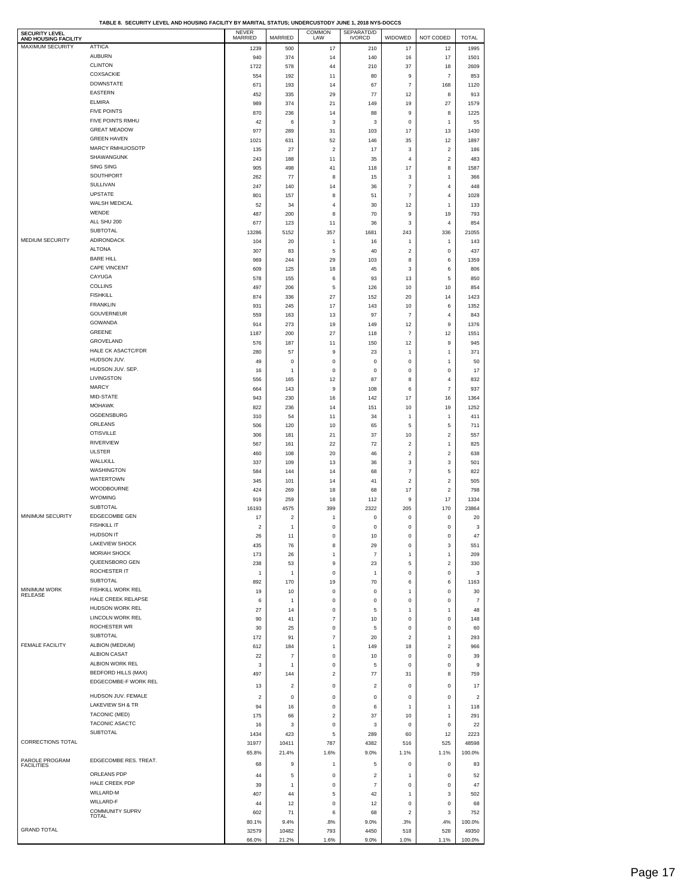**TABLE 8. SECURITY LEVEL AND HOUSING FACILITY BY MARITAL STATUS; UNDERCUSTODY JUNE 1, 2018 NYS-DOCCS**

| SECURITY LEVEL AND HOUSING FACILITY | | NEVER MARRIED | MARRIED | COMMON LAW | SEPARATD/DIVORCD | WIDOWED | NOT CODED | TOTAL |
|---|---|---|---|---|---|---|---|---|
| MAXIMUM SECURITY | ATTICA | 1239 | 500 | 17 | 210 | 17 | 12 | 1995 |
| | AUBURN | 940 | 374 | 14 | 140 | 16 | 17 | 1501 |
| | CLINTON | 1722 | 578 | 44 | 210 | 37 | 18 | 2609 |
| | COXSACKIE | 554 | 192 | 11 | 80 | 9 | 7 | 853 |
| | DOWNSTATE | 671 | 193 | 14 | 67 | 7 | 168 | 1120 |
| | EASTERN | 452 | 335 | 29 | 77 | 12 | 8 | 913 |
| | ELMIRA | 989 | 374 | 21 | 149 | 19 | 27 | 1579 |
| | FIVE POINTS | 870 | 236 | 14 | 88 | 9 | 8 | 1225 |
| | FIVE POINTS RMHU | 42 | 6 | 3 | 3 | 0 | 1 | 55 |
| | GREAT MEADOW | 977 | 289 | 31 | 103 | 17 | 13 | 1430 |
| | GREEN HAVEN | 1021 | 631 | 52 | 146 | 35 | 12 | 1897 |
| | MARCY RMHU/OSOTP | 135 | 27 | 2 | 17 | 3 | 2 | 186 |
| | SHAWANGUNK | 243 | 188 | 11 | 35 | 4 | 2 | 483 |
| | SING SING | 905 | 498 | 41 | 118 | 17 | 8 | 1587 |
| | SOUTHPORT | 262 | 77 | 8 | 15 | 3 | 1 | 366 |
| | SULLIVAN | 247 | 140 | 14 | 36 | 7 | 4 | 448 |
| | UPSTATE | 801 | 157 | 8 | 51 | 7 | 4 | 1028 |
| | WALSH MEDICAL | 52 | 34 | 4 | 30 | 12 | 1 | 133 |
| | WENDE | 487 | 200 | 8 | 70 | 9 | 19 | 793 |
| | ALL SHU 200 | 677 | 123 | 11 | 36 | 3 | 4 | 854 |
| | SUBTOTAL | 13286 | 5152 | 357 | 1681 | 243 | 336 | 21055 |
| MEDIUM SECURITY | ADIRONDACK | 104 | 20 | 1 | 16 | 1 | 1 | 143 |
| | ALTONA | 307 | 83 | 5 | 40 | 2 | 0 | 437 |
| | BARE HILL | 969 | 244 | 29 | 103 | 8 | 6 | 1359 |
| | CAPE VINCENT | 609 | 125 | 18 | 45 | 3 | 6 | 806 |
| | CAYUGA | 578 | 155 | 6 | 93 | 13 | 5 | 850 |
| | COLLINS | 497 | 206 | 5 | 126 | 10 | 10 | 854 |
| | FISHKILL | 874 | 336 | 27 | 152 | 20 | 14 | 1423 |
| | FRANKLIN | 931 | 245 | 17 | 143 | 10 | 6 | 1352 |
| | GOUVERNEUR | 559 | 163 | 13 | 97 | 7 | 4 | 843 |
| | GOWANDA | 914 | 273 | 19 | 149 | 12 | 9 | 1376 |
| | GREENE | 1187 | 200 | 27 | 118 | 7 | 12 | 1551 |
| | GROVELAND | 576 | 187 | 11 | 150 | 12 | 9 | 945 |
| | HALE CK ASACTC/FDR | 280 | 57 | 9 | 23 | 1 | 1 | 371 |
| | HUDSON JUV. | 49 | 0 | 0 | 0 | 0 | 1 | 50 |
| | HUDSON JUV. SEP. | 16 | 1 | 0 | 0 | 0 | 0 | 17 |
| | LIVINGSTON | 556 | 165 | 12 | 87 | 8 | 4 | 832 |
| | MARCY | 664 | 143 | 9 | 108 | 6 | 7 | 937 |
| | MID-STATE | 943 | 230 | 16 | 142 | 17 | 16 | 1364 |
| | MOHAWK | 822 | 236 | 14 | 151 | 10 | 19 | 1252 |
| | OGDENSBURG | 310 | 54 | 11 | 34 | 1 | 1 | 411 |
| | ORLEANS | 506 | 120 | 10 | 65 | 5 | 5 | 711 |
| | OTISVILLE | 306 | 181 | 21 | 37 | 10 | 2 | 557 |
| | RIVERVIEW | 567 | 161 | 22 | 72 | 2 | 1 | 825 |
| | ULSTER | 460 | 108 | 20 | 46 | 2 | 2 | 638 |
| | WALLKILL | 337 | 109 | 13 | 36 | 3 | 3 | 501 |
| | WASHINGTON | 584 | 144 | 14 | 68 | 7 | 5 | 822 |
| | WATERTOWN | 345 | 101 | 14 | 41 | 2 | 2 | 505 |
| | WOODBOURNE | 424 | 269 | 18 | 68 | 17 | 2 | 798 |
| | WYOMING | 919 | 259 | 18 | 112 | 9 | 17 | 1334 |
| | SUBTOTAL | 16193 | 4575 | 399 | 2322 | 205 | 170 | 23864 |
| MINIMUM SECURITY | EDGECOMBE GEN | 17 | 2 | 1 | 0 | 0 | 0 | 20 |
| | FISHKILL IT | 2 | 1 | 0 | 0 | 0 | 0 | 3 |
| | HUDSON IT | 26 | 11 | 0 | 10 | 0 | 0 | 47 |
| | LAKEVIEW SHOCK | 435 | 76 | 8 | 29 | 0 | 3 | 551 |
| | MORIAH SHOCK | 173 | 26 | 1 | 7 | 1 | 1 | 209 |
| | QUEENSBORO GEN | 238 | 53 | 9 | 23 | 5 | 2 | 330 |
| | ROCHESTER IT | 1 | 1 | 0 | 1 | 0 | 0 | 3 |
| | SUBTOTAL | 892 | 170 | 19 | 70 | 6 | 6 | 1163 |
| MINIMUM WORK RELEASE | FISHKILL WORK REL | 19 | 10 | 0 | 0 | 1 | 0 | 30 |
| | HALE CREEK RELAPSE | 6 | 1 | 0 | 0 | 0 | 0 | 7 |
| | HUDSON WORK REL | 27 | 14 | 0 | 5 | 1 | 1 | 48 |
| | LINCOLN WORK REL | 90 | 41 | 7 | 10 | 0 | 0 | 148 |
| | ROCHESTER WR | 30 | 25 | 0 | 5 | 0 | 0 | 60 |
| | SUBTOTAL | 172 | 91 | 7 | 20 | 2 | 1 | 293 |
| FEMALE FACILITY | ALBION (MEDIUM) | 612 | 184 | 1 | 149 | 18 | 2 | 966 |
| | ALBION CASAT | 22 | 7 | 0 | 10 | 0 | 0 | 39 |
| | ALBION WORK REL | 3 | 1 | 0 | 5 | 0 | 0 | 9 |
| | BEDFORD HILLS (MAX) | 497 | 144 | 2 | 77 | 31 | 8 | 759 |
| | EDGECOMBE-F WORK REL | 13 | 2 | 0 | 2 | 0 | 0 | 17 |
| | HUDSON JUV. FEMALE | 2 | 0 | 0 | 0 | 0 | 0 | 2 |
| | LAKEVIEW SH & TR | 94 | 16 | 0 | 6 | 1 | 1 | 118 |
| | TACONIC (MED) | 175 | 66 | 2 | 37 | 10 | 1 | 291 |
| | TACONIC ASACTC | 16 | 3 | 0 | 3 | 0 | 0 | 22 |
| | SUBTOTAL | 1434 | 423 | 5 | 289 | 60 | 12 | 2223 |
| CORRECTIONS TOTAL | | 31977 | 10411 | 787 | 4382 | 516 | 525 | 48598 |
| | | 65.8% | 21.4% | 1.6% | 9.0% | 1.1% | 1.1% | 100.0% |
| PAROLE PROGRAM FACILITIES | EDGECOMBE RES. TREAT. | 68 | 9 | 1 | 5 | 0 | 0 | 83 |
| | ORLEANS PDP | 44 | 5 | 0 | 2 | 1 | 0 | 52 |
| | HALE CREEK PDP | 39 | 1 | 0 | 7 | 0 | 0 | 47 |
| | WILLARD-M | 407 | 44 | 5 | 42 | 1 | 3 | 502 |
| | WILLARD-F | 44 | 12 | 0 | 12 | 0 | 0 | 68 |
| | COMMUNITY SUPRV TOTAL | 602 | 71 | 6 | 68 | 2 | 3 | 752 |
| | | 80.1% | 9.4% | .8% | 9.0% | .3% | .4% | 100.0% |
| GRAND TOTAL | | 32579 | 10482 | 793 | 4450 | 518 | 528 | 49350 |
| | | 66.0% | 21.2% | 1.6% | 9.0% | 1.0% | 1.1% | 100.0% |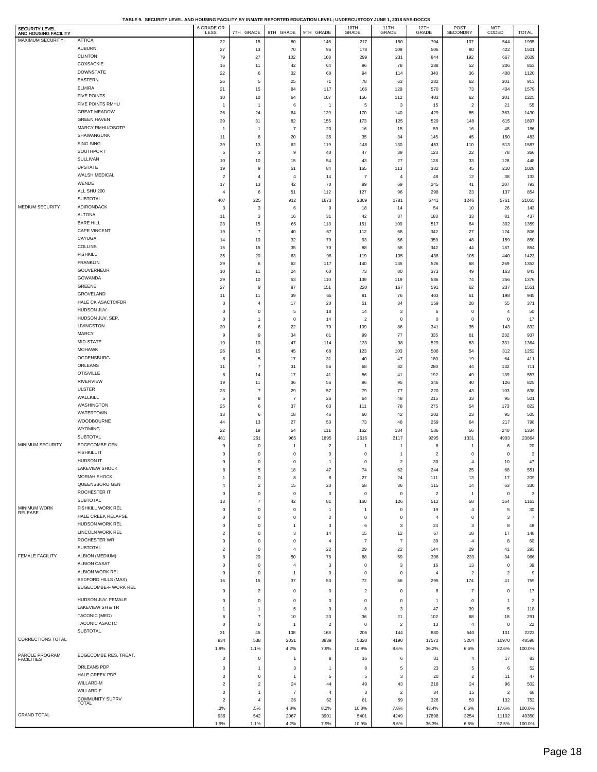**TABLE 9. SECURITY LEVEL AND HOUSING FACILITY BY INMATE REPORTED EDUCATION LEVEL; UNDERCUSTODY JUNE 1, 2018 NYS-DOCCS**

| SECURITY LEVEL AND HOUSING FACILITY | | 6 GRADE OR LESS | 7TH GRADE | 8TH GRADE | 9TH GRADE | 10TH GRADE | 11TH GRADE | 12TH GRADE | POST SECONDRY | NOT CODED | TOTAL |
|---|---|---|---|---|---|---|---|---|---|---|---|
| MAXIMUM SECURITY | ATTICA | 32 | 15 | 80 | 146 | 217 | 150 | 704 | 107 | 544 | 1995 |
| | AUBURN | 27 | 13 | 70 | 96 | 178 | 109 | 506 | 80 | 422 | 1501 |
| | CLINTON | 79 | 27 | 102 | 168 | 299 | 231 | 844 | 192 | 667 | 2609 |
| | COXSACKIE | 16 | 11 | 42 | 64 | 96 | 78 | 288 | 52 | 206 | 853 |
| | DOWNSTATE | 22 | 6 | 32 | 68 | 94 | 114 | 340 | 36 | 408 | 1120 |
| | EASTERN | 26 | 5 | 25 | 71 | 78 | 63 | 282 | 62 | 301 | 913 |
| | ELMIRA | 21 | 15 | 84 | 117 | 166 | 129 | 570 | 73 | 404 | 1579 |
| | FIVE POINTS | 10 | 10 | 64 | 107 | 156 | 112 | 403 | 62 | 301 | 1225 |
| | FIVE POINTS RMHU | 1 | 1 | 6 | 1 | 5 | 3 | 15 | 2 | 21 | 55 |
| | GREAT MEADOW | 26 | 24 | 64 | 129 | 170 | 140 | 429 | 85 | 363 | 1430 |
| | GREEN HAVEN | 39 | 31 | 82 | 155 | 173 | 125 | 529 | 148 | 615 | 1897 |
| | MARCY RMHU/OSOTP | 1 | 1 | 7 | 23 | 16 | 15 | 59 | 16 | 48 | 186 |
| | SHAWANGUNK | 11 | 8 | 20 | 35 | 35 | 34 | 145 | 45 | 150 | 483 |
| | SING SING | 39 | 13 | 62 | 119 | 148 | 130 | 453 | 110 | 513 | 1587 |
| | SOUTHPORT | 5 | 3 | 9 | 40 | 47 | 39 | 123 | 22 | 78 | 366 |
| | SULLIVAN | 10 | 10 | 15 | 54 | 43 | 27 | 128 | 33 | 128 | 448 |
| | UPSTATE | 19 | 9 | 51 | 84 | 165 | 113 | 332 | 45 | 210 | 1028 |
| | WALSH MEDICAL | 2 | 4 | 4 | 14 | 7 | 4 | 48 | 12 | 38 | 133 |
| | WENDE | 17 | 13 | 42 | 70 | 89 | 69 | 245 | 41 | 207 | 793 |
| | ALL SHU 200 | 4 | 6 | 51 | 112 | 127 | 96 | 298 | 23 | 137 | 854 |
| | SUBTOTAL | 407 | 225 | 912 | 1673 | 2309 | 1781 | 6741 | 1246 | 5761 | 21055 |
| MEDIUM SECURITY | ADIRONDACK | 3 | 3 | 6 | 9 | 18 | 14 | 54 | 10 | 26 | 143 |
| | ALTONA | 11 | 3 | 16 | 31 | 42 | 37 | 183 | 33 | 81 | 437 |
| | BARE HILL | 23 | 15 | 65 | 113 | 151 | 109 | 517 | 64 | 302 | 1359 |
| | CAPE VINCENT | 19 | 7 | 40 | 67 | 112 | 68 | 342 | 27 | 124 | 806 |
| | CAYUGA | 14 | 10 | 32 | 79 | 93 | 56 | 359 | 48 | 159 | 850 |
| | COLLINS | 15 | 15 | 35 | 70 | 88 | 58 | 342 | 44 | 187 | 854 |
| | FISHKILL | 35 | 20 | 63 | 98 | 119 | 105 | 438 | 105 | 440 | 1423 |
| | FRANKLIN | 29 | 6 | 62 | 117 | 140 | 135 | 526 | 68 | 269 | 1352 |
| | GOUVERNEUR | 10 | 11 | 24 | 60 | 73 | 80 | 373 | 49 | 163 | 843 |
| | GOWANDA | 29 | 10 | 53 | 110 | 139 | 119 | 586 | 74 | 256 | 1376 |
| | GREENE | 27 | 9 | 87 | 151 | 220 | 167 | 591 | 62 | 237 | 1551 |
| | GROVELAND | 11 | 11 | 39 | 65 | 81 | 76 | 403 | 61 | 198 | 945 |
| | HALE CK ASACTC/FDR | 3 | 4 | 17 | 20 | 51 | 34 | 159 | 28 | 55 | 371 |
| | HUDSON JUV. | 0 | 0 | 5 | 18 | 14 | 3 | 6 | 0 | 4 | 50 |
| | HUDSON JUV. SEP. | 0 | 1 | 0 | 14 | 2 | 0 | 0 | 0 | 0 | 17 |
| | LIVINGSTON | 20 | 6 | 22 | 70 | 109 | 86 | 341 | 35 | 143 | 832 |
| | MARCY | 9 | 9 | 34 | 81 | 99 | 77 | 335 | 61 | 232 | 937 |
| | MID-STATE | 19 | 10 | 47 | 114 | 133 | 98 | 529 | 83 | 331 | 1364 |
| | MOHAWK | 26 | 15 | 45 | 68 | 123 | 103 | 506 | 54 | 312 | 1252 |
| | OGDENSBURG | 8 | 5 | 17 | 31 | 40 | 47 | 180 | 19 | 64 | 411 |
| | ORLEANS | 11 | 7 | 31 | 56 | 68 | 82 | 280 | 44 | 132 | 711 |
| | OTISVILLE | 8 | 14 | 17 | 41 | 56 | 41 | 192 | 49 | 139 | 557 |
| | RIVERVIEW | 19 | 11 | 36 | 56 | 96 | 95 | 346 | 40 | 126 | 825 |
| | ULSTER | 23 | 7 | 29 | 57 | 79 | 77 | 220 | 43 | 103 | 638 |
| | WALLKILL | 5 | 8 | 7 | 26 | 64 | 48 | 215 | 33 | 95 | 501 |
| | WASHINGTON | 25 | 6 | 37 | 63 | 111 | 78 | 275 | 54 | 173 | 822 |
| | WATERTOWN | 13 | 6 | 18 | 46 | 60 | 42 | 202 | 23 | 95 | 505 |
| | WOODBOURNE | 44 | 13 | 27 | 53 | 73 | 48 | 259 | 64 | 217 | 798 |
| | WYOMING | 22 | 19 | 54 | 111 | 162 | 134 | 536 | 56 | 240 | 1334 |
| | SUBTOTAL | 481 | 261 | 965 | 1895 | 2616 | 2117 | 9295 | 1331 | 4903 | 23864 |
| MINIMUM SECURITY | EDGECOMBE GEN | 0 | 0 | 1 | 2 | 1 | 1 | 8 | 1 | 6 | 20 |
| | FISHKILL IT | 0 | 0 | 0 | 0 | 0 | 1 | 2 | 0 | 0 | 3 |
| | HUDSON IT | 0 | 0 | 0 | 1 | 0 | 2 | 30 | 4 | 10 | 47 |
| | LAKEVIEW SHOCK | 8 | 5 | 18 | 47 | 74 | 62 | 244 | 25 | 68 | 551 |
| | MORIAH SHOCK | 1 | 0 | 8 | 8 | 27 | 24 | 111 | 13 | 17 | 209 |
| | QUEENSBORO GEN | 4 | 2 | 15 | 23 | 58 | 36 | 115 | 14 | 63 | 330 |
| | ROCHESTER IT | 0 | 0 | 0 | 0 | 0 | 0 | 2 | 1 | 0 | 3 |
| | SUBTOTAL | 13 | 7 | 42 | 81 | 160 | 126 | 512 | 58 | 164 | 1163 |
| MINIMUM WORK RELEASE | FISHKILL WORK REL | 0 | 0 | 0 | 1 | 1 | 0 | 19 | 4 | 5 | 30 |
| | HALE CREEK RELAPSE | 0 | 0 | 0 | 0 | 0 | 0 | 4 | 0 | 3 | 7 |
| | HUDSON WORK REL | 0 | 0 | 1 | 3 | 6 | 3 | 24 | 3 | 8 | 48 |
| | LINCOLN WORK REL | 2 | 0 | 3 | 14 | 15 | 12 | 67 | 18 | 17 | 148 |
| | ROCHESTER WR | 0 | 0 | 0 | 4 | 7 | 7 | 30 | 4 | 8 | 60 |
| | SUBTOTAL | 2 | 0 | 4 | 22 | 29 | 22 | 144 | 29 | 41 | 293 |
| FEMALE FACILITY | ALBION (MEDIUM) | 8 | 20 | 50 | 78 | 88 | 59 | 396 | 233 | 34 | 966 |
| | ALBION CASAT | 0 | 0 | 4 | 3 | 0 | 3 | 16 | 13 | 0 | 39 |
| | ALBION WORK REL | 0 | 0 | 1 | 0 | 0 | 0 | 4 | 2 | 2 | 9 |
| | BEDFORD HILLS (MAX) | 16 | 15 | 37 | 53 | 72 | 56 | 295 | 174 | 41 | 759 |
| | EDGECOMBE-F WORK REL | 0 | 2 | 0 | 0 | 2 | 0 | 6 | 7 | 0 | 17 |
| | HUDSON JUV. FEMALE | 0 | 0 | 0 | 0 | 0 | 0 | 1 | 0 | 1 | 2 |
| | LAKEVIEW SH & TR | 1 | 1 | 5 | 9 | 8 | 3 | 47 | 39 | 5 | 118 |
| | TACONIC (MED) | 6 | 7 | 10 | 23 | 36 | 21 | 102 | 68 | 18 | 291 |
| | TACONIC ASACTC | 0 | 0 | 1 | 2 | 0 | 2 | 13 | 4 | 0 | 22 |
| | SUBTOTAL | 31 | 45 | 108 | 168 | 206 | 144 | 880 | 540 | 101 | 2223 |
| CORRECTIONS TOTAL | | 934 | 538 | 2031 | 3839 | 5320 | 4190 | 17572 | 3204 | 10970 | 48598 |
| | | 1.9% | 1.1% | 4.2% | 7.9% | 10.9% | 8.6% | 36.2% | 6.6% | 22.6% | 100.0% |
| PAROLE PROGRAM FACILITIES | EDGECOMBE RES. TREAT. | 0 | 0 | 1 | 8 | 16 | 6 | 31 | 4 | 17 | 83 |
| | ORLEANS PDP | 0 | 1 | 3 | 1 | 8 | 5 | 23 | 5 | 6 | 52 |
| | HALE CREEK PDP | 0 | 0 | 1 | 5 | 5 | 3 | 20 | 2 | 11 | 47 |
| | WILLARD-M | 2 | 2 | 24 | 44 | 49 | 43 | 218 | 24 | 96 | 502 |
| | WILLARD-F | 0 | 1 | 7 | 4 | 3 | 2 | 34 | 15 | 2 | 68 |
| | COMMUNITY SUPRV TOTAL | 2 | 4 | 36 | 62 | 81 | 59 | 326 | 50 | 132 | 752 |
| | | .3% | .5% | 4.8% | 8.2% | 10.8% | 7.8% | 43.4% | 6.6% | 17.6% | 100.0% |
| GRAND TOTAL | | 936 | 542 | 2067 | 3901 | 5401 | 4249 | 17898 | 3254 | 11102 | 49350 |
| | | 1.9% | 1.1% | 4.2% | 7.9% | 10.9% | 8.6% | 36.3% | 6.6% | 22.5% | 100.0% |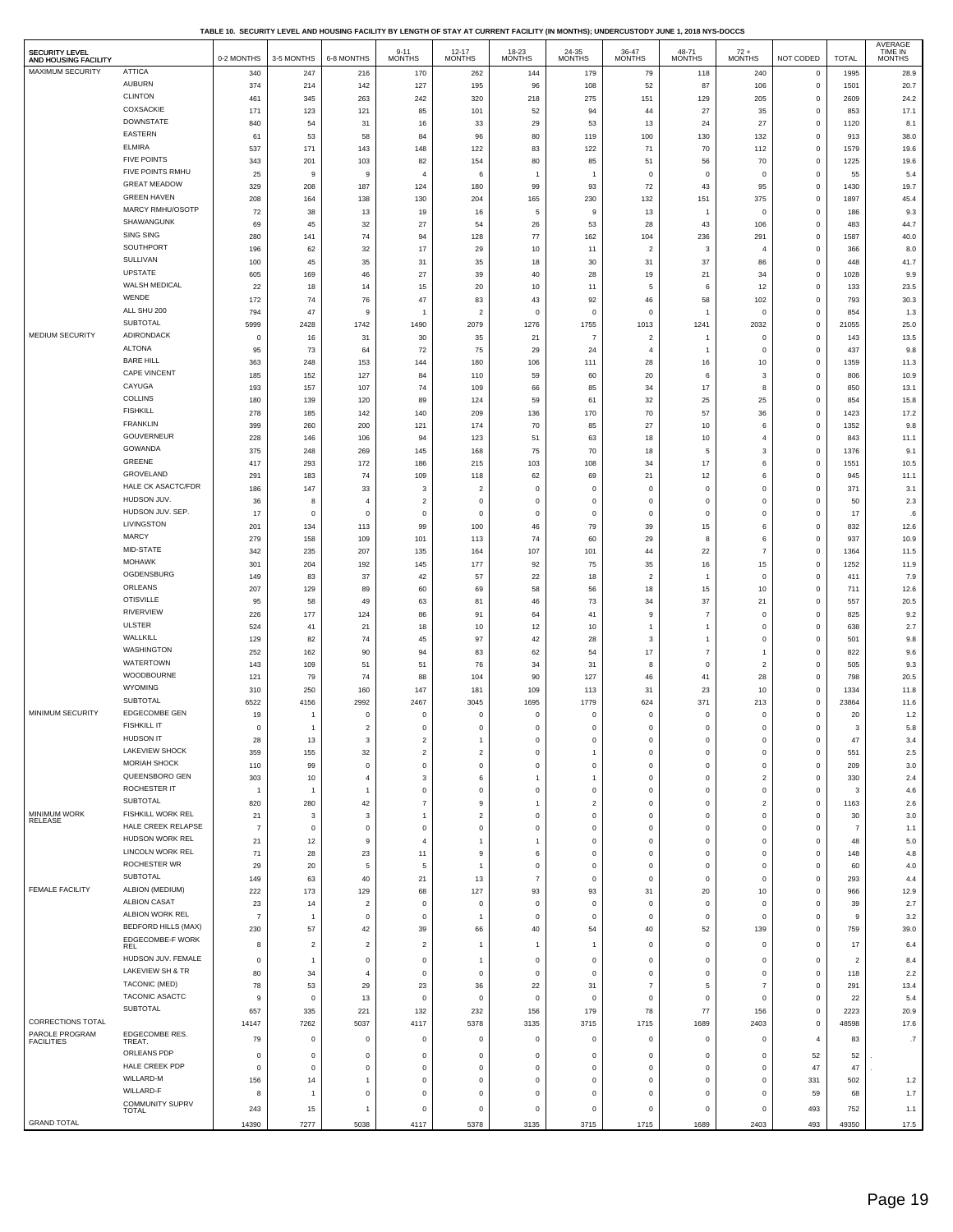**TABLE 10. SECURITY LEVEL AND HOUSING FACILITY BY LENGTH OF STAY AT CURRENT FACILITY (IN MONTHS); UNDERCUSTODY JUNE 1, 2018 NYS-DOCCS**

| SECURITY LEVEL AND HOUSING FACILITY | | 0-2 MONTHS | 3-5 MONTHS | 6-8 MONTHS | 9-11 MONTHS | 12-17 MONTHS | 18-23 MONTHS | 24-35 MONTHS | 36-47 MONTHS | 48-71 MONTHS | 72 + MONTHS | NOT CODED | TOTAL | AVERAGE TIME IN MONTHS |
|---|---|---|---|---|---|---|---|---|---|---|---|---|---|---|
| MAXIMUM SECURITY | ATTICA | 340 | 247 | 216 | 170 | 262 | 144 | 179 | 79 | 118 | 240 | 0 | 1995 | 28.9 |
| | AUBURN | 374 | 214 | 142 | 127 | 195 | 96 | 108 | 52 | 87 | 106 | 0 | 1501 | 20.7 |
| | CLINTON | 461 | 345 | 263 | 242 | 320 | 218 | 275 | 151 | 129 | 205 | 0 | 2609 | 24.2 |
| | COXSACKIE | 171 | 123 | 121 | 85 | 101 | 52 | 94 | 44 | 27 | 35 | 0 | 853 | 17.1 |
| | DOWNSTATE | 840 | 54 | 31 | 16 | 33 | 29 | 53 | 13 | 24 | 27 | 0 | 1120 | 8.1 |
| | EASTERN | 61 | 53 | 58 | 84 | 96 | 80 | 119 | 100 | 130 | 132 | 0 | 913 | 38.0 |
| | ELMIRA | 537 | 171 | 143 | 148 | 122 | 83 | 122 | 71 | 70 | 112 | 0 | 1579 | 19.6 |
| | FIVE POINTS | 343 | 201 | 103 | 82 | 154 | 80 | 85 | 51 | 56 | 70 | 0 | 1225 | 19.6 |
| | FIVE POINTS RMHU | 25 | 9 | 9 | 4 | 6 | 1 | 1 | 0 | 0 | 0 | 0 | 55 | 5.4 |
| | GREAT MEADOW | 329 | 208 | 187 | 124 | 180 | 99 | 93 | 72 | 43 | 95 | 0 | 1430 | 19.7 |
| | GREEN HAVEN | 208 | 164 | 138 | 130 | 204 | 165 | 230 | 132 | 151 | 375 | 0 | 1897 | 45.4 |
| | MARCY RMHU/OSOTP | 72 | 38 | 13 | 19 | 16 | 5 | 9 | 13 | 1 | 0 | 0 | 186 | 9.3 |
| | SHAWANGUNK | 69 | 45 | 32 | 27 | 54 | 26 | 53 | 28 | 43 | 106 | 0 | 483 | 44.7 |
| | SING SING | 280 | 141 | 74 | 94 | 128 | 77 | 162 | 104 | 236 | 291 | 0 | 1587 | 40.0 |
| | SOUTHPORT | 196 | 62 | 32 | 17 | 29 | 10 | 11 | 2 | 3 | 4 | 0 | 366 | 8.0 |
| | SULLIVAN | 100 | 45 | 35 | 31 | 35 | 18 | 30 | 31 | 37 | 86 | 0 | 448 | 41.7 |
| | UPSTATE | 605 | 169 | 46 | 27 | 39 | 40 | 28 | 19 | 21 | 34 | 0 | 1028 | 9.9 |
| | WALSH MEDICAL | 22 | 18 | 14 | 15 | 20 | 10 | 11 | 5 | 6 | 12 | 0 | 133 | 23.5 |
| | WENDE | 172 | 74 | 76 | 47 | 83 | 43 | 92 | 46 | 58 | 102 | 0 | 793 | 30.3 |
| | ALL SHU 200 | 794 | 47 | 9 | 1 | 2 | 0 | 0 | 0 | 1 | 0 | 0 | 854 | 1.3 |
| | SUBTOTAL | 5999 | 2428 | 1742 | 1490 | 2079 | 1276 | 1755 | 1013 | 1241 | 2032 | 0 | 21055 | 25.0 |
| MEDIUM SECURITY | ADIRONDACK | 0 | 16 | 31 | 30 | 35 | 21 | 7 | 2 | 1 | 0 | 0 | 143 | 13.5 |
| | ALTONA | 95 | 73 | 64 | 72 | 75 | 29 | 24 | 4 | 1 | 0 | 0 | 437 | 9.8 |
| | BARE HILL | 363 | 248 | 153 | 144 | 180 | 106 | 111 | 28 | 16 | 10 | 0 | 1359 | 11.3 |
| | CAPE VINCENT | 185 | 152 | 127 | 84 | 110 | 59 | 60 | 20 | 6 | 3 | 0 | 806 | 10.9 |
| | CAYUGA | 193 | 157 | 107 | 74 | 109 | 66 | 85 | 34 | 17 | 8 | 0 | 850 | 13.1 |
| | COLLINS | 180 | 139 | 120 | 89 | 124 | 59 | 61 | 32 | 25 | 25 | 0 | 854 | 15.8 |
| | FISHKILL | 278 | 185 | 142 | 140 | 209 | 136 | 170 | 70 | 57 | 36 | 0 | 1423 | 17.2 |
| | FRANKLIN | 399 | 260 | 200 | 121 | 174 | 70 | 85 | 27 | 10 | 6 | 0 | 1352 | 9.8 |
| | GOUVERNEUR | 228 | 146 | 106 | 94 | 123 | 51 | 63 | 18 | 10 | 4 | 0 | 843 | 11.1 |
| | GOWANDA | 375 | 248 | 269 | 145 | 168 | 75 | 70 | 18 | 5 | 3 | 0 | 1376 | 9.1 |
| | GREENE | 417 | 293 | 172 | 186 | 215 | 103 | 108 | 34 | 17 | 6 | 0 | 1551 | 10.5 |
| | GROVELAND | 291 | 183 | 74 | 109 | 118 | 62 | 69 | 21 | 12 | 6 | 0 | 945 | 11.1 |
| | HALE CK ASACTC/FDR | 186 | 147 | 33 | 3 | 2 | 0 | 0 | 0 | 0 | 0 | 0 | 371 | 3.1 |
| | HUDSON JUV. | 36 | 8 | 4 | 2 | 0 | 0 | 0 | 0 | 0 | 0 | 0 | 50 | 2.3 |
| | HUDSON JUV. SEP. | 17 | 0 | 0 | 0 | 0 | 0 | 0 | 0 | 0 | 0 | 0 | 17 | .6 |
| | LIVINGSTON | 201 | 134 | 113 | 99 | 100 | 46 | 79 | 39 | 15 | 6 | 0 | 832 | 12.6 |
| | MARCY | 279 | 158 | 109 | 101 | 113 | 74 | 60 | 29 | 8 | 6 | 0 | 937 | 10.9 |
| | MID-STATE | 342 | 235 | 207 | 135 | 164 | 107 | 101 | 44 | 22 | 7 | 0 | 1364 | 11.5 |
| | MOHAWK | 301 | 204 | 192 | 145 | 177 | 92 | 75 | 35 | 16 | 15 | 0 | 1252 | 11.9 |
| | OGDENSBURG | 149 | 83 | 37 | 42 | 57 | 22 | 18 | 2 | 1 | 0 | 0 | 411 | 7.9 |
| | ORLEANS | 207 | 129 | 89 | 60 | 69 | 58 | 56 | 18 | 15 | 10 | 0 | 711 | 12.6 |
| | OTISVILLE | 95 | 58 | 49 | 63 | 81 | 46 | 73 | 34 | 37 | 21 | 0 | 557 | 20.5 |
| | RIVERVIEW | 226 | 177 | 124 | 86 | 91 | 64 | 41 | 9 | 7 | 0 | 0 | 825 | 9.2 |
| | ULSTER | 524 | 41 | 21 | 18 | 10 | 12 | 10 | 1 | 1 | 0 | 0 | 638 | 2.7 |
| | WALLKILL | 129 | 82 | 74 | 45 | 97 | 42 | 28 | 3 | 1 | 0 | 0 | 501 | 9.8 |
| | WASHINGTON | 252 | 162 | 90 | 94 | 83 | 62 | 54 | 17 | 7 | 1 | 0 | 822 | 9.6 |
| | WATERTOWN | 143 | 109 | 51 | 51 | 76 | 34 | 31 | 8 | 0 | 2 | 0 | 505 | 9.3 |
| | WOODBOURNE | 121 | 79 | 74 | 88 | 104 | 90 | 127 | 46 | 41 | 28 | 0 | 798 | 20.5 |
| | WYOMING | 310 | 250 | 160 | 147 | 181 | 109 | 113 | 31 | 23 | 10 | 0 | 1334 | 11.8 |
| | SUBTOTAL | 6522 | 4156 | 2992 | 2467 | 3045 | 1695 | 1779 | 624 | 371 | 213 | 0 | 23864 | 11.6 |
| MINIMUM SECURITY | EDGECOMBE GEN | 19 | 1 | 0 | 0 | 0 | 0 | 0 | 0 | 0 | 0 | 0 | 20 | 1.2 |
| | FISHKILL IT | 0 | 1 | 2 | 0 | 0 | 0 | 0 | 0 | 0 | 0 | 0 | 3 | 5.8 |
| | HUDSON IT | 28 | 13 | 3 | 2 | 1 | 0 | 0 | 0 | 0 | 0 | 0 | 47 | 3.4 |
| | LAKEVIEW SHOCK | 359 | 155 | 32 | 2 | 2 | 0 | 1 | 0 | 0 | 0 | 0 | 551 | 2.5 |
| | MORIAH SHOCK | 110 | 99 | 0 | 0 | 0 | 0 | 0 | 0 | 0 | 0 | 0 | 209 | 3.0 |
| | QUEENSBORO GEN | 303 | 10 | 4 | 3 | 6 | 1 | 1 | 0 | 0 | 2 | 0 | 330 | 2.4 |
| | ROCHESTER IT | 1 | 1 | 1 | 0 | 0 | 0 | 0 | 0 | 0 | 0 | 0 | 3 | 4.6 |
| | SUBTOTAL | 820 | 280 | 42 | 7 | 9 | 1 | 2 | 0 | 0 | 2 | 0 | 1163 | 2.6 |
| MINIMUM WORK RELEASE | FISHKILL WORK REL | 21 | 3 | 3 | 1 | 2 | 0 | 0 | 0 | 0 | 0 | 0 | 30 | 3.0 |
| | HALE CREEK RELAPSE | 7 | 0 | 0 | 0 | 0 | 0 | 0 | 0 | 0 | 0 | 0 | 7 | 1.1 |
| | HUDSON WORK REL | 21 | 12 | 9 | 4 | 1 | 1 | 0 | 0 | 0 | 0 | 0 | 48 | 5.0 |
| | LINCOLN WORK REL | 71 | 28 | 23 | 11 | 9 | 6 | 0 | 0 | 0 | 0 | 0 | 148 | 4.8 |
| | ROCHESTER WR | 29 | 20 | 5 | 5 | 1 | 0 | 0 | 0 | 0 | 0 | 0 | 60 | 4.0 |
| | SUBTOTAL | 149 | 63 | 40 | 21 | 13 | 7 | 0 | 0 | 0 | 0 | 0 | 293 | 4.4 |
| FEMALE FACILITY | ALBION (MEDIUM) | 222 | 173 | 129 | 68 | 127 | 93 | 93 | 31 | 20 | 10 | 0 | 966 | 12.9 |
| | ALBION CASAT | 23 | 14 | 2 | 0 | 0 | 0 | 0 | 0 | 0 | 0 | 0 | 39 | 2.7 |
| | ALBION WORK REL | 7 | 1 | 0 | 0 | 1 | 0 | 0 | 0 | 0 | 0 | 0 | 9 | 3.2 |
| | BEDFORD HILLS (MAX) | 230 | 57 | 42 | 39 | 66 | 40 | 54 | 40 | 52 | 139 | 0 | 759 | 39.0 |
| | EDGECOMBE-F WORK REL | 8 | 2 | 2 | 2 | 1 | 1 | 1 | 0 | 0 | 0 | 0 | 17 | 6.4 |
| | HUDSON JUV. FEMALE | 0 | 1 | 0 | 0 | 1 | 0 | 0 | 0 | 0 | 0 | 0 | 2 | 8.4 |
| | LAKEVIEW SH & TR | 80 | 34 | 4 | 0 | 0 | 0 | 0 | 0 | 0 | 0 | 0 | 118 | 2.2 |
| | TACONIC (MED) | 78 | 53 | 29 | 23 | 36 | 22 | 31 | 7 | 5 | 7 | 0 | 291 | 13.4 |
| | TACONIC ASACTC | 9 | 0 | 13 | 0 | 0 | 0 | 0 | 0 | 0 | 0 | 0 | 22 | 5.4 |
| | SUBTOTAL | 657 | 335 | 221 | 132 | 232 | 156 | 179 | 78 | 77 | 156 | 0 | 2223 | 20.9 |
| CORRECTIONS TOTAL | | 14147 | 7262 | 5037 | 4117 | 5378 | 3135 | 3715 | 1715 | 1689 | 2403 | 0 | 48598 | 17.6 |
| PAROLE PROGRAM FACILITIES | EDGECOMBE RES. TREAT. | 79 | 0 | 0 | 0 | 0 | 0 | 0 | 0 | 0 | 0 | 4 | 83 | .7 |
| | ORLEANS PDP | 0 | 0 | 0 | 0 | 0 | 0 | 0 | 0 | 0 | 0 | 52 | 52 | . |
| | HALE CREEK PDP | 0 | 0 | 0 | 0 | 0 | 0 | 0 | 0 | 0 | 0 | 47 | 47 | . |
| | WILLARD-M | 156 | 14 | 1 | 0 | 0 | 0 | 0 | 0 | 0 | 0 | 331 | 502 | 1.2 |
| | WILLARD-F | 8 | 1 | 0 | 0 | 0 | 0 | 0 | 0 | 0 | 0 | 59 | 68 | 1.7 |
| | COMMUNITY SUPRV TOTAL | 243 | 15 | 1 | 0 | 0 | 0 | 0 | 0 | 0 | 0 | 493 | 752 | 1.1 |
| GRAND TOTAL | | 14390 | 7277 | 5038 | 4117 | 5378 | 3135 | 3715 | 1715 | 1689 | 2403 | 493 | 49350 | 17.5 |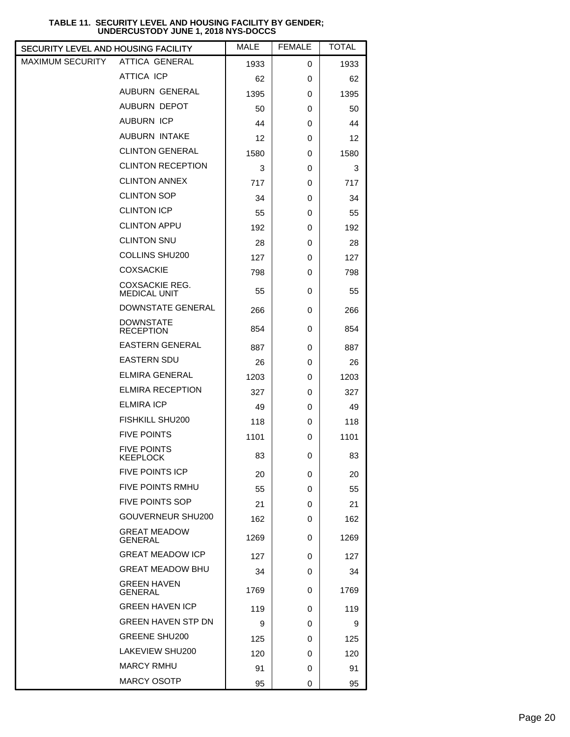**TABLE 11. SECURITY LEVEL AND HOUSING FACILITY BY GENDER; UNDERCUSTODY JUNE 1, 2018 NYS-DOCCS**

| SECURITY LEVEL AND HOUSING FACILITY | | MALE | FEMALE | TOTAL |
|---|---|---|---|---|
| MAXIMUM SECURITY | ATTICA GENERAL | 1933 | 0 | 1933 |
| | ATTICA ICP | 62 | 0 | 62 |
| | AUBURN GENERAL | 1395 | 0 | 1395 |
| | AUBURN DEPOT | 50 | 0 | 50 |
| | AUBURN ICP | 44 | 0 | 44 |
| | AUBURN INTAKE | 12 | 0 | 12 |
| | CLINTON GENERAL | 1580 | 0 | 1580 |
| | CLINTON RECEPTION | 3 | 0 | 3 |
| | CLINTON ANNEX | 717 | 0 | 717 |
| | CLINTON SOP | 34 | 0 | 34 |
| | CLINTON ICP | 55 | 0 | 55 |
| | CLINTON APPU | 192 | 0 | 192 |
| | CLINTON SNU | 28 | 0 | 28 |
| | COLLINS SHU200 | 127 | 0 | 127 |
| | COXSACKIE | 798 | 0 | 798 |
| | COXSACKIE REG. MEDICAL UNIT | 55 | 0 | 55 |
| | DOWNSTATE GENERAL | 266 | 0 | 266 |
| | DOWNSTATE RECEPTION | 854 | 0 | 854 |
| | EASTERN GENERAL | 887 | 0 | 887 |
| | EASTERN SDU | 26 | 0 | 26 |
| | ELMIRA GENERAL | 1203 | 0 | 1203 |
| | ELMIRA RECEPTION | 327 | 0 | 327 |
| | ELMIRA ICP | 49 | 0 | 49 |
| | FISHKILL SHU200 | 118 | 0 | 118 |
| | FIVE POINTS | 1101 | 0 | 1101 |
| | FIVE POINTS KEEPLOCK | 83 | 0 | 83 |
| | FIVE POINTS ICP | 20 | 0 | 20 |
| | FIVE POINTS RMHU | 55 | 0 | 55 |
| | FIVE POINTS SOP | 21 | 0 | 21 |
| | GOUVERNEUR SHU200 | 162 | 0 | 162 |
| | GREAT MEADOW GENERAL | 1269 | 0 | 1269 |
| | GREAT MEADOW ICP | 127 | 0 | 127 |
| | GREAT MEADOW BHU | 34 | 0 | 34 |
| | GREEN HAVEN GENERAL | 1769 | 0 | 1769 |
| | GREEN HAVEN ICP | 119 | 0 | 119 |
| | GREEN HAVEN STP DN | 9 | 0 | 9 |
| | GREENE SHU200 | 125 | 0 | 125 |
| | LAKEVIEW SHU200 | 120 | 0 | 120 |
| | MARCY RMHU | 91 | 0 | 91 |
| | MARCY OSOTP | 95 | 0 | 95 |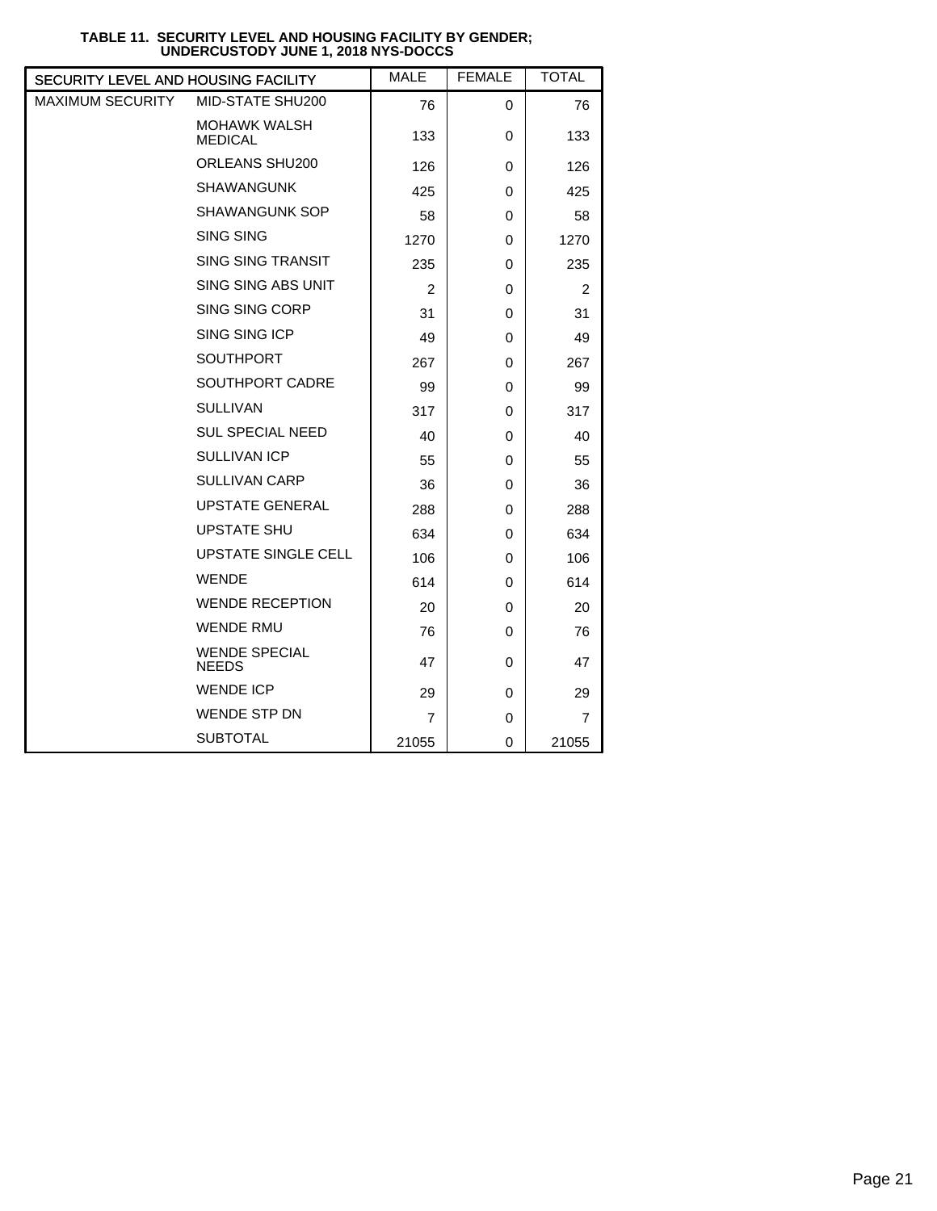**TABLE 11. SECURITY LEVEL AND HOUSING FACILITY BY GENDER; UNDERCUSTODY JUNE 1, 2018 NYS-DOCCS**

| SECURITY LEVEL AND HOUSING FACILITY | | MALE | FEMALE | TOTAL |
|---|---|---|---|---|
| MAXIMUM SECURITY | MID-STATE SHU200 | 76 | 0 | 76 |
| | MOHAWK WALSH MEDICAL | 133 | 0 | 133 |
| | ORLEANS SHU200 | 126 | 0 | 126 |
| | SHAWANGUNK | 425 | 0 | 425 |
| | SHAWANGUNK SOP | 58 | 0 | 58 |
| | SING SING | 1270 | 0 | 1270 |
| | SING SING TRANSIT | 235 | 0 | 235 |
| | SING SING ABS UNIT | 2 | 0 | 2 |
| | SING SING CORP | 31 | 0 | 31 |
| | SING SING ICP | 49 | 0 | 49 |
| | SOUTHPORT | 267 | 0 | 267 |
| | SOUTHPORT CADRE | 99 | 0 | 99 |
| | SULLIVAN | 317 | 0 | 317 |
| | SUL SPECIAL NEED | 40 | 0 | 40 |
| | SULLIVAN ICP | 55 | 0 | 55 |
| | SULLIVAN CARP | 36 | 0 | 36 |
| | UPSTATE GENERAL | 288 | 0 | 288 |
| | UPSTATE SHU | 634 | 0 | 634 |
| | UPSTATE SINGLE CELL | 106 | 0 | 106 |
| | WENDE | 614 | 0 | 614 |
| | WENDE RECEPTION | 20 | 0 | 20 |
| | WENDE RMU | 76 | 0 | 76 |
| | WENDE SPECIAL NEEDS | 47 | 0 | 47 |
| | WENDE ICP | 29 | 0 | 29 |
| | WENDE STP DN | 7 | 0 | 7 |
| | SUBTOTAL | 21055 | 0 | 21055 |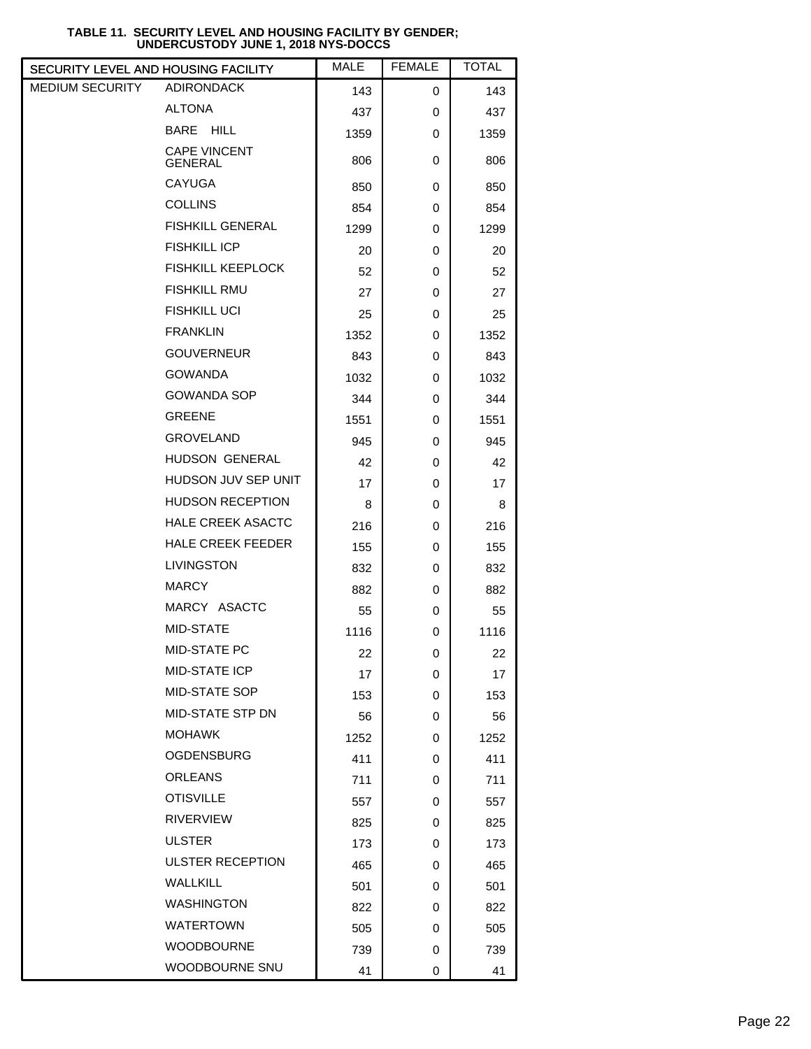**TABLE 11. SECURITY LEVEL AND HOUSING FACILITY BY GENDER; UNDERCUSTODY JUNE 1, 2018 NYS-DOCCS**

| SECURITY LEVEL AND HOUSING FACILITY | | MALE | FEMALE | TOTAL |
|---|---|---|---|---|
| MEDIUM SECURITY | ADIRONDACK | 143 | 0 | 143 |
| | ALTONA | 437 | 0 | 437 |
| | BARE HILL | 1359 | 0 | 1359 |
| | CAPE VINCENT GENERAL | 806 | 0 | 806 |
| | CAYUGA | 850 | 0 | 850 |
| | COLLINS | 854 | 0 | 854 |
| | FISHKILL GENERAL | 1299 | 0 | 1299 |
| | FISHKILL ICP | 20 | 0 | 20 |
| | FISHKILL KEEPLOCK | 52 | 0 | 52 |
| | FISHKILL RMU | 27 | 0 | 27 |
| | FISHKILL UCI | 25 | 0 | 25 |
| | FRANKLIN | 1352 | 0 | 1352 |
| | GOUVERNEUR | 843 | 0 | 843 |
| | GOWANDA | 1032 | 0 | 1032 |
| | GOWANDA SOP | 344 | 0 | 344 |
| | GREENE | 1551 | 0 | 1551 |
| | GROVELAND | 945 | 0 | 945 |
| | HUDSON GENERAL | 42 | 0 | 42 |
| | HUDSON JUV SEP UNIT | 17 | 0 | 17 |
| | HUDSON RECEPTION | 8 | 0 | 8 |
| | HALE CREEK ASACTC | 216 | 0 | 216 |
| | HALE CREEK FEEDER | 155 | 0 | 155 |
| | LIVINGSTON | 832 | 0 | 832 |
| | MARCY | 882 | 0 | 882 |
| | MARCY ASACTC | 55 | 0 | 55 |
| | MID-STATE | 1116 | 0 | 1116 |
| | MID-STATE PC | 22 | 0 | 22 |
| | MID-STATE ICP | 17 | 0 | 17 |
| | MID-STATE SOP | 153 | 0 | 153 |
| | MID-STATE STP DN | 56 | 0 | 56 |
| | MOHAWK | 1252 | 0 | 1252 |
| | OGDENSBURG | 411 | 0 | 411 |
| | ORLEANS | 711 | 0 | 711 |
| | OTISVILLE | 557 | 0 | 557 |
| | RIVERVIEW | 825 | 0 | 825 |
| | ULSTER | 173 | 0 | 173 |
| | ULSTER RECEPTION | 465 | 0 | 465 |
| | WALLKILL | 501 | 0 | 501 |
| | WASHINGTON | 822 | 0 | 822 |
| | WATERTOWN | 505 | 0 | 505 |
| | WOODBOURNE | 739 | 0 | 739 |
| | WOODBOURNE SNU | 41 | 0 | 41 |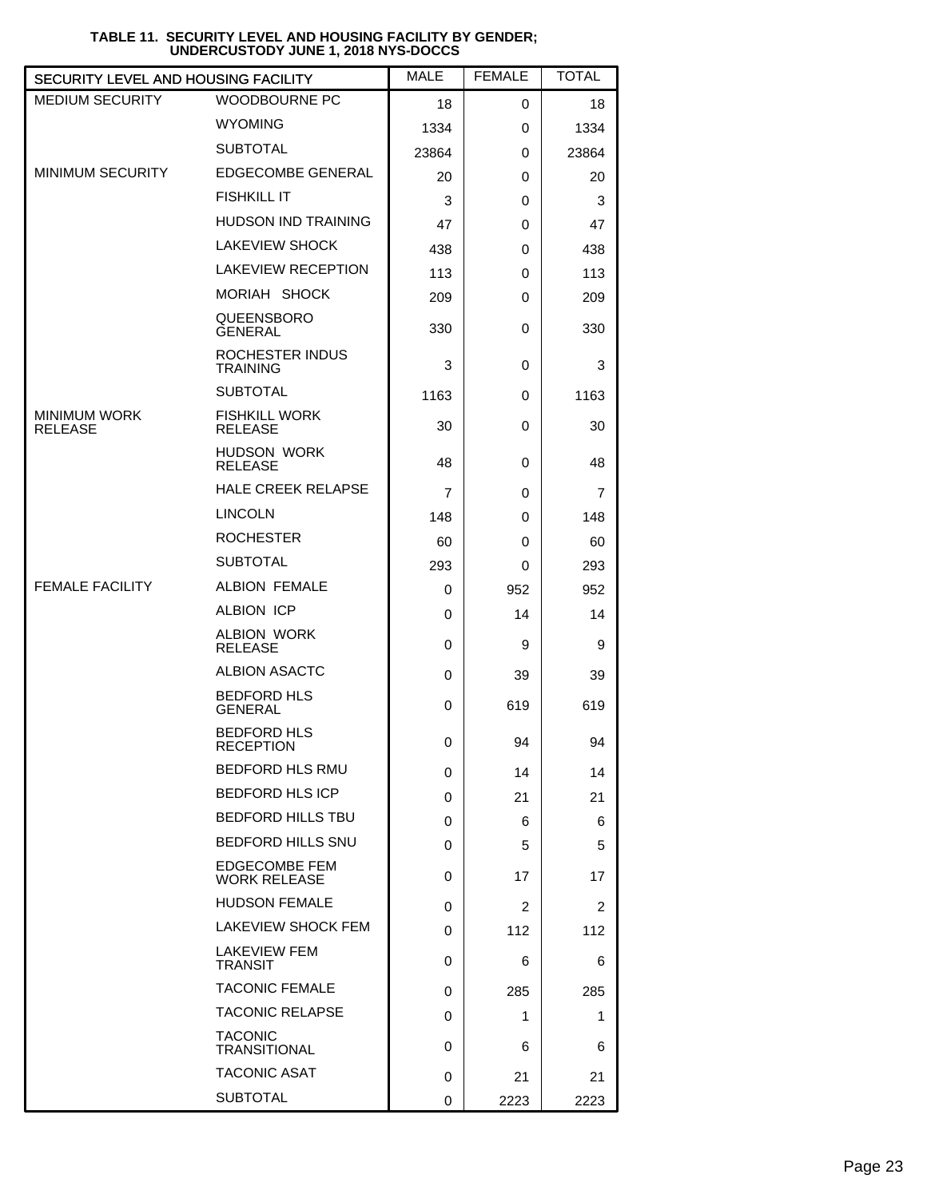**TABLE 11. SECURITY LEVEL AND HOUSING FACILITY BY GENDER; UNDERCUSTODY JUNE 1, 2018 NYS-DOCCS**

| SECURITY LEVEL AND HOUSING FACILITY | | MALE | FEMALE | TOTAL |
|---|---|---|---|---|
| MEDIUM SECURITY | WOODBOURNE PC | 18 | 0 | 18 |
| | WYOMING | 1334 | 0 | 1334 |
| | SUBTOTAL | 23864 | 0 | 23864 |
| MINIMUM SECURITY | EDGECOMBE GENERAL | 20 | 0 | 20 |
| | FISHKILL IT | 3 | 0 | 3 |
| | HUDSON IND TRAINING | 47 | 0 | 47 |
| | LAKEVIEW SHOCK | 438 | 0 | 438 |
| | LAKEVIEW RECEPTION | 113 | 0 | 113 |
| | MORIAH SHOCK | 209 | 0 | 209 |
| | QUEENSBORO GENERAL | 330 | 0 | 330 |
| | ROCHESTER INDUS TRAINING | 3 | 0 | 3 |
| | SUBTOTAL | 1163 | 0 | 1163 |
| MINIMUM WORK RELEASE | FISHKILL WORK RELEASE | 30 | 0 | 30 |
| | HUDSON WORK RELEASE | 48 | 0 | 48 |
| | HALE CREEK RELAPSE | 7 | 0 | 7 |
| | LINCOLN | 148 | 0 | 148 |
| | ROCHESTER | 60 | 0 | 60 |
| | SUBTOTAL | 293 | 0 | 293 |
| FEMALE FACILITY | ALBION FEMALE | 0 | 952 | 952 |
| | ALBION ICP | 0 | 14 | 14 |
| | ALBION WORK RELEASE | 0 | 9 | 9 |
| | ALBION ASACTC | 0 | 39 | 39 |
| | BEDFORD HLS GENERAL | 0 | 619 | 619 |
| | BEDFORD HLS RECEPTION | 0 | 94 | 94 |
| | BEDFORD HLS RMU | 0 | 14 | 14 |
| | BEDFORD HLS ICP | 0 | 21 | 21 |
| | BEDFORD HILLS TBU | 0 | 6 | 6 |
| | BEDFORD HILLS SNU | 0 | 5 | 5 |
| | EDGECOMBE FEM WORK RELEASE | 0 | 17 | 17 |
| | HUDSON FEMALE | 0 | 2 | 2 |
| | LAKEVIEW SHOCK FEM | 0 | 112 | 112 |
| | LAKEVIEW FEM TRANSIT | 0 | 6 | 6 |
| | TACONIC FEMALE | 0 | 285 | 285 |
| | TACONIC RELAPSE | 0 | 1 | 1 |
| | TACONIC TRANSITIONAL | 0 | 6 | 6 |
| | TACONIC ASAT | 0 | 21 | 21 |
| | SUBTOTAL | 0 | 2223 | 2223 |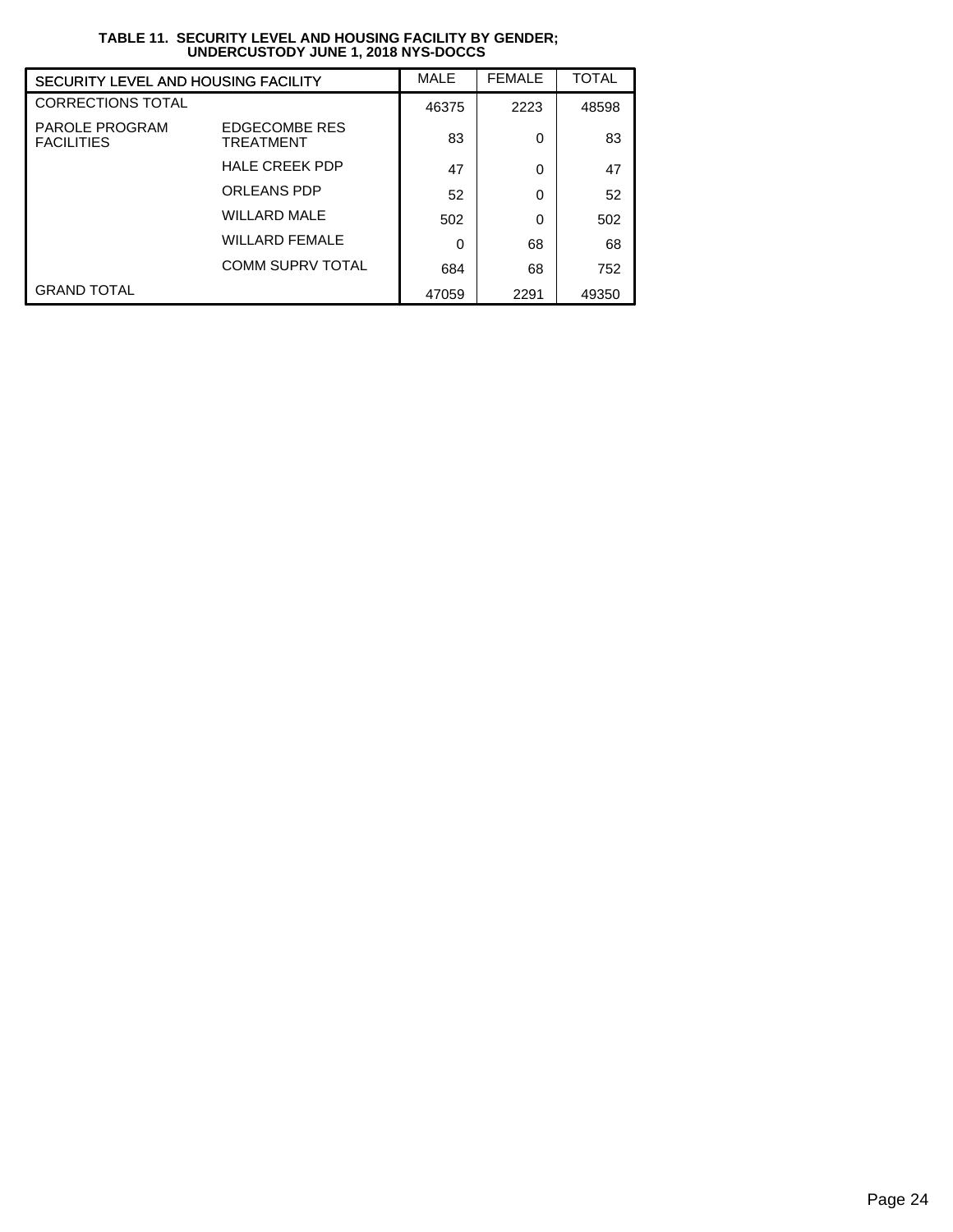**TABLE 11. SECURITY LEVEL AND HOUSING FACILITY BY GENDER; UNDERCUSTODY JUNE 1, 2018 NYS-DOCCS**

| SECURITY LEVEL AND HOUSING FACILITY | | MALE | FEMALE | TOTAL |
|---|---|---|---|---|
| CORRECTIONS TOTAL | | 46375 | 2223 | 48598 |
| PAROLE PROGRAM FACILITIES | EDGECOMBE RES TREATMENT | 83 | 0 | 83 |
| | HALE CREEK PDP | 47 | 0 | 47 |
| | ORLEANS PDP | 52 | 0 | 52 |
| | WILLARD MALE | 502 | 0 | 502 |
| | WILLARD FEMALE | 0 | 68 | 68 |
| | COMM SUPRV TOTAL | 684 | 68 | 752 |
| GRAND TOTAL | | 47059 | 2291 | 49350 |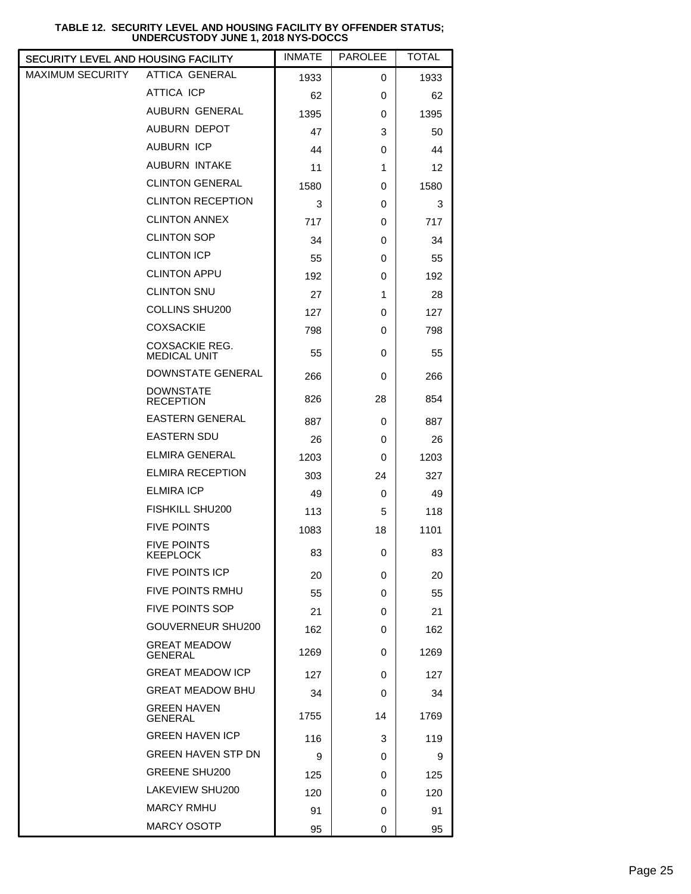**TABLE 12. SECURITY LEVEL AND HOUSING FACILITY BY OFFENDER STATUS; UNDERCUSTODY JUNE 1, 2018 NYS-DOCCS**

| SECURITY LEVEL AND HOUSING FACILITY | | INMATE | PAROLEE | TOTAL |
|---|---|---|---|---|
| MAXIMUM SECURITY | ATTICA GENERAL | 1933 | 0 | 1933 |
| | ATTICA ICP | 62 | 0 | 62 |
| | AUBURN GENERAL | 1395 | 0 | 1395 |
| | AUBURN DEPOT | 47 | 3 | 50 |
| | AUBURN ICP | 44 | 0 | 44 |
| | AUBURN INTAKE | 11 | 1 | 12 |
| | CLINTON GENERAL | 1580 | 0 | 1580 |
| | CLINTON RECEPTION | 3 | 0 | 3 |
| | CLINTON ANNEX | 717 | 0 | 717 |
| | CLINTON SOP | 34 | 0 | 34 |
| | CLINTON ICP | 55 | 0 | 55 |
| | CLINTON APPU | 192 | 0 | 192 |
| | CLINTON SNU | 27 | 1 | 28 |
| | COLLINS SHU200 | 127 | 0 | 127 |
| | COXSACKIE | 798 | 0 | 798 |
| | COXSACKIE REG. MEDICAL UNIT | 55 | 0 | 55 |
| | DOWNSTATE GENERAL | 266 | 0 | 266 |
| | DOWNSTATE RECEPTION | 826 | 28 | 854 |
| | EASTERN GENERAL | 887 | 0 | 887 |
| | EASTERN SDU | 26 | 0 | 26 |
| | ELMIRA GENERAL | 1203 | 0 | 1203 |
| | ELMIRA RECEPTION | 303 | 24 | 327 |
| | ELMIRA ICP | 49 | 0 | 49 |
| | FISHKILL SHU200 | 113 | 5 | 118 |
| | FIVE POINTS | 1083 | 18 | 1101 |
| | FIVE POINTS KEEPLOCK | 83 | 0 | 83 |
| | FIVE POINTS ICP | 20 | 0 | 20 |
| | FIVE POINTS RMHU | 55 | 0 | 55 |
| | FIVE POINTS SOP | 21 | 0 | 21 |
| | GOUVERNEUR SHU200 | 162 | 0 | 162 |
| | GREAT MEADOW GENERAL | 1269 | 0 | 1269 |
| | GREAT MEADOW ICP | 127 | 0 | 127 |
| | GREAT MEADOW BHU | 34 | 0 | 34 |
| | GREEN HAVEN GENERAL | 1755 | 14 | 1769 |
| | GREEN HAVEN ICP | 116 | 3 | 119 |
| | GREEN HAVEN STP DN | 9 | 0 | 9 |
| | GREENE SHU200 | 125 | 0 | 125 |
| | LAKEVIEW SHU200 | 120 | 0 | 120 |
| | MARCY RMHU | 91 | 0 | 91 |
| | MARCY OSOTP | 95 | 0 | 95 |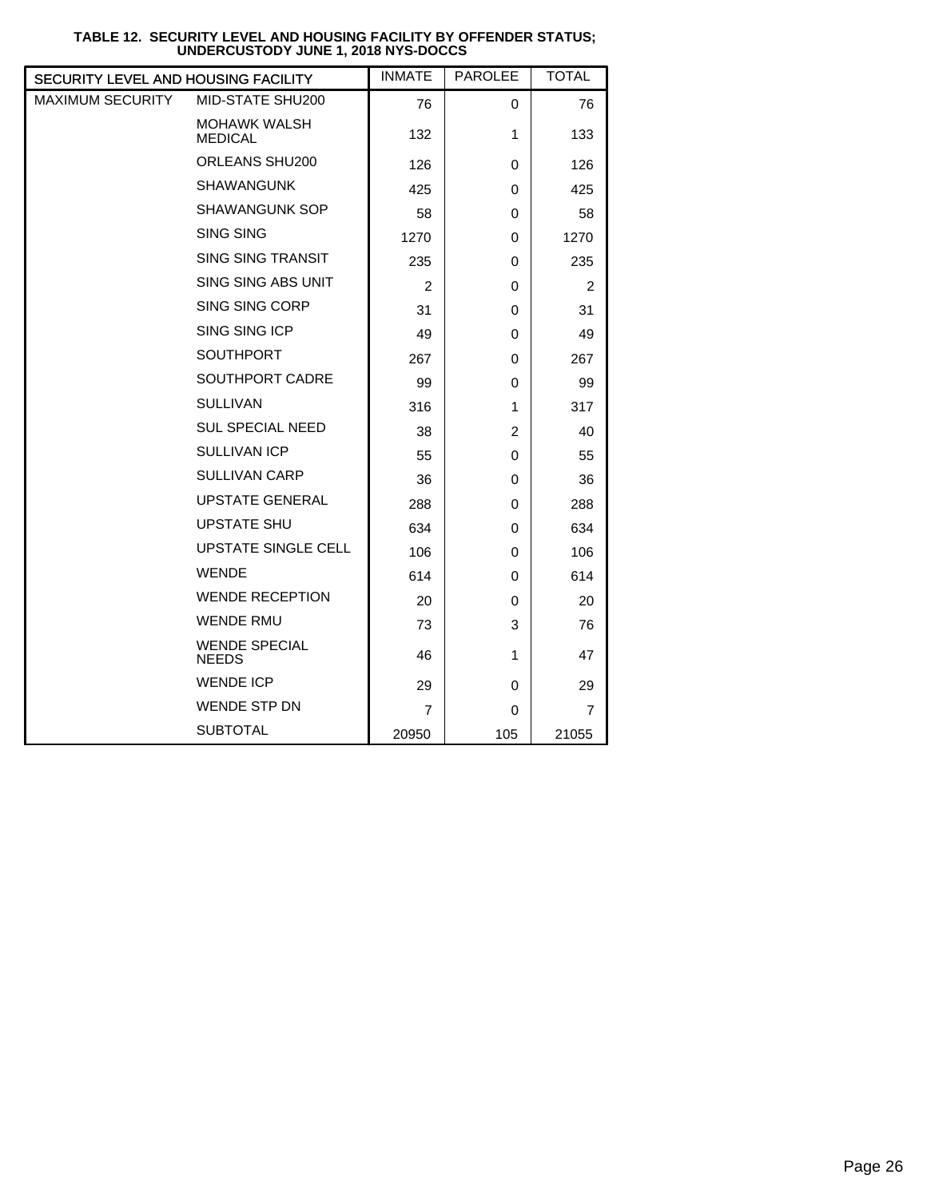**TABLE 12. SECURITY LEVEL AND HOUSING FACILITY BY OFFENDER STATUS; UNDERCUSTODY JUNE 1, 2018 NYS-DOCCS**

| SECURITY LEVEL AND HOUSING FACILITY | | INMATE | PAROLEE | TOTAL |
|---|---|---|---|---|
| MAXIMUM SECURITY | MID-STATE SHU200 | 76 | 0 | 76 |
| | MOHAWK WALSH MEDICAL | 132 | 1 | 133 |
| | ORLEANS SHU200 | 126 | 0 | 126 |
| | SHAWANGUNK | 425 | 0 | 425 |
| | SHAWANGUNK SOP | 58 | 0 | 58 |
| | SING SING | 1270 | 0 | 1270 |
| | SING SING TRANSIT | 235 | 0 | 235 |
| | SING SING ABS UNIT | 2 | 0 | 2 |
| | SING SING CORP | 31 | 0 | 31 |
| | SING SING ICP | 49 | 0 | 49 |
| | SOUTHPORT | 267 | 0 | 267 |
| | SOUTHPORT CADRE | 99 | 0 | 99 |
| | SULLIVAN | 316 | 1 | 317 |
| | SUL SPECIAL NEED | 38 | 2 | 40 |
| | SULLIVAN ICP | 55 | 0 | 55 |
| | SULLIVAN CARP | 36 | 0 | 36 |
| | UPSTATE GENERAL | 288 | 0 | 288 |
| | UPSTATE SHU | 634 | 0 | 634 |
| | UPSTATE SINGLE CELL | 106 | 0 | 106 |
| | WENDE | 614 | 0 | 614 |
| | WENDE RECEPTION | 20 | 0 | 20 |
| | WENDE RMU | 73 | 3 | 76 |
| | WENDE SPECIAL NEEDS | 46 | 1 | 47 |
| | WENDE ICP | 29 | 0 | 29 |
| | WENDE STP DN | 7 | 0 | 7 |
| | SUBTOTAL | 20950 | 105 | 21055 |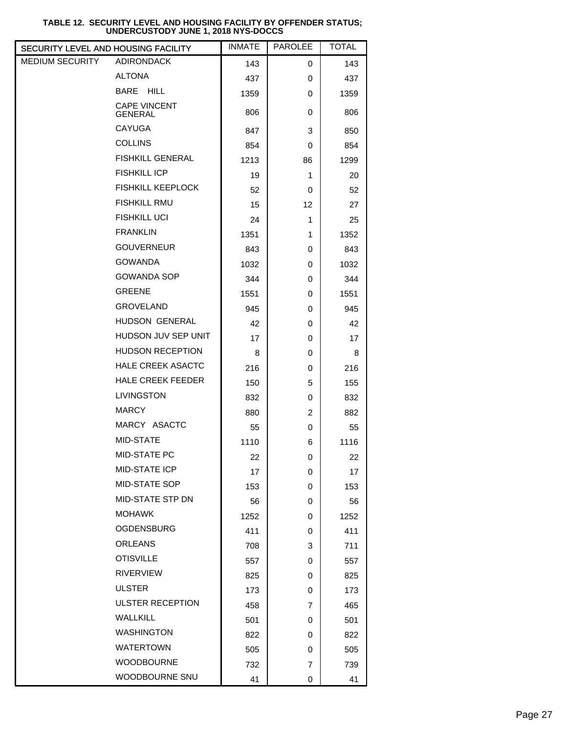**TABLE 12. SECURITY LEVEL AND HOUSING FACILITY BY OFFENDER STATUS; UNDERCUSTODY JUNE 1, 2018 NYS-DOCCS**

| SECURITY LEVEL AND HOUSING FACILITY | | INMATE | PAROLEE | TOTAL |
|---|---|---|---|---|
| MEDIUM SECURITY | ADIRONDACK | 143 | 0 | 143 |
| | ALTONA | 437 | 0 | 437 |
| | BARE HILL | 1359 | 0 | 1359 |
| | CAPE VINCENT GENERAL | 806 | 0 | 806 |
| | CAYUGA | 847 | 3 | 850 |
| | COLLINS | 854 | 0 | 854 |
| | FISHKILL GENERAL | 1213 | 86 | 1299 |
| | FISHKILL ICP | 19 | 1 | 20 |
| | FISHKILL KEEPLOCK | 52 | 0 | 52 |
| | FISHKILL RMU | 15 | 12 | 27 |
| | FISHKILL UCI | 24 | 1 | 25 |
| | FRANKLIN | 1351 | 1 | 1352 |
| | GOUVERNEUR | 843 | 0 | 843 |
| | GOWANDA | 1032 | 0 | 1032 |
| | GOWANDA SOP | 344 | 0 | 344 |
| | GREENE | 1551 | 0 | 1551 |
| | GROVELAND | 945 | 0 | 945 |
| | HUDSON GENERAL | 42 | 0 | 42 |
| | HUDSON JUV SEP UNIT | 17 | 0 | 17 |
| | HUDSON RECEPTION | 8 | 0 | 8 |
| | HALE CREEK ASACTC | 216 | 0 | 216 |
| | HALE CREEK FEEDER | 150 | 5 | 155 |
| | LIVINGSTON | 832 | 0 | 832 |
| | MARCY | 880 | 2 | 882 |
| | MARCY ASACTC | 55 | 0 | 55 |
| | MID-STATE | 1110 | 6 | 1116 |
| | MID-STATE PC | 22 | 0 | 22 |
| | MID-STATE ICP | 17 | 0 | 17 |
| | MID-STATE SOP | 153 | 0 | 153 |
| | MID-STATE STP DN | 56 | 0 | 56 |
| | MOHAWK | 1252 | 0 | 1252 |
| | OGDENSBURG | 411 | 0 | 411 |
| | ORLEANS | 708 | 3 | 711 |
| | OTISVILLE | 557 | 0 | 557 |
| | RIVERVIEW | 825 | 0 | 825 |
| | ULSTER | 173 | 0 | 173 |
| | ULSTER RECEPTION | 458 | 7 | 465 |
| | WALLKILL | 501 | 0 | 501 |
| | WASHINGTON | 822 | 0 | 822 |
| | WATERTOWN | 505 | 0 | 505 |
| | WOODBOURNE | 732 | 7 | 739 |
| | WOODBOURNE SNU | 41 | 0 | 41 |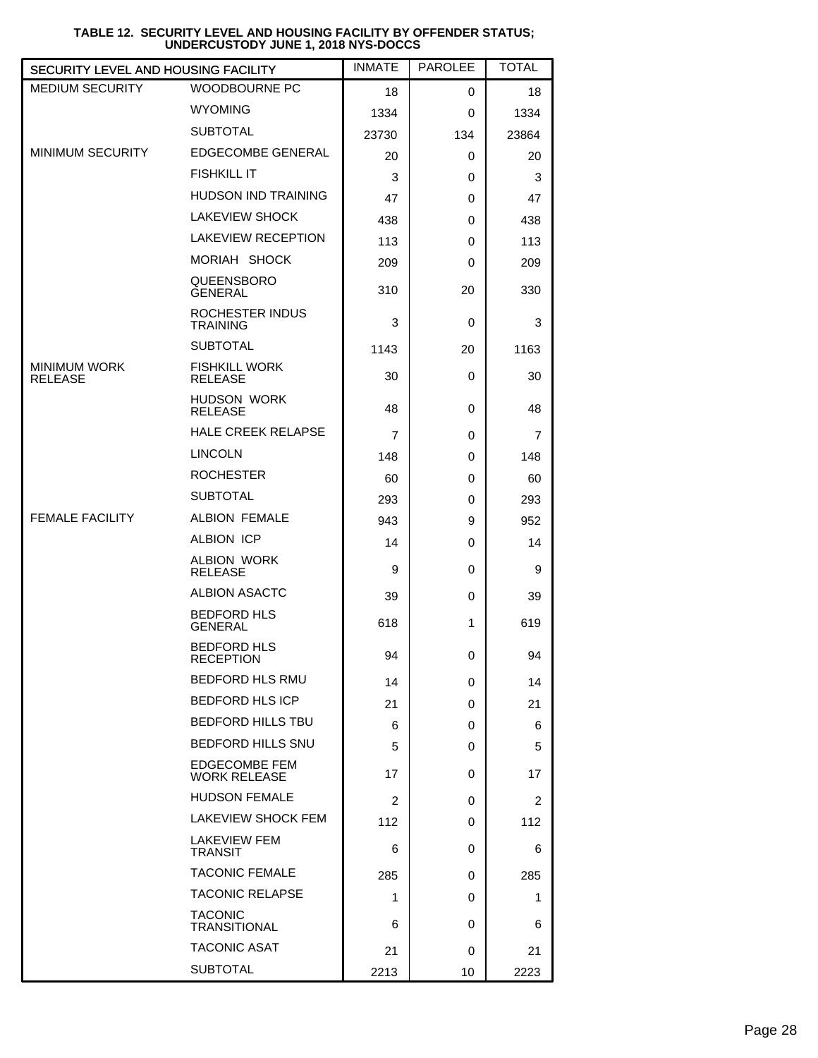**TABLE 12. SECURITY LEVEL AND HOUSING FACILITY BY OFFENDER STATUS; UNDERCUSTODY JUNE 1, 2018 NYS-DOCCS**

| SECURITY LEVEL AND HOUSING FACILITY | | INMATE | PAROLEE | TOTAL |
|---|---|---|---|---|
| MEDIUM SECURITY | WOODBOURNE PC | 18 | 0 | 18 |
| | WYOMING | 1334 | 0 | 1334 |
| | SUBTOTAL | 23730 | 134 | 23864 |
| MINIMUM SECURITY | EDGECOMBE GENERAL | 20 | 0 | 20 |
| | FISHKILL IT | 3 | 0 | 3 |
| | HUDSON IND TRAINING | 47 | 0 | 47 |
| | LAKEVIEW SHOCK | 438 | 0 | 438 |
| | LAKEVIEW RECEPTION | 113 | 0 | 113 |
| | MORIAH SHOCK | 209 | 0 | 209 |
| | QUEENSBORO GENERAL | 310 | 20 | 330 |
| | ROCHESTER INDUS TRAINING | 3 | 0 | 3 |
| | SUBTOTAL | 1143 | 20 | 1163 |
| MINIMUM WORK RELEASE | FISHKILL WORK RELEASE | 30 | 0 | 30 |
| | HUDSON WORK RELEASE | 48 | 0 | 48 |
| | HALE CREEK RELAPSE | 7 | 0 | 7 |
| | LINCOLN | 148 | 0 | 148 |
| | ROCHESTER | 60 | 0 | 60 |
| | SUBTOTAL | 293 | 0 | 293 |
| FEMALE FACILITY | ALBION FEMALE | 943 | 9 | 952 |
| | ALBION ICP | 14 | 0 | 14 |
| | ALBION WORK RELEASE | 9 | 0 | 9 |
| | ALBION ASACTC | 39 | 0 | 39 |
| | BEDFORD HLS GENERAL | 618 | 1 | 619 |
| | BEDFORD HLS RECEPTION | 94 | 0 | 94 |
| | BEDFORD HLS RMU | 14 | 0 | 14 |
| | BEDFORD HLS ICP | 21 | 0 | 21 |
| | BEDFORD HILLS TBU | 6 | 0 | 6 |
| | BEDFORD HILLS SNU | 5 | 0 | 5 |
| | EDGECOMBE FEM WORK RELEASE | 17 | 0 | 17 |
| | HUDSON FEMALE | 2 | 0 | 2 |
| | LAKEVIEW SHOCK FEM | 112 | 0 | 112 |
| | LAKEVIEW FEM TRANSIT | 6 | 0 | 6 |
| | TACONIC FEMALE | 285 | 0 | 285 |
| | TACONIC RELAPSE | 1 | 0 | 1 |
| | TACONIC TRANSITIONAL | 6 | 0 | 6 |
| | TACONIC ASAT | 21 | 0 | 21 |
| | SUBTOTAL | 2213 | 10 | 2223 |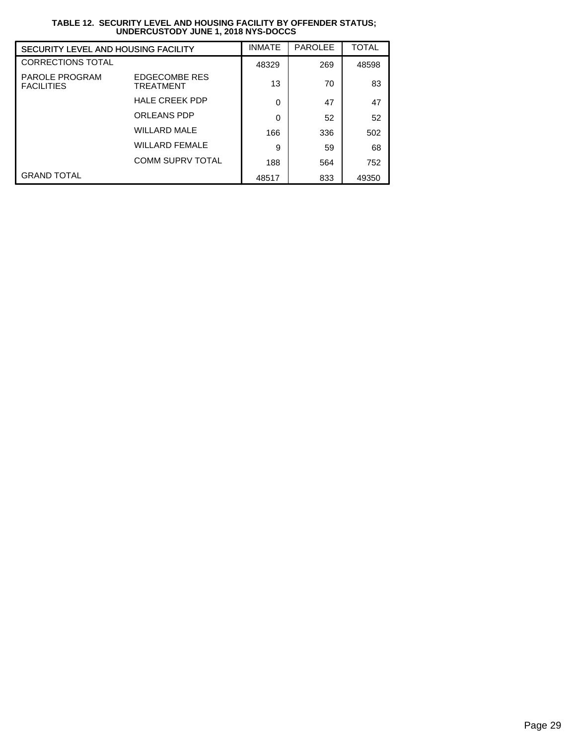**TABLE 12. SECURITY LEVEL AND HOUSING FACILITY BY OFFENDER STATUS; UNDERCUSTODY JUNE 1, 2018 NYS-DOCCS**

| SECURITY LEVEL AND HOUSING FACILITY | | INMATE | PAROLEE | TOTAL |
|---|---|---|---|---|
| CORRECTIONS TOTAL | | 48329 | 269 | 48598 |
| PAROLE PROGRAM FACILITIES | EDGECOMBE RES TREATMENT | 13 | 70 | 83 |
| | HALE CREEK PDP | 0 | 47 | 47 |
| | ORLEANS PDP | 0 | 52 | 52 |
| | WILLARD MALE | 166 | 336 | 502 |
| | WILLARD FEMALE | 9 | 59 | 68 |
| | COMM SUPRV TOTAL | 188 | 564 | 752 |
| GRAND TOTAL | | 48517 | 833 | 49350 |